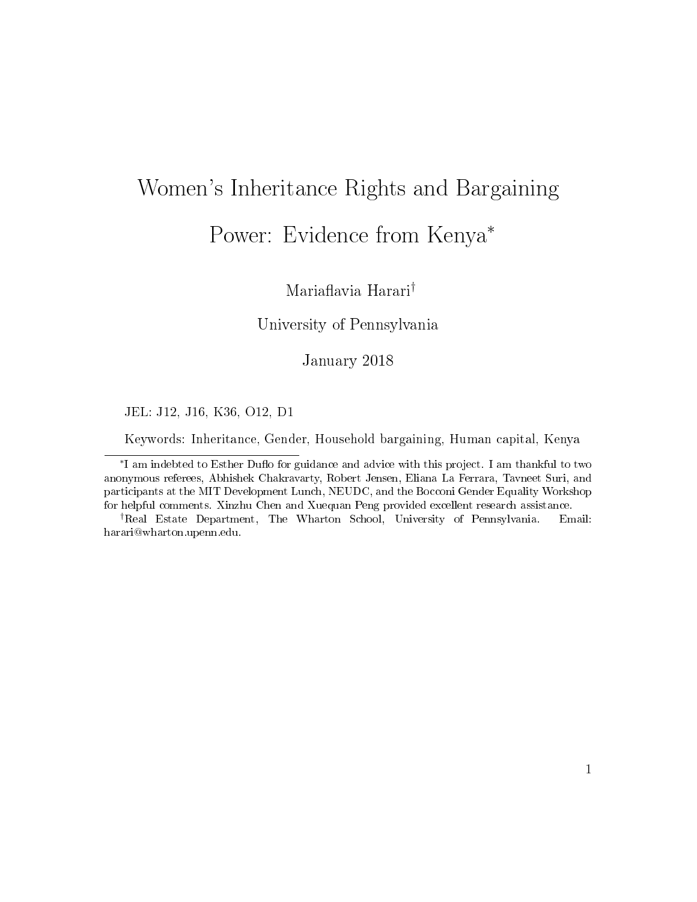# Women's Inheritance Rights and Bargaining Power: Evidence from Kenya*

Mariaflavia Harari†

University of Pennsylvania

January 2018

JEL: J12, J16, K36, O12, D1

Keywords: Inheritance, Gender, Household bargaining, Human capital, Kenya

---

*I am indebted to Esther Duflo for guidance and advice with this project. I am thankful to two anonymous referees, Abhishek Chakravarty, Robert Jensen, Eliana La Ferrara, Tavneet Suri, and participants at the MIT Development Lunch, NEUDC, and the Bocconi Gender Equality Workshop for helpful comments. Xinzhu Chen and Xuequan Peng provided excellent research assistance.

†Real Estate Department, The Wharton School, University of Pennsylvania. Email: harari@wharton.upenn.edu.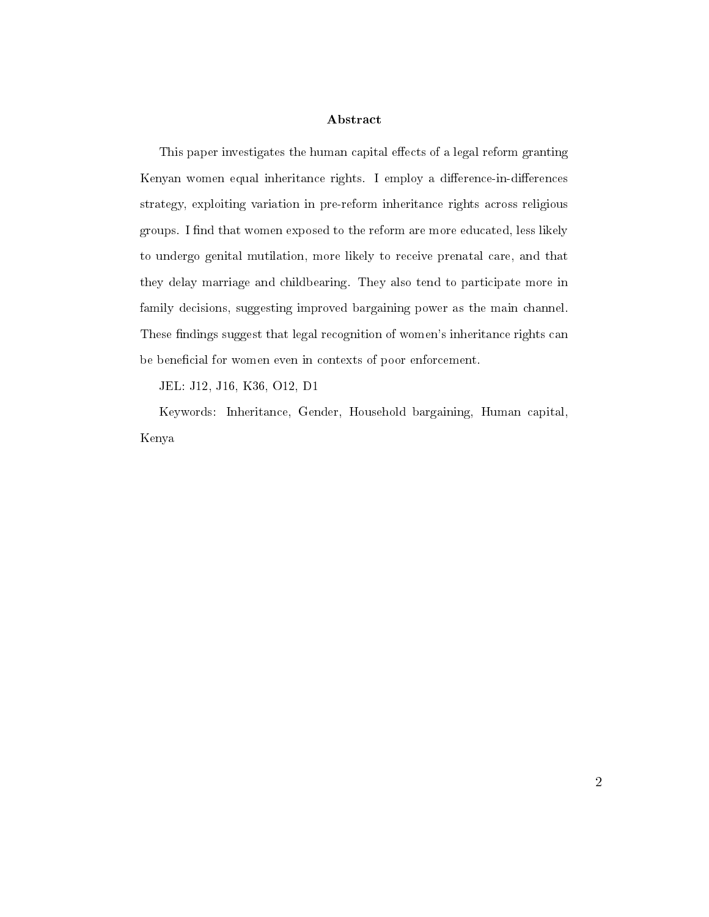## Abstract

This paper investigates the human capital effects of a legal reform granting Kenyan women equal inheritance rights. I employ a difference-in-differences strategy, exploiting variation in pre-reform inheritance rights across religious groups. I find that women exposed to the reform are more educated, less likely to undergo genital mutilation, more likely to receive prenatal care, and that they delay marriage and childbearing. They also tend to participate more in family decisions, suggesting improved bargaining power as the main channel. These findings suggest that legal recognition of women's inheritance rights can be beneficial for women even in contexts of poor enforcement.

JEL: J12, J16, K36, O12, D1

Keywords: Inheritance, Gender, Household bargaining, Human capital, Kenya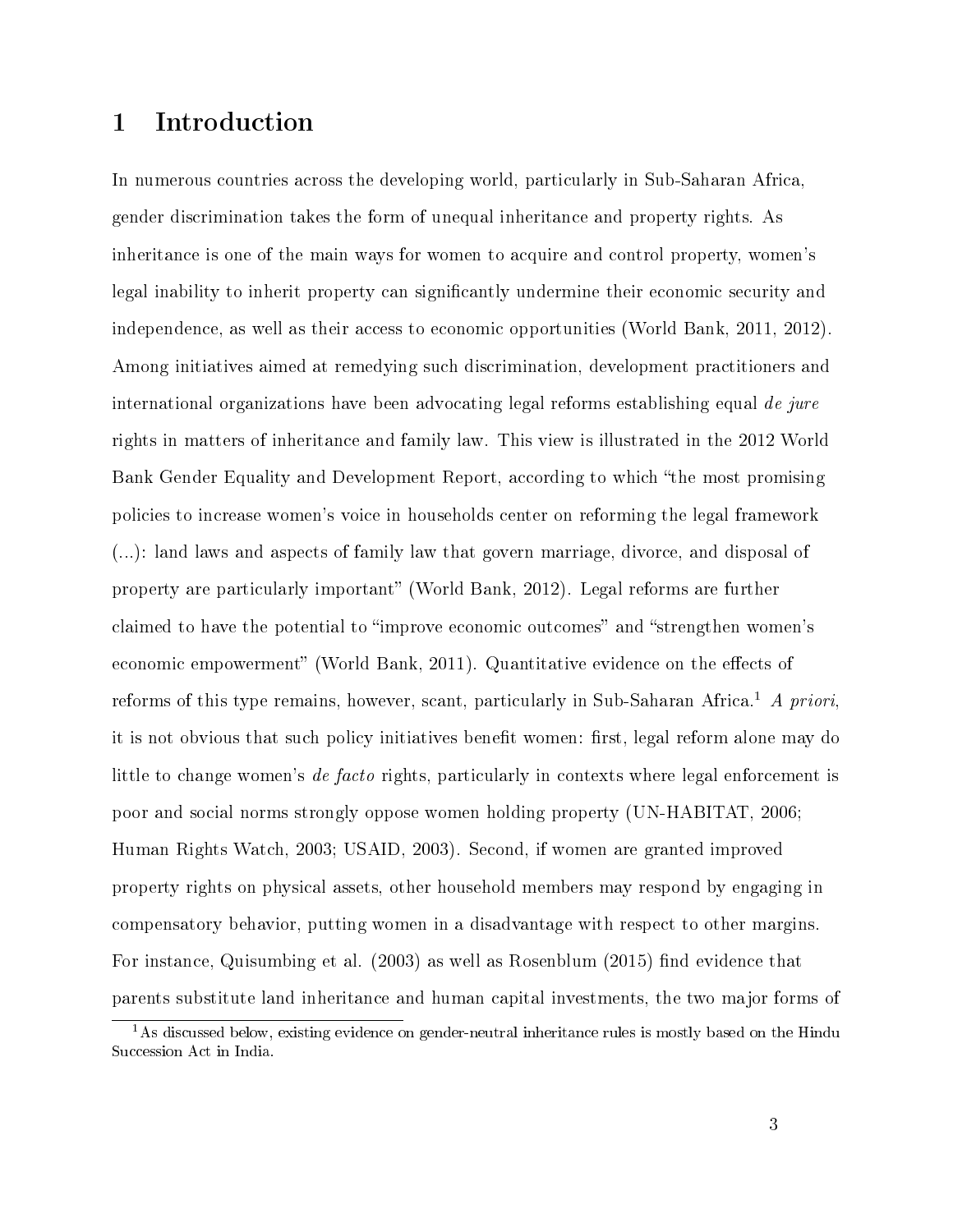# 1 Introduction

In numerous countries across the developing world, particularly in Sub-Saharan Africa, gender discrimination takes the form of unequal inheritance and property rights. As inheritance is one of the main ways for women to acquire and control property, women's legal inability to inherit property can significantly undermine their economic security and independence, as well as their access to economic opportunities (World Bank, 2011, 2012). Among initiatives aimed at remedying such discrimination, development practitioners and international organizations have been advocating legal reforms establishing equal *de jure* rights in matters of inheritance and family law. This view is illustrated in the 2012 World Bank Gender Equality and Development Report, according to which "the most promising policies to increase women's voice in households center on reforming the legal framework (...): land laws and aspects of family law that govern marriage, divorce, and disposal of property are particularly important" (World Bank, 2012). Legal reforms are further claimed to have the potential to "improve economic outcomes" and "strengthen women's economic empowerment" (World Bank, 2011). Quantitative evidence on the effects of reforms of this type remains, however, scant, particularly in Sub-Saharan Africa.[1] *A priori*, it is not obvious that such policy initiatives benefit women: first, legal reform alone may do little to change women's *de facto* rights, particularly in contexts where legal enforcement is poor and social norms strongly oppose women holding property (UN-HABITAT, 2006; Human Rights Watch, 2003; USAID, 2003). Second, if women are granted improved property rights on physical assets, other household members may respond by engaging in compensatory behavior, putting women in a disadvantage with respect to other margins. For instance, Quisumbing et al. (2003) as well as Rosenblum (2015) find evidence that parents substitute land inheritance and human capital investments, the two major forms of

[1] As discussed below, existing evidence on gender-neutral inheritance rules is mostly based on the Hindu Succession Act in India.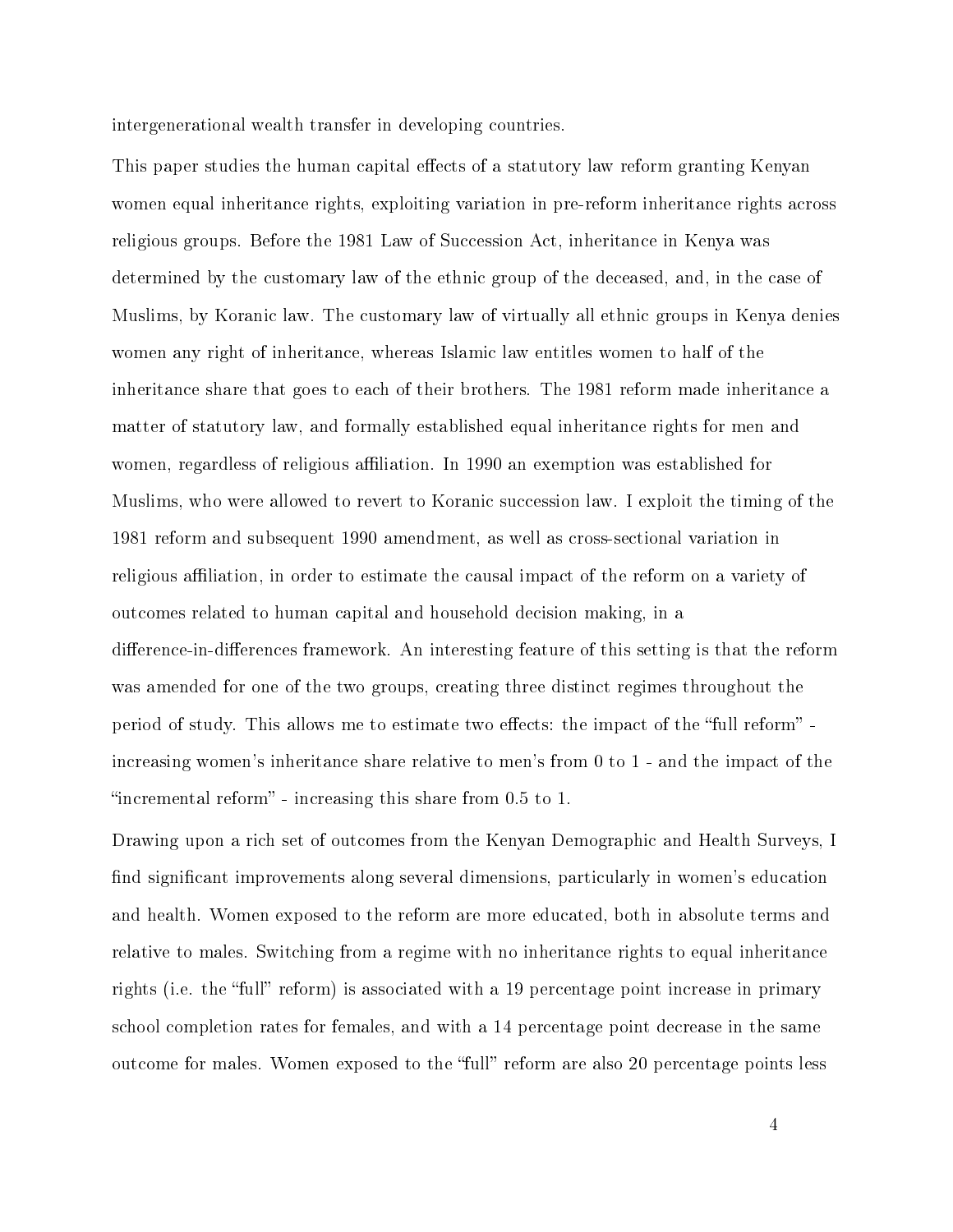intergenerational wealth transfer in developing countries.

This paper studies the human capital effects of a statutory law reform granting Kenyan women equal inheritance rights, exploiting variation in pre-reform inheritance rights across religious groups. Before the 1981 Law of Succession Act, inheritance in Kenya was determined by the customary law of the ethnic group of the deceased, and, in the case of Muslims, by Koranic law. The customary law of virtually all ethnic groups in Kenya denies women any right of inheritance, whereas Islamic law entitles women to half of the inheritance share that goes to each of their brothers. The 1981 reform made inheritance a matter of statutory law, and formally established equal inheritance rights for men and women, regardless of religious affiliation. In 1990 an exemption was established for Muslims, who were allowed to revert to Koranic succession law. I exploit the timing of the 1981 reform and subsequent 1990 amendment, as well as cross-sectional variation in religious affiliation, in order to estimate the causal impact of the reform on a variety of outcomes related to human capital and household decision making, in a difference-in-differences framework. An interesting feature of this setting is that the reform was amended for one of the two groups, creating three distinct regimes throughout the period of study. This allows me to estimate two effects: the impact of the "full reform" - increasing women's inheritance share relative to men's from 0 to 1 - and the impact of the "incremental reform" - increasing this share from 0.5 to 1.

Drawing upon a rich set of outcomes from the Kenyan Demographic and Health Surveys, I find significant improvements along several dimensions, particularly in women's education and health. Women exposed to the reform are more educated, both in absolute terms and relative to males. Switching from a regime with no inheritance rights to equal inheritance rights (i.e. the "full" reform) is associated with a 19 percentage point increase in primary school completion rates for females, and with a 14 percentage point decrease in the same outcome for males. Women exposed to the "full" reform are also 20 percentage points less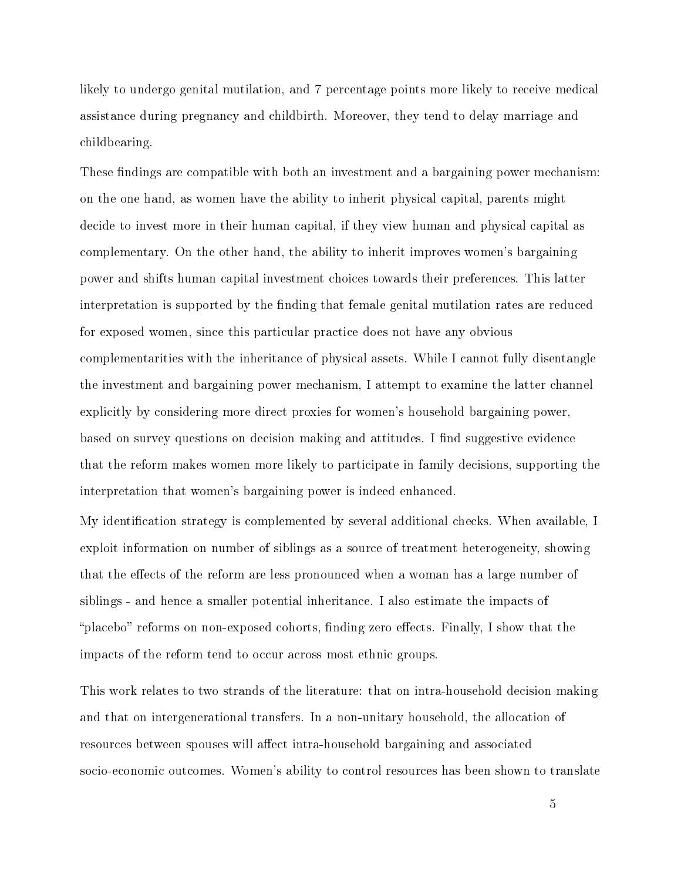likely to undergo genital mutilation, and 7 percentage points more likely to receive medical assistance during pregnancy and childbirth. Moreover, they tend to delay marriage and childbearing.

These findings are compatible with both an investment and a bargaining power mechanism: on the one hand, as women have the ability to inherit physical capital, parents might decide to invest more in their human capital, if they view human and physical capital as complementary. On the other hand, the ability to inherit improves women's bargaining power and shifts human capital investment choices towards their preferences. This latter interpretation is supported by the finding that female genital mutilation rates are reduced for exposed women, since this particular practice does not have any obvious complementarities with the inheritance of physical assets. While I cannot fully disentangle the investment and bargaining power mechanism, I attempt to examine the latter channel explicitly by considering more direct proxies for women's household bargaining power, based on survey questions on decision making and attitudes. I find suggestive evidence that the reform makes women more likely to participate in family decisions, supporting the interpretation that women's bargaining power is indeed enhanced.

My identification strategy is complemented by several additional checks. When available, I exploit information on number of siblings as a source of treatment heterogeneity, showing that the effects of the reform are less pronounced when a woman has a large number of siblings - and hence a smaller potential inheritance. I also estimate the impacts of "placebo" reforms on non-exposed cohorts, finding zero effects. Finally, I show that the impacts of the reform tend to occur across most ethnic groups.

This work relates to two strands of the literature: that on intra-household decision making and that on intergenerational transfers. In a non-unitary household, the allocation of resources between spouses will affect intra-household bargaining and associated socio-economic outcomes. Women's ability to control resources has been shown to translate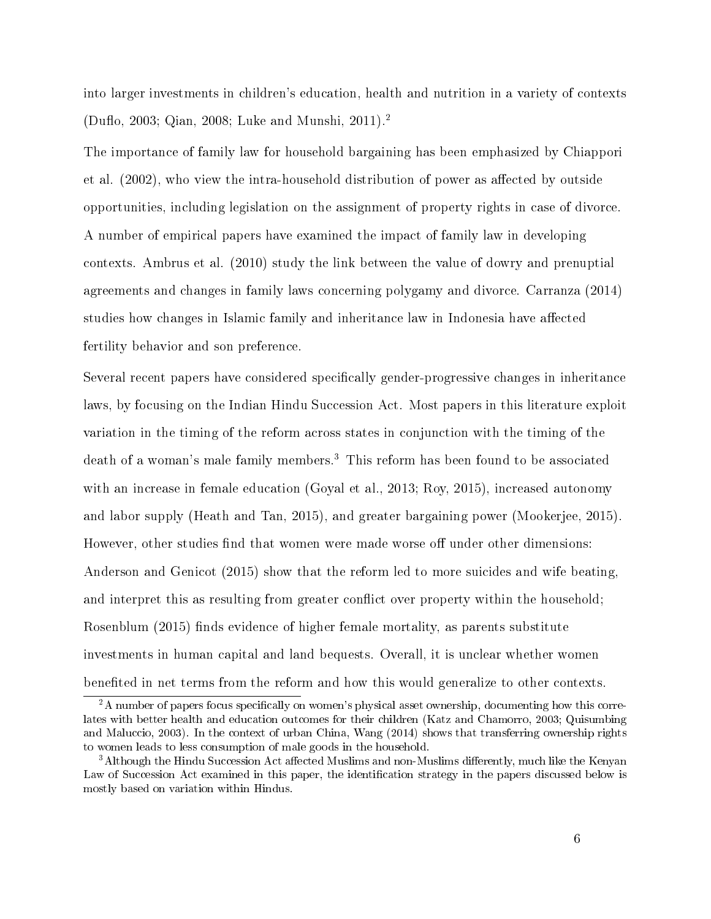into larger investments in children's education, health and nutrition in a variety of contexts (Duflo, 2003; Qian, 2008; Luke and Munshi, 2011).[2]

The importance of family law for household bargaining has been emphasized by Chiappori et al. (2002), who view the intra-household distribution of power as affected by outside opportunities, including legislation on the assignment of property rights in case of divorce. A number of empirical papers have examined the impact of family law in developing contexts. Ambrus et al. (2010) study the link between the value of dowry and prenuptial agreements and changes in family laws concerning polygamy and divorce. Carranza (2014) studies how changes in Islamic family and inheritance law in Indonesia have affected fertility behavior and son preference.

Several recent papers have considered specifically gender-progressive changes in inheritance laws, by focusing on the Indian Hindu Succession Act. Most papers in this literature exploit variation in the timing of the reform across states in conjunction with the timing of the death of a woman's male family members.[3] This reform has been found to be associated with an increase in female education (Goyal et al., 2013; Roy, 2015), increased autonomy and labor supply (Heath and Tan, 2015), and greater bargaining power (Mookerjee, 2015). However, other studies find that women were made worse off under other dimensions: Anderson and Genicot (2015) show that the reform led to more suicides and wife beating, and interpret this as resulting from greater conflict over property within the household; Rosenblum (2015) finds evidence of higher female mortality, as parents substitute investments in human capital and land bequests. Overall, it is unclear whether women benefited in net terms from the reform and how this would generalize to other contexts.

[2] A number of papers focus specifically on women's physical asset ownership, documenting how this correlates with better health and education outcomes for their children (Katz and Chamorro, 2003; Quisumbing and Maluccio, 2003). In the context of urban China, Wang (2014) shows that transferring ownership rights to women leads to less consumption of male goods in the household.

[3] Although the Hindu Succession Act affected Muslims and non-Muslims differently, much like the Kenyan Law of Succession Act examined in this paper, the identification strategy in the papers discussed below is mostly based on variation within Hindus.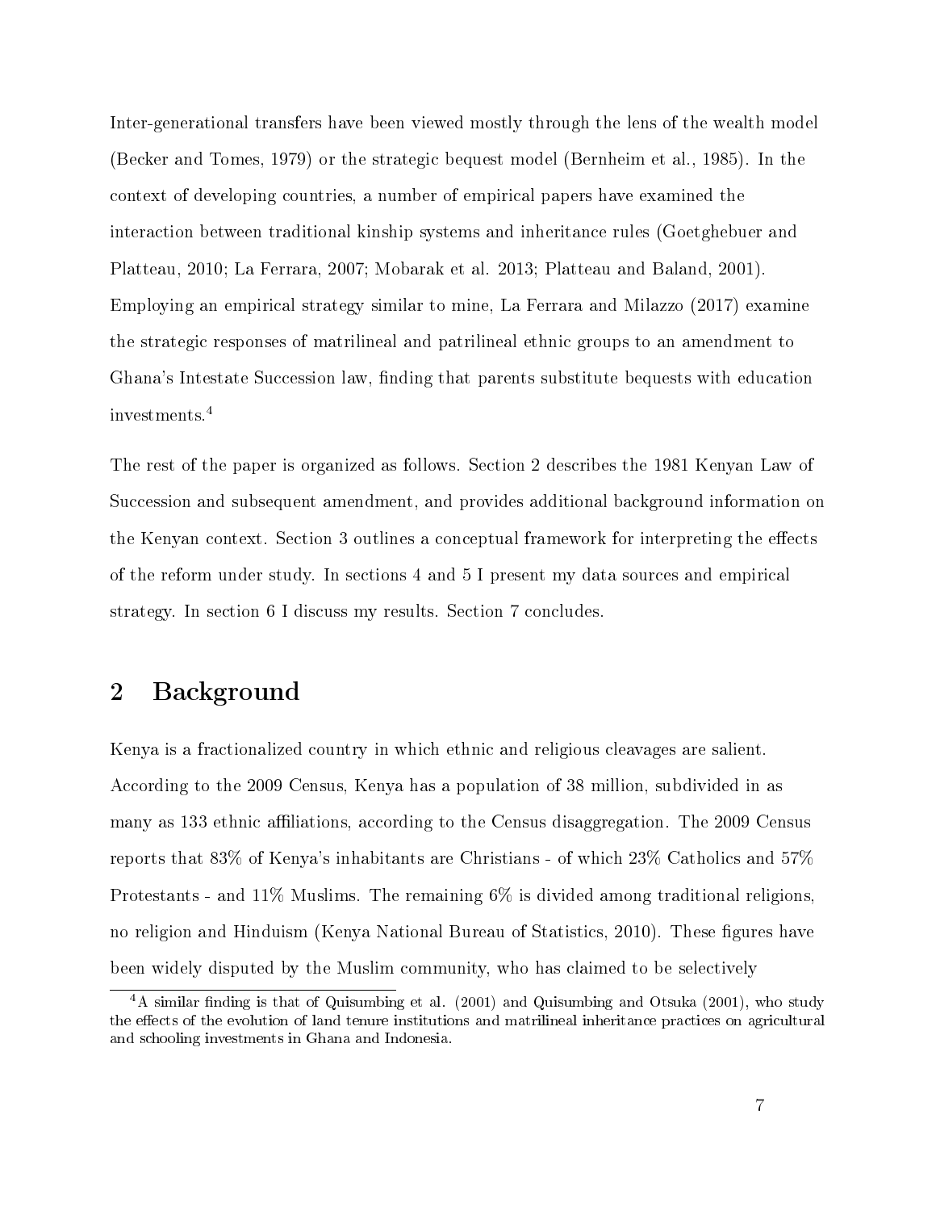Inter-generational transfers have been viewed mostly through the lens of the wealth model (Becker and Tomes, 1979) or the strategic bequest model (Bernheim et al., 1985). In the context of developing countries, a number of empirical papers have examined the interaction between traditional kinship systems and inheritance rules (Goetghebuer and Platteau, 2010; La Ferrara, 2007; Mobarak et al. 2013; Platteau and Baland, 2001). Employing an empirical strategy similar to mine, La Ferrara and Milazzo (2017) examine the strategic responses of matrilineal and patrilineal ethnic groups to an amendment to Ghana's Intestate Succession law, finding that parents substitute bequests with education investments.[4]

The rest of the paper is organized as follows. Section 2 describes the 1981 Kenyan Law of Succession and subsequent amendment, and provides additional background information on the Kenyan context. Section 3 outlines a conceptual framework for interpreting the effects of the reform under study. In sections 4 and 5 I present my data sources and empirical strategy. In section 6 I discuss my results. Section 7 concludes.

## 2 Background

Kenya is a fractionalized country in which ethnic and religious cleavages are salient. According to the 2009 Census, Kenya has a population of 38 million, subdivided in as many as 133 ethnic affiliations, according to the Census disaggregation. The 2009 Census reports that 83% of Kenya's inhabitants are Christians - of which 23% Catholics and 57% Protestants - and 11% Muslims. The remaining 6% is divided among traditional religions, no religion and Hinduism (Kenya National Bureau of Statistics, 2010). These figures have been widely disputed by the Muslim community, who has claimed to be selectively

[4] A similar finding is that of Quisumbing et al. (2001) and Quisumbing and Otsuka (2001), who study the effects of the evolution of land tenure institutions and matrilineal inheritance practices on agricultural and schooling investments in Ghana and Indonesia.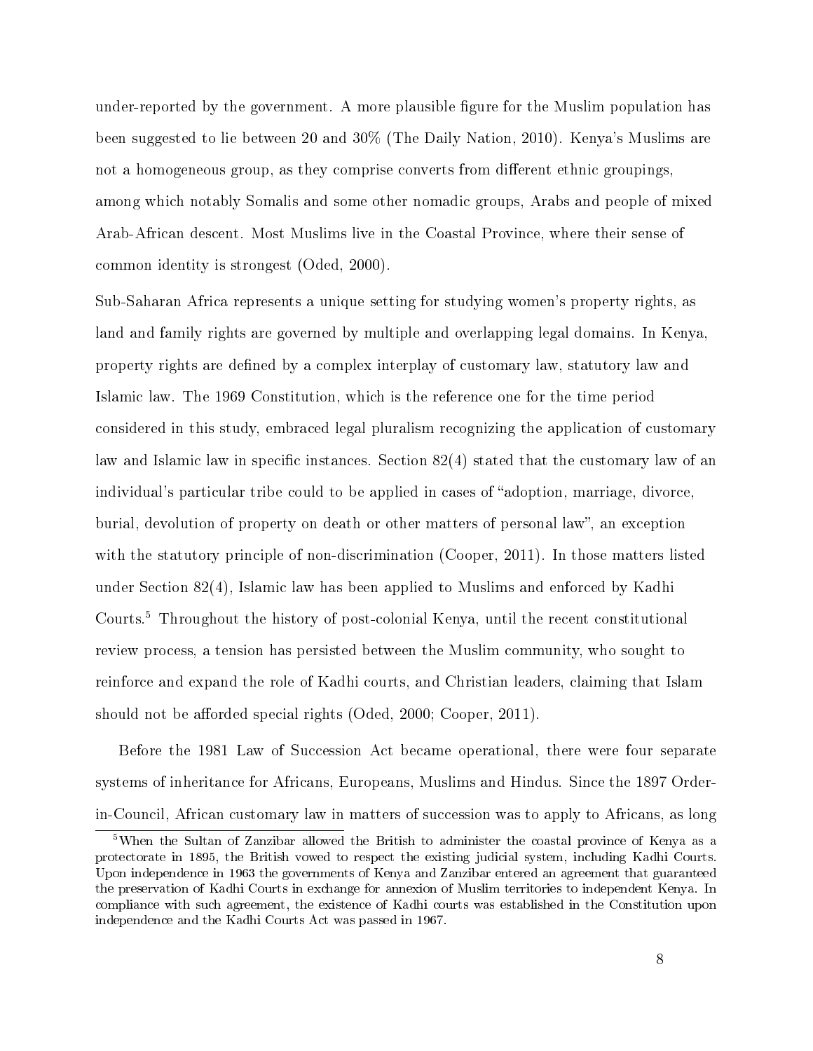under-reported by the government. A more plausible figure for the Muslim population has been suggested to lie between 20 and 30% (The Daily Nation, 2010). Kenya's Muslims are not a homogeneous group, as they comprise converts from different ethnic groupings, among which notably Somalis and some other nomadic groups, Arabs and people of mixed Arab-African descent. Most Muslims live in the Coastal Province, where their sense of common identity is strongest (Oded, 2000).

Sub-Saharan Africa represents a unique setting for studying women's property rights, as land and family rights are governed by multiple and overlapping legal domains. In Kenya, property rights are defined by a complex interplay of customary law, statutory law and Islamic law. The 1969 Constitution, which is the reference one for the time period considered in this study, embraced legal pluralism recognizing the application of customary law and Islamic law in specific instances. Section 82(4) stated that the customary law of an individual's particular tribe could to be applied in cases of "adoption, marriage, divorce, burial, devolution of property on death or other matters of personal law", an exception with the statutory principle of non-discrimination (Cooper, 2011). In those matters listed under Section 82(4), Islamic law has been applied to Muslims and enforced by Kadhi Courts.[5] Throughout the history of post-colonial Kenya, until the recent constitutional review process, a tension has persisted between the Muslim community, who sought to reinforce and expand the role of Kadhi courts, and Christian leaders, claiming that Islam should not be afforded special rights (Oded, 2000; Cooper, 2011).

Before the 1981 Law of Succession Act became operational, there were four separate systems of inheritance for Africans, Europeans, Muslims and Hindus. Since the 1897 Order-in-Council, African customary law in matters of succession was to apply to Africans, as long

[5] When the Sultan of Zanzibar allowed the British to administer the coastal province of Kenya as a protectorate in 1895, the British vowed to respect the existing judicial system, including Kadhi Courts. Upon independence in 1963 the governments of Kenya and Zanzibar entered an agreement that guaranteed the preservation of Kadhi Courts in exchange for annexion of Muslim territories to independent Kenya. In compliance with such agreement, the existence of Kadhi courts was established in the Constitution upon independence and the Kadhi Courts Act was passed in 1967.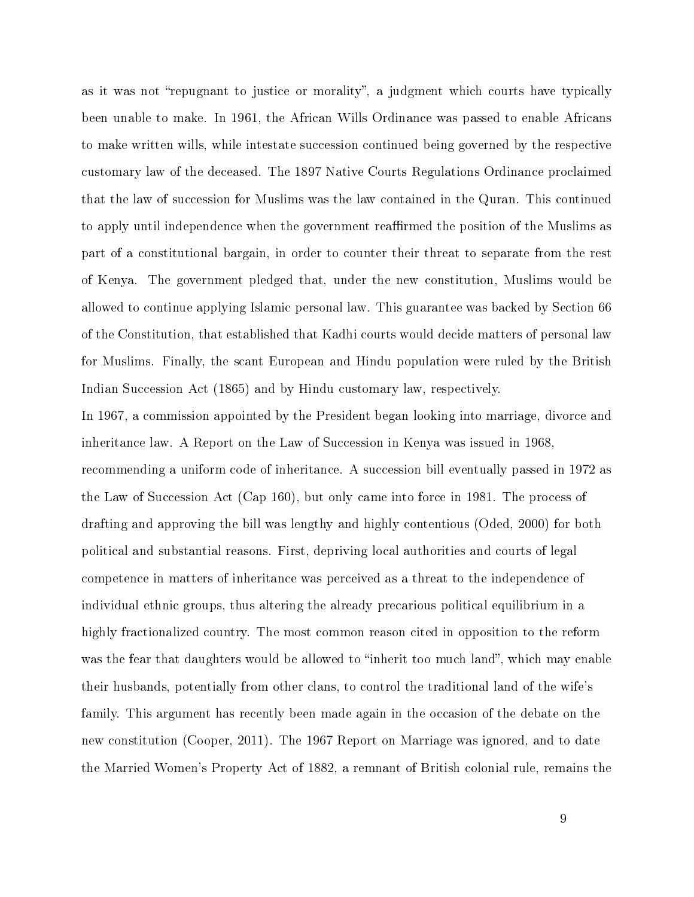as it was not "repugnant to justice or morality", a judgment which courts have typically been unable to make. In 1961, the African Wills Ordinance was passed to enable Africans to make written wills, while intestate succession continued being governed by the respective customary law of the deceased. The 1897 Native Courts Regulations Ordinance proclaimed that the law of succession for Muslims was the law contained in the Quran. This continued to apply until independence when the government reaffirmed the position of the Muslims as part of a constitutional bargain, in order to counter their threat to separate from the rest of Kenya. The government pledged that, under the new constitution, Muslims would be allowed to continue applying Islamic personal law. This guarantee was backed by Section 66 of the Constitution, that established that Kadhi courts would decide matters of personal law for Muslims. Finally, the scant European and Hindu population were ruled by the British Indian Succession Act (1865) and by Hindu customary law, respectively.

In 1967, a commission appointed by the President began looking into marriage, divorce and inheritance law. A Report on the Law of Succession in Kenya was issued in 1968, recommending a uniform code of inheritance. A succession bill eventually passed in 1972 as the Law of Succession Act (Cap 160), but only came into force in 1981. The process of drafting and approving the bill was lengthy and highly contentious (Oded, 2000) for both political and substantial reasons. First, depriving local authorities and courts of legal competence in matters of inheritance was perceived as a threat to the independence of individual ethnic groups, thus altering the already precarious political equilibrium in a highly fractionalized country. The most common reason cited in opposition to the reform was the fear that daughters would be allowed to "inherit too much land", which may enable their husbands, potentially from other clans, to control the traditional land of the wife's family. This argument has recently been made again in the occasion of the debate on the new constitution (Cooper, 2011). The 1967 Report on Marriage was ignored, and to date the Married Women's Property Act of 1882, a remnant of British colonial rule, remains the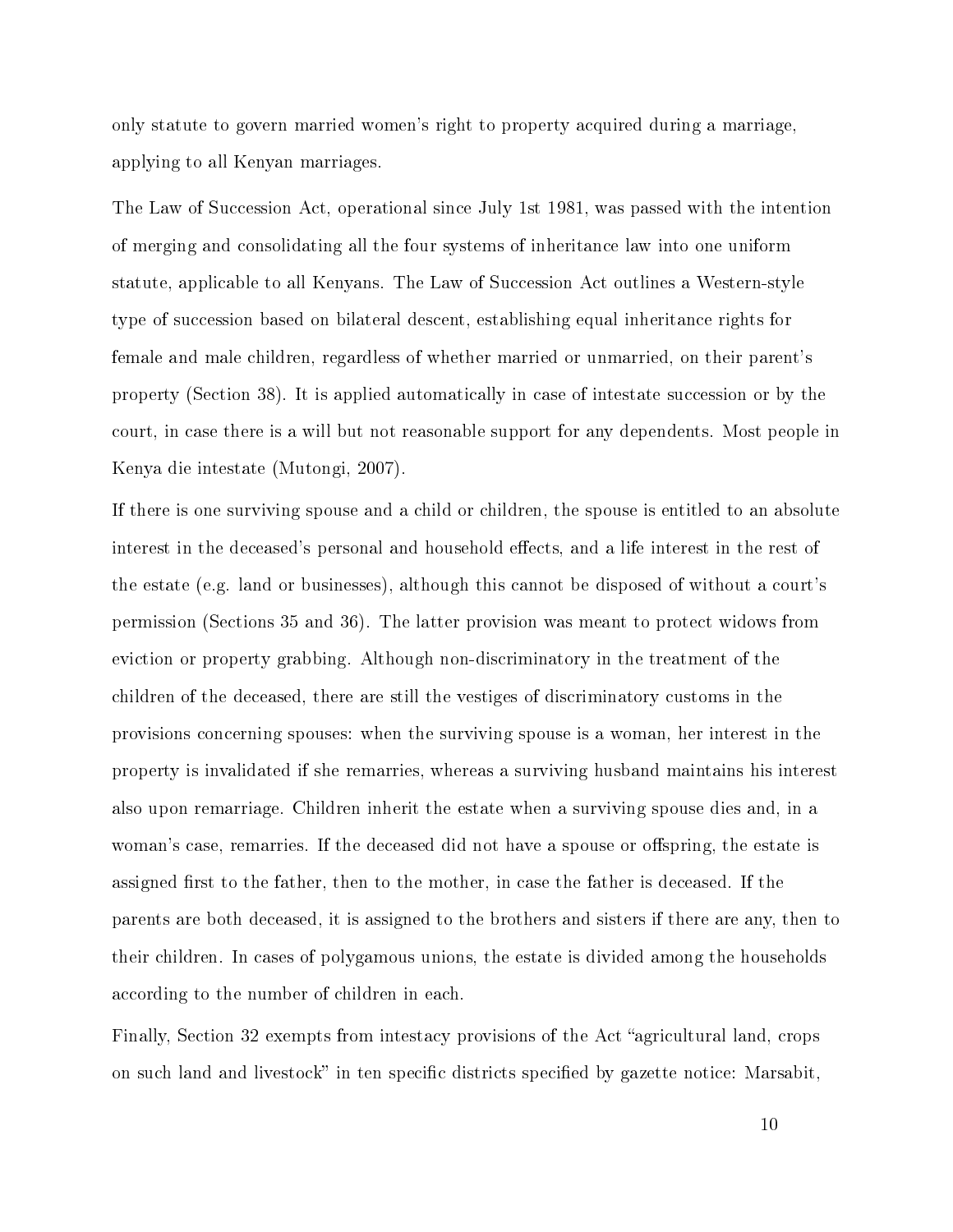only statute to govern married women's right to property acquired during a marriage, applying to all Kenyan marriages.

The Law of Succession Act, operational since July 1st 1981, was passed with the intention of merging and consolidating all the four systems of inheritance law into one uniform statute, applicable to all Kenyans. The Law of Succession Act outlines a Western-style type of succession based on bilateral descent, establishing equal inheritance rights for female and male children, regardless of whether married or unmarried, on their parent's property (Section 38). It is applied automatically in case of intestate succession or by the court, in case there is a will but not reasonable support for any dependents. Most people in Kenya die intestate (Mutongi, 2007).

If there is one surviving spouse and a child or children, the spouse is entitled to an absolute interest in the deceased's personal and household effects, and a life interest in the rest of the estate (e.g. land or businesses), although this cannot be disposed of without a court's permission (Sections 35 and 36). The latter provision was meant to protect widows from eviction or property grabbing. Although non-discriminatory in the treatment of the children of the deceased, there are still the vestiges of discriminatory customs in the provisions concerning spouses: when the surviving spouse is a woman, her interest in the property is invalidated if she remarries, whereas a surviving husband maintains his interest also upon remarriage. Children inherit the estate when a surviving spouse dies and, in a woman's case, remarries. If the deceased did not have a spouse or offspring, the estate is assigned first to the father, then to the mother, in case the father is deceased. If the parents are both deceased, it is assigned to the brothers and sisters if there are any, then to their children. In cases of polygamous unions, the estate is divided among the households according to the number of children in each.

Finally, Section 32 exempts from intestacy provisions of the Act "agricultural land, crops on such land and livestock" in ten specific districts specified by gazette notice: Marsabit,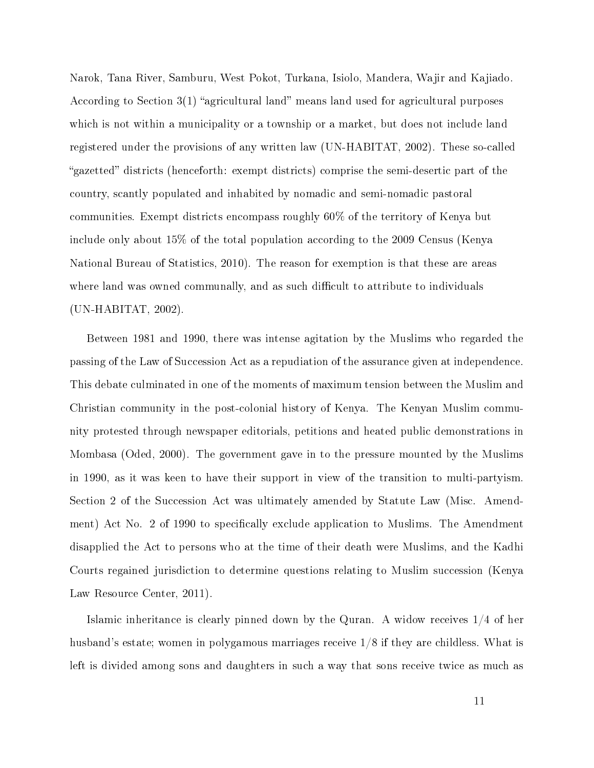Narok, Tana River, Samburu, West Pokot, Turkana, Isiolo, Mandera, Wajir and Kajiado. According to Section 3(1) "agricultural land" means land used for agricultural purposes which is not within a municipality or a township or a market, but does not include land registered under the provisions of any written law (UN-HABITAT, 2002). These so-called "gazetted" districts (henceforth: exempt districts) comprise the semi-desertic part of the country, scantly populated and inhabited by nomadic and semi-nomadic pastoral communities. Exempt districts encompass roughly 60% of the territory of Kenya but include only about 15% of the total population according to the 2009 Census (Kenya National Bureau of Statistics, 2010). The reason for exemption is that these are areas where land was owned communally, and as such difficult to attribute to individuals (UN-HABITAT, 2002).

Between 1981 and 1990, there was intense agitation by the Muslims who regarded the passing of the Law of Succession Act as a repudiation of the assurance given at independence. This debate culminated in one of the moments of maximum tension between the Muslim and Christian community in the post-colonial history of Kenya. The Kenyan Muslim community protested through newspaper editorials, petitions and heated public demonstrations in Mombasa (Oded, 2000). The government gave in to the pressure mounted by the Muslims in 1990, as it was keen to have their support in view of the transition to multi-partyism. Section 2 of the Succession Act was ultimately amended by Statute Law (Misc. Amendment) Act No. 2 of 1990 to specifically exclude application to Muslims. The Amendment disapplied the Act to persons who at the time of their death were Muslims, and the Kadhi Courts regained jurisdiction to determine questions relating to Muslim succession (Kenya Law Resource Center, 2011).

Islamic inheritance is clearly pinned down by the Quran. A widow receives 1/4 of her husband's estate; women in polygamous marriages receive 1/8 if they are childless. What is left is divided among sons and daughters in such a way that sons receive twice as much as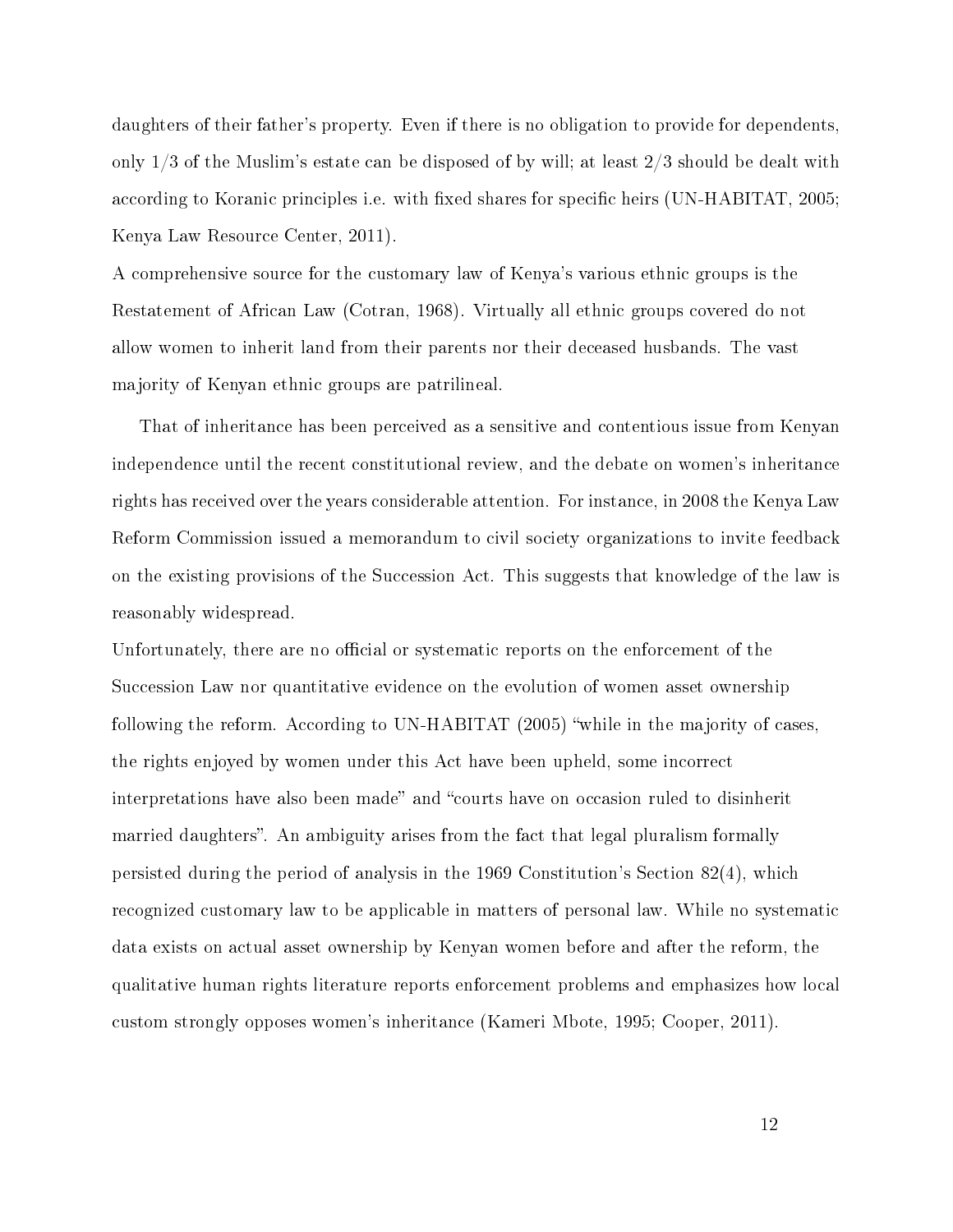daughters of their father's property. Even if there is no obligation to provide for dependents, only 1/3 of the Muslim's estate can be disposed of by will; at least 2/3 should be dealt with according to Koranic principles i.e. with fixed shares for specific heirs (UN-HABITAT, 2005; Kenya Law Resource Center, 2011).

A comprehensive source for the customary law of Kenya's various ethnic groups is the Restatement of African Law (Cotran, 1968). Virtually all ethnic groups covered do not allow women to inherit land from their parents nor their deceased husbands. The vast majority of Kenyan ethnic groups are patrilineal.

That of inheritance has been perceived as a sensitive and contentious issue from Kenyan independence until the recent constitutional review, and the debate on women's inheritance rights has received over the years considerable attention. For instance, in 2008 the Kenya Law Reform Commission issued a memorandum to civil society organizations to invite feedback on the existing provisions of the Succession Act. This suggests that knowledge of the law is reasonably widespread.

Unfortunately, there are no official or systematic reports on the enforcement of the Succession Law nor quantitative evidence on the evolution of women asset ownership following the reform. According to UN-HABITAT (2005) "while in the majority of cases, the rights enjoyed by women under this Act have been upheld, some incorrect interpretations have also been made" and "courts have on occasion ruled to disinherit married daughters". An ambiguity arises from the fact that legal pluralism formally persisted during the period of analysis in the 1969 Constitution's Section 82(4), which recognized customary law to be applicable in matters of personal law. While no systematic data exists on actual asset ownership by Kenyan women before and after the reform, the qualitative human rights literature reports enforcement problems and emphasizes how local custom strongly opposes women's inheritance (Kameri Mbote, 1995; Cooper, 2011).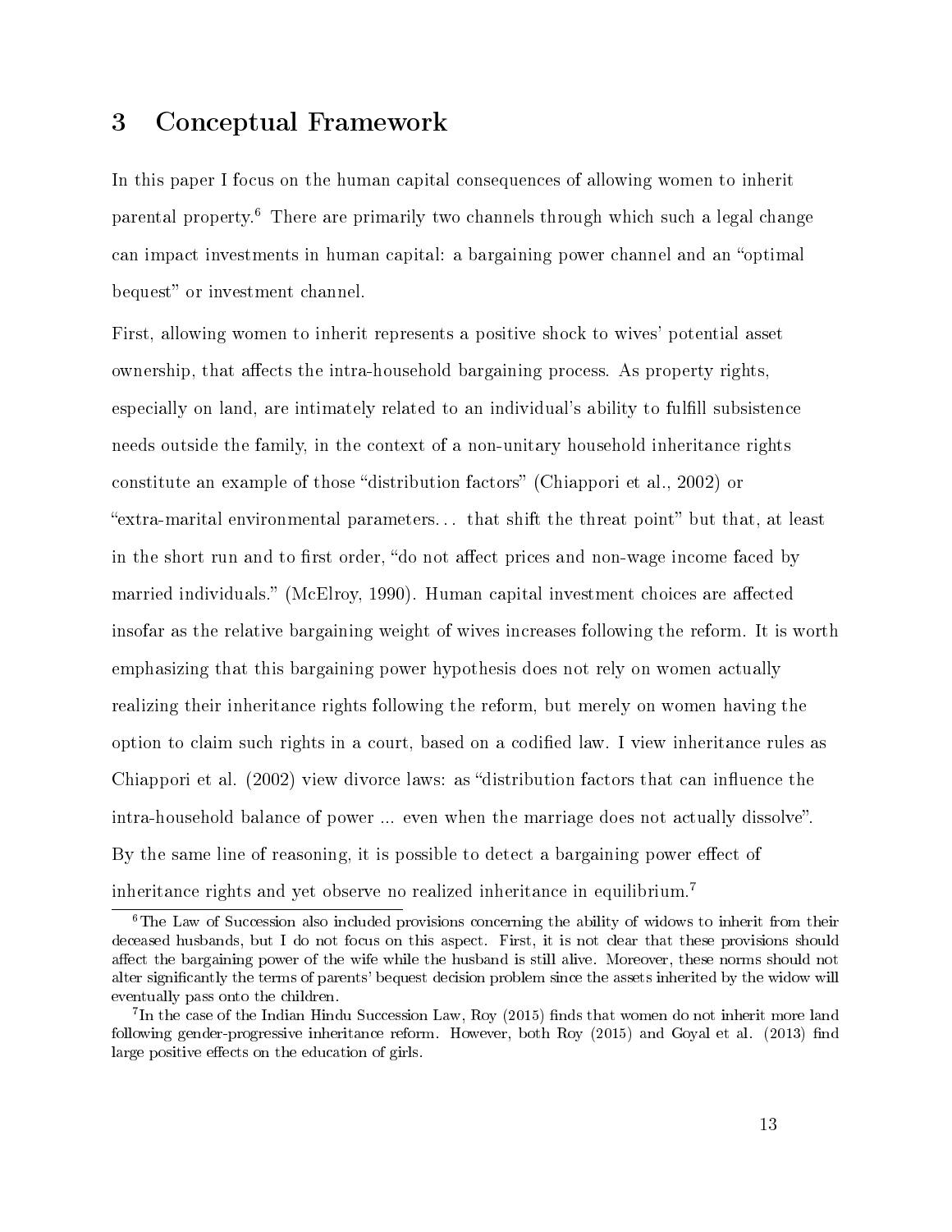## 3 Conceptual Framework

In this paper I focus on the human capital consequences of allowing women to inherit parental property.[6] There are primarily two channels through which such a legal change can impact investments in human capital: a bargaining power channel and an "optimal bequest" or investment channel.

First, allowing women to inherit represents a positive shock to wives' potential asset ownership, that affects the intra-household bargaining process. As property rights, especially on land, are intimately related to an individual's ability to fulfill subsistence needs outside the family, in the context of a non-unitary household inheritance rights constitute an example of those "distribution factors" (Chiappori et al., 2002) or "extra-marital environmental parameters... that shift the threat point" but that, at least in the short run and to first order, "do not affect prices and non-wage income faced by married individuals." (McElroy, 1990). Human capital investment choices are affected insofar as the relative bargaining weight of wives increases following the reform. It is worth emphasizing that this bargaining power hypothesis does not rely on women actually realizing their inheritance rights following the reform, but merely on women having the option to claim such rights in a court, based on a codified law. I view inheritance rules as Chiappori et al. (2002) view divorce laws: as "distribution factors that can influence the intra-household balance of power ... even when the marriage does not actually dissolve". By the same line of reasoning, it is possible to detect a bargaining power effect of inheritance rights and yet observe no realized inheritance in equilibrium.[7]

[6] The Law of Succession also included provisions concerning the ability of widows to inherit from their deceased husbands, but I do not focus on this aspect. First, it is not clear that these provisions should affect the bargaining power of the wife while the husband is still alive. Moreover, these norms should not alter significantly the terms of parents' bequest decision problem since the assets inherited by the widow will eventually pass onto the children.

[7] In the case of the Indian Hindu Succession Law, Roy (2015) finds that women do not inherit more land following gender-progressive inheritance reform. However, both Roy (2015) and Goyal et al. (2013) find large positive effects on the education of girls.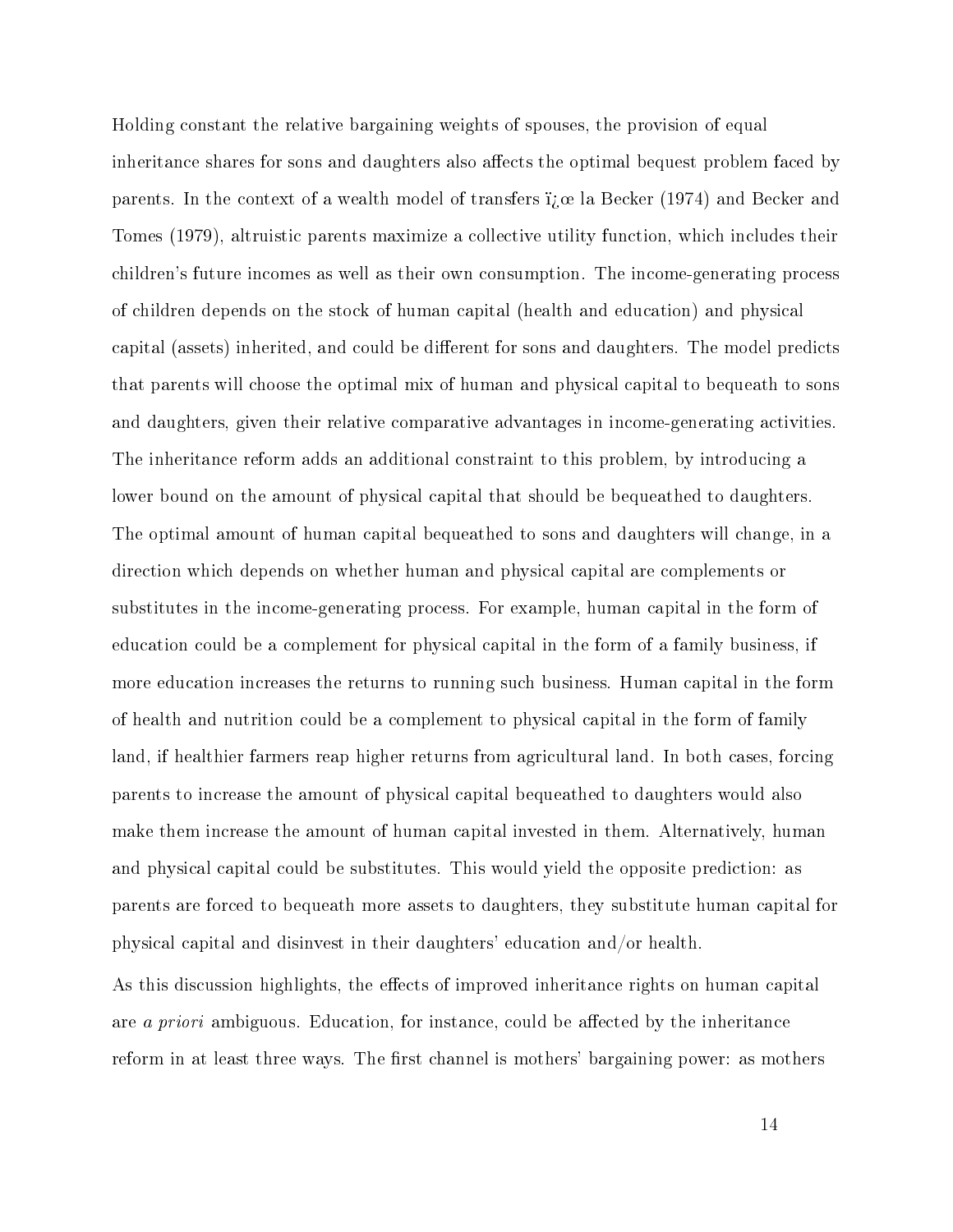Holding constant the relative bargaining weights of spouses, the provision of equal inheritance shares for sons and daughters also affects the optimal bequest problem faced by parents. In the context of a wealth model of transfers ï¿œ la Becker (1974) and Becker and Tomes (1979), altruistic parents maximize a collective utility function, which includes their children's future incomes as well as their own consumption. The income-generating process of children depends on the stock of human capital (health and education) and physical capital (assets) inherited, and could be different for sons and daughters. The model predicts that parents will choose the optimal mix of human and physical capital to bequeath to sons and daughters, given their relative comparative advantages in income-generating activities. The inheritance reform adds an additional constraint to this problem, by introducing a lower bound on the amount of physical capital that should be bequeathed to daughters. The optimal amount of human capital bequeathed to sons and daughters will change, in a direction which depends on whether human and physical capital are complements or substitutes in the income-generating process. For example, human capital in the form of education could be a complement for physical capital in the form of a family business, if more education increases the returns to running such business. Human capital in the form of health and nutrition could be a complement to physical capital in the form of family land, if healthier farmers reap higher returns from agricultural land. In both cases, forcing parents to increase the amount of physical capital bequeathed to daughters would also make them increase the amount of human capital invested in them. Alternatively, human and physical capital could be substitutes. This would yield the opposite prediction: as parents are forced to bequeath more assets to daughters, they substitute human capital for physical capital and disinvest in their daughters' education and/or health.

As this discussion highlights, the effects of improved inheritance rights on human capital are *a priori* ambiguous. Education, for instance, could be affected by the inheritance reform in at least three ways. The first channel is mothers' bargaining power: as mothers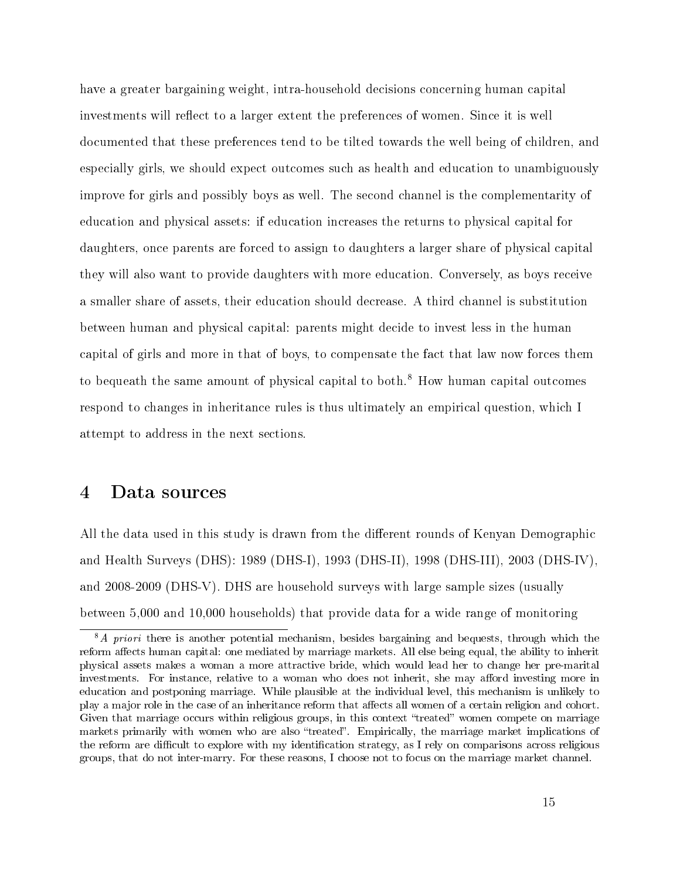have a greater bargaining weight, intra-household decisions concerning human capital investments will reflect to a larger extent the preferences of women. Since it is well documented that these preferences tend to be tilted towards the well being of children, and especially girls, we should expect outcomes such as health and education to unambiguously improve for girls and possibly boys as well. The second channel is the complementarity of education and physical assets: if education increases the returns to physical capital for daughters, once parents are forced to assign to daughters a larger share of physical capital they will also want to provide daughters with more education. Conversely, as boys receive a smaller share of assets, their education should decrease. A third channel is substitution between human and physical capital: parents might decide to invest less in the human capital of girls and more in that of boys, to compensate the fact that law now forces them to bequeath the same amount of physical capital to both.[8] How human capital outcomes respond to changes in inheritance rules is thus ultimately an empirical question, which I attempt to address in the next sections.

# 4 Data sources

All the data used in this study is drawn from the different rounds of Kenyan Demographic and Health Surveys (DHS): 1989 (DHS-I), 1993 (DHS-II), 1998 (DHS-III), 2003 (DHS-IV), and 2008-2009 (DHS-V). DHS are household surveys with large sample sizes (usually between 5,000 and 10,000 households) that provide data for a wide range of monitoring

[8] *A priori* there is another potential mechanism, besides bargaining and bequests, through which the reform affects human capital: one mediated by marriage markets. All else being equal, the ability to inherit physical assets makes a woman a more attractive bride, which would lead her to change her pre-marital investments. For instance, relative to a woman who does not inherit, she may afford investing more in education and postponing marriage. While plausible at the individual level, this mechanism is unlikely to play a major role in the case of an inheritance reform that affects all women of a certain religion and cohort. Given that marriage occurs within religious groups, in this context "treated" women compete on marriage markets primarily with women who are also "treated". Empirically, the marriage market implications of the reform are difficult to explore with my identification strategy, as I rely on comparisons across religious groups, that do not inter-marry. For these reasons, I choose not to focus on the marriage market channel.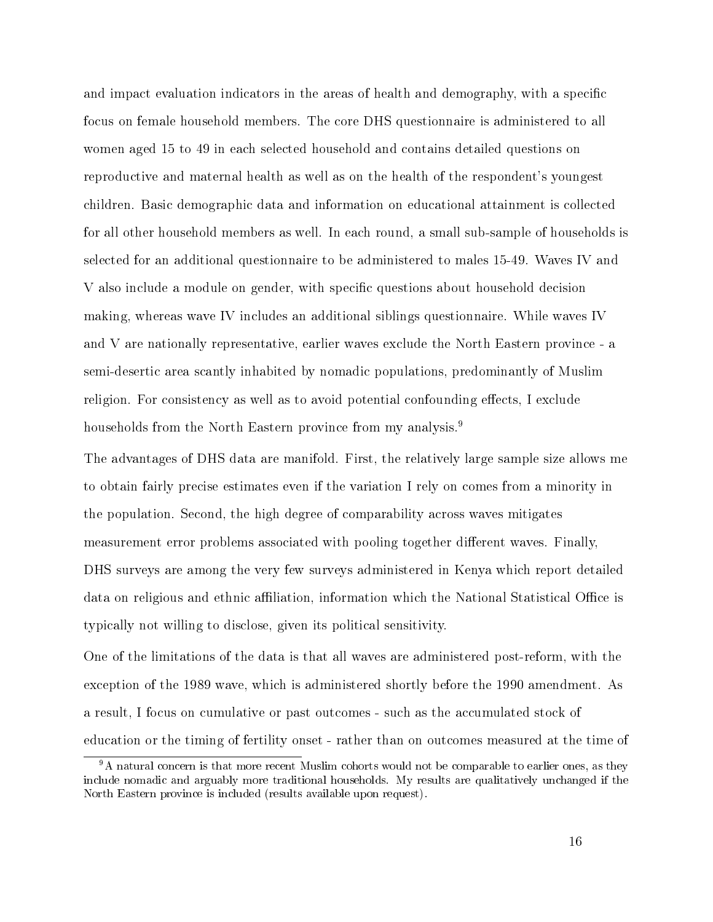and impact evaluation indicators in the areas of health and demography, with a specific focus on female household members. The core DHS questionnaire is administered to all women aged 15 to 49 in each selected household and contains detailed questions on reproductive and maternal health as well as on the health of the respondent's youngest children. Basic demographic data and information on educational attainment is collected for all other household members as well. In each round, a small sub-sample of households is selected for an additional questionnaire to be administered to males 15-49. Waves IV and V also include a module on gender, with specific questions about household decision making, whereas wave IV includes an additional siblings questionnaire. While waves IV and V are nationally representative, earlier waves exclude the North Eastern province - a semi-desertic area scantly inhabited by nomadic populations, predominantly of Muslim religion. For consistency as well as to avoid potential confounding effects, I exclude households from the North Eastern province from my analysis.[9]

The advantages of DHS data are manifold. First, the relatively large sample size allows me to obtain fairly precise estimates even if the variation I rely on comes from a minority in the population. Second, the high degree of comparability across waves mitigates measurement error problems associated with pooling together different waves. Finally, DHS surveys are among the very few surveys administered in Kenya which report detailed data on religious and ethnic affiliation, information which the National Statistical Office is typically not willing to disclose, given its political sensitivity.

One of the limitations of the data is that all waves are administered post-reform, with the exception of the 1989 wave, which is administered shortly before the 1990 amendment. As a result, I focus on cumulative or past outcomes - such as the accumulated stock of education or the timing of fertility onset - rather than on outcomes measured at the time of

[9] A natural concern is that more recent Muslim cohorts would not be comparable to earlier ones, as they include nomadic and arguably more traditional households. My results are qualitatively unchanged if the North Eastern province is included (results available upon request).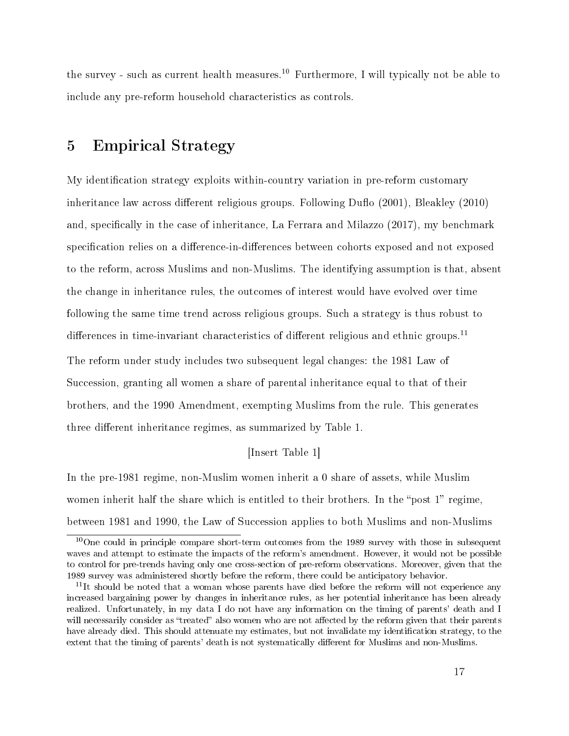the survey - such as current health measures.[10] Furthermore, I will typically not be able to include any pre-reform household characteristics as controls.

# 5 Empirical Strategy

My identification strategy exploits within-country variation in pre-reform customary inheritance law across different religious groups. Following Duflo (2001), Bleakley (2010) and, specifically in the case of inheritance, La Ferrara and Milazzo (2017), my benchmark specification relies on a difference-in-differences between cohorts exposed and not exposed to the reform, across Muslims and non-Muslims. The identifying assumption is that, absent the change in inheritance rules, the outcomes of interest would have evolved over time following the same time trend across religious groups. Such a strategy is thus robust to differences in time-invariant characteristics of different religious and ethnic groups.[11]

The reform under study includes two subsequent legal changes: the 1981 Law of Succession, granting all women a share of parental inheritance equal to that of their brothers, and the 1990 Amendment, exempting Muslims from the rule. This generates three different inheritance regimes, as summarized by Table 1.

[Insert Table 1]

In the pre-1981 regime, non-Muslim women inherit a 0 share of assets, while Muslim women inherit half the share which is entitled to their brothers. In the "post 1" regime, between 1981 and 1990, the Law of Succession applies to both Muslims and non-Muslims

[10] One could in principle compare short-term outcomes from the 1989 survey with those in subsequent waves and attempt to estimate the impacts of the reform's amendment. However, it would not be possible to control for pre-trends having only one cross-section of pre-reform observations. Moreover, given that the 1989 survey was administered shortly before the reform, there could be anticipatory behavior.

[11] It should be noted that a woman whose parents have died before the reform will not experience any increased bargaining power by changes in inheritance rules, as her potential inheritance has been already realized. Unfortunately, in my data I do not have any information on the timing of parents' death and I will necessarily consider as "treated" also women who are not affected by the reform given that their parents have already died. This should attenuate my estimates, but not invalidate my identification strategy, to the extent that the timing of parents' death is not systematically different for Muslims and non-Muslims.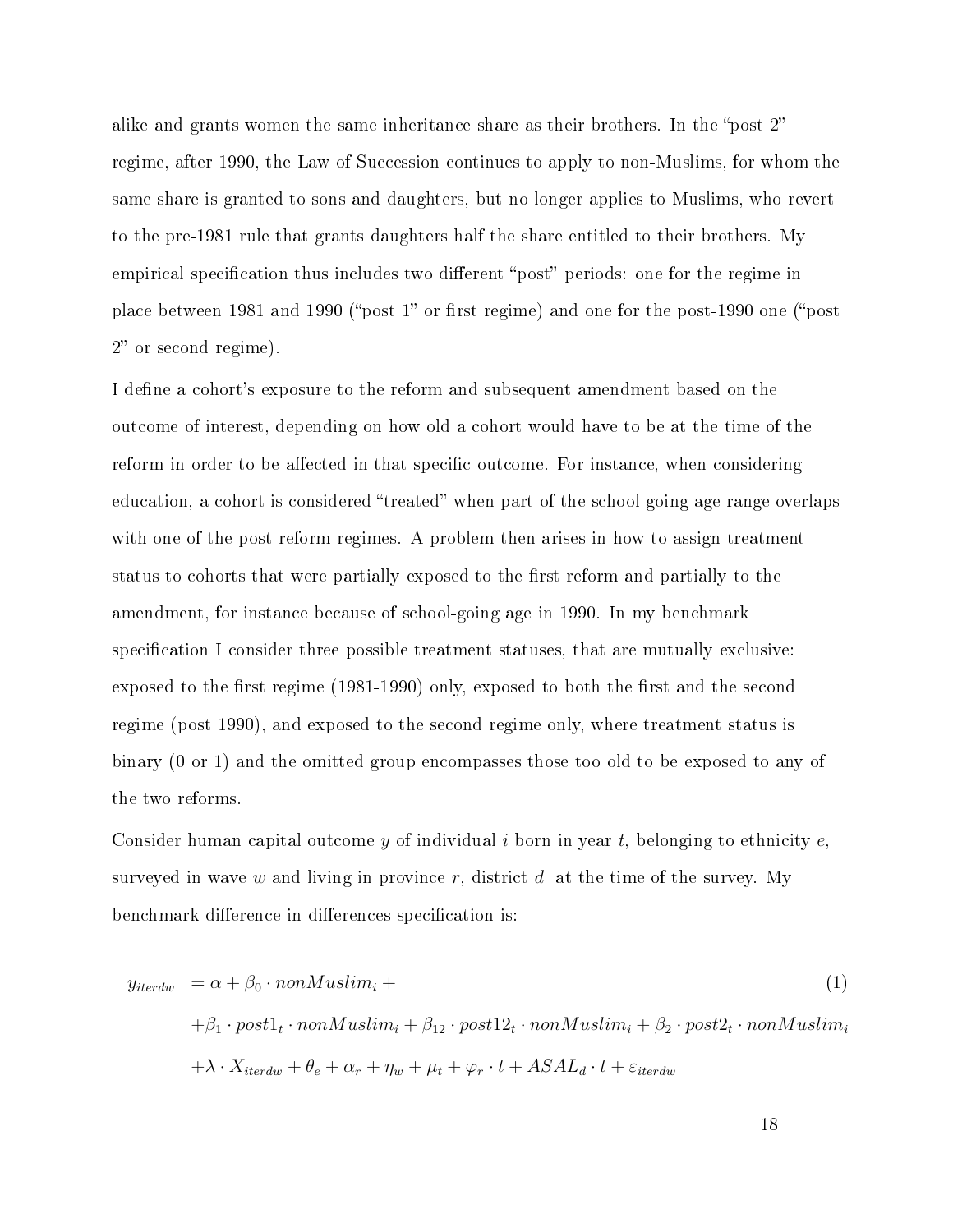alike and grants women the same inheritance share as their brothers. In the "post 2" regime, after 1990, the Law of Succession continues to apply to non-Muslims, for whom the same share is granted to sons and daughters, but no longer applies to Muslims, who revert to the pre-1981 rule that grants daughters half the share entitled to their brothers. My empirical specification thus includes two different "post" periods: one for the regime in place between 1981 and 1990 ("post 1" or first regime) and one for the post-1990 one ("post 2" or second regime).

I define a cohort's exposure to the reform and subsequent amendment based on the outcome of interest, depending on how old a cohort would have to be at the time of the reform in order to be affected in that specific outcome. For instance, when considering education, a cohort is considered "treated" when part of the school-going age range overlaps with one of the post-reform regimes. A problem then arises in how to assign treatment status to cohorts that were partially exposed to the first reform and partially to the amendment, for instance because of school-going age in 1990. In my benchmark specification I consider three possible treatment statuses, that are mutually exclusive: exposed to the first regime (1981-1990) only, exposed to both the first and the second regime (post 1990), and exposed to the second regime only, where treatment status is binary (0 or 1) and the omitted group encompasses those too old to be exposed to any of the two reforms.

Consider human capital outcome $y$ of individual $i$ born in year $t$, belonging to ethnicity $e$, surveyed in wave $w$ and living in province $r$, district $d$ at the time of the survey. My benchmark difference-in-differences specification is:

$$
\begin{aligned}
y_{iterdw} &= \alpha + \beta_0 \cdot nonMuslim_i + \\
&+ \beta_1 \cdot post1_t \cdot nonMuslim_i + \beta_{12} \cdot post12_t \cdot nonMuslim_i + \beta_2 \cdot post2_t \cdot nonMuslim_i \\
&+ \lambda \cdot X_{iterdw} + \theta_e + \alpha_r + \eta_w + \mu_t + \varphi_r \cdot t + ASAL_d \cdot t + \varepsilon_{iterdw}
\end{aligned} \tag{1}
$$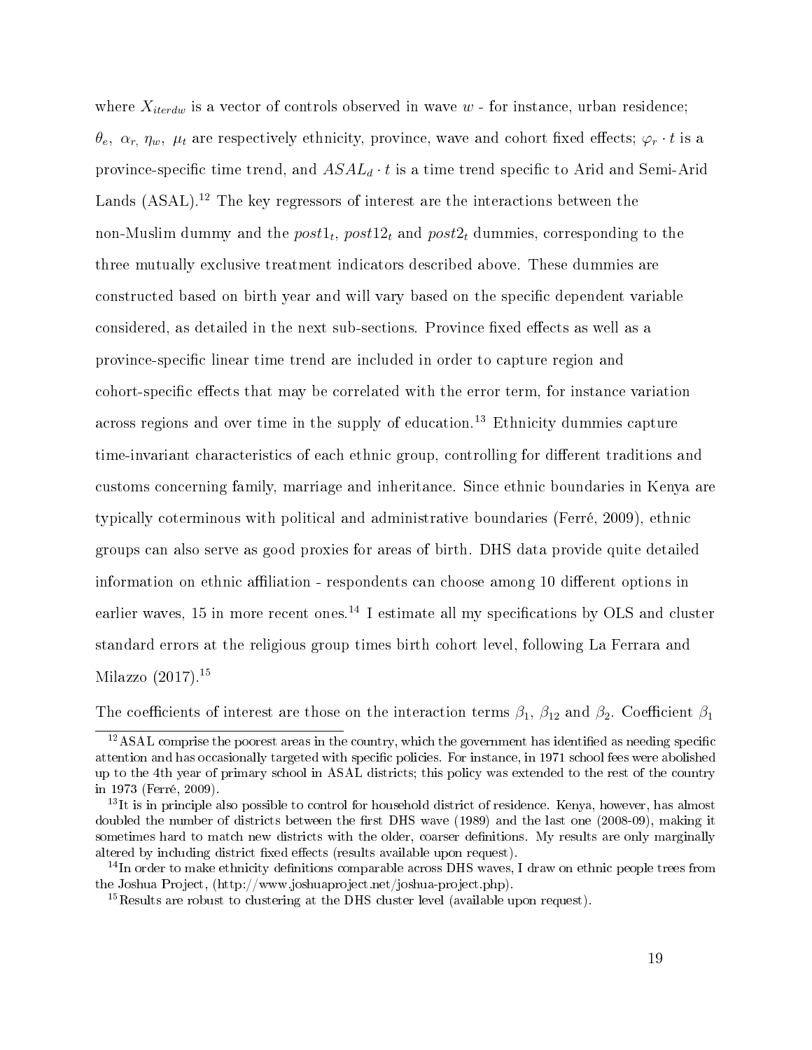where $X_{iterdw}$ is a vector of controls observed in wave $w$ - for instance, urban residence; $\theta_e$, $\alpha_r$, $\eta_w$, $\mu_t$ are respectively ethnicity, province, wave and cohort fixed effects; $\varphi_r \cdot t$ is a province-specific time trend, and $ASAL_d \cdot t$ is a time trend specific to Arid and Semi-Arid Lands (ASAL).[12] The key regressors of interest are the interactions between the non-Muslim dummy and the $post1_t$, $post12_t$ and $post2_t$ dummies, corresponding to the three mutually exclusive treatment indicators described above. These dummies are constructed based on birth year and will vary based on the specific dependent variable considered, as detailed in the next sub-sections. Province fixed effects as well as a province-specific linear time trend are included in order to capture region and cohort-specific effects that may be correlated with the error term, for instance variation across regions and over time in the supply of education.[13] Ethnicity dummies capture time-invariant characteristics of each ethnic group, controlling for different traditions and customs concerning family, marriage and inheritance. Since ethnic boundaries in Kenya are typically coterminous with political and administrative boundaries (Ferré, 2009), ethnic groups can also serve as good proxies for areas of birth. DHS data provide quite detailed information on ethnic affiliation - respondents can choose among 10 different options in earlier waves, 15 in more recent ones.[14] I estimate all my specifications by OLS and cluster standard errors at the religious group times birth cohort level, following La Ferrara and Milazzo (2017).[15]

The coefficients of interest are those on the interaction terms $\beta_1$, $\beta_{12}$ and $\beta_2$. Coefficient $\beta_1$

[12] ASAL comprise the poorest areas in the country, which the government has identified as needing specific attention and has occasionally targeted with specific policies. For instance, in 1971 school fees were abolished up to the 4th year of primary school in ASAL districts; this policy was extended to the rest of the country in 1973 (Ferré, 2009).

[13] It is in principle also possible to control for household district of residence. Kenya, however, has almost doubled the number of districts between the first DHS wave (1989) and the last one (2008-09), making it sometimes hard to match new districts with the older, coarser definitions. My results are only marginally altered by including district fixed effects (results available upon request).

[14] In order to make ethnicity definitions comparable across DHS waves, I draw on ethnic people trees from the Joshua Project, (http://www.joshuaproject.net/joshua-project.php).

[15] Results are robust to clustering at the DHS cluster level (available upon request).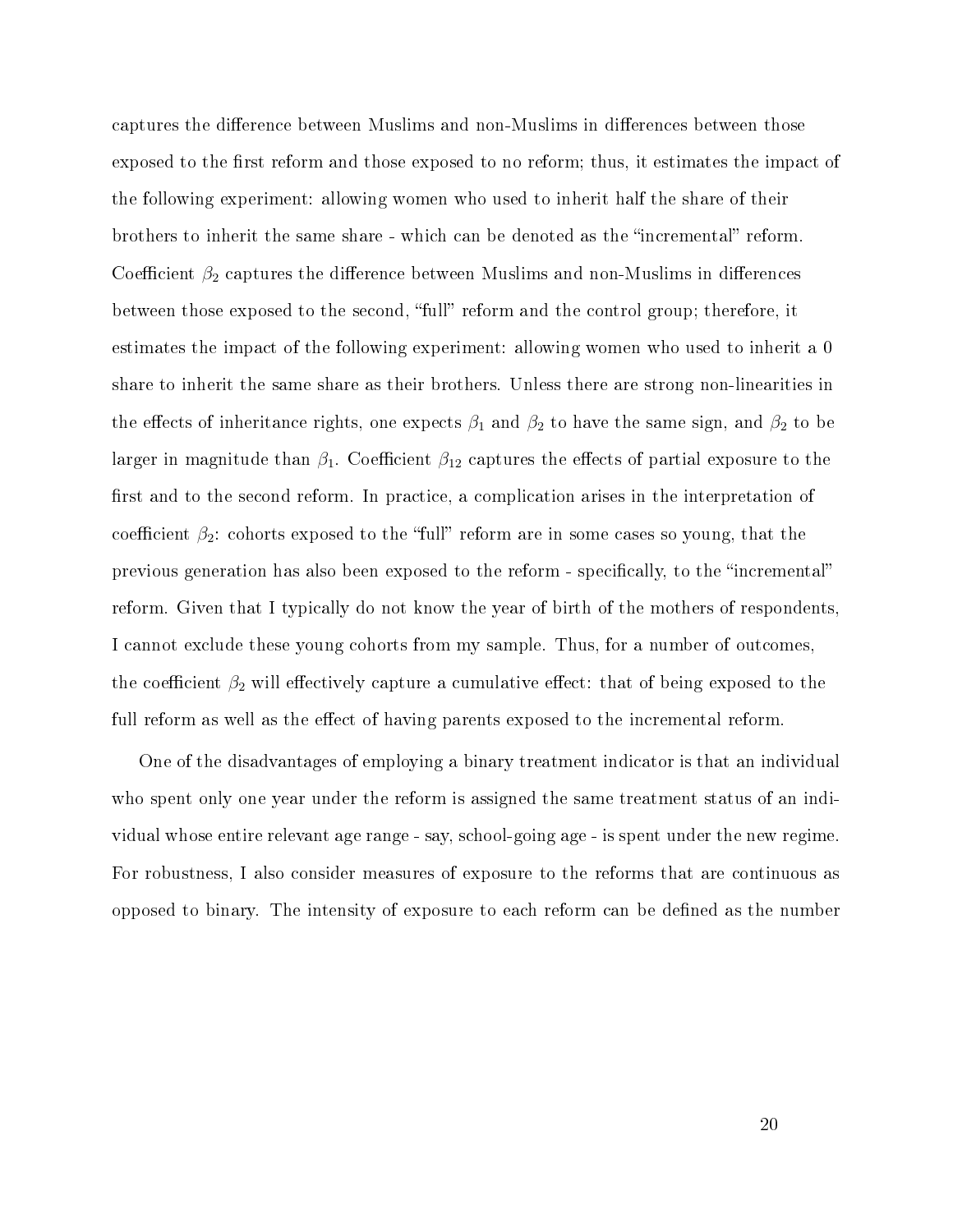captures the difference between Muslims and non-Muslims in differences between those exposed to the first reform and those exposed to no reform; thus, it estimates the impact of the following experiment: allowing women who used to inherit half the share of their brothers to inherit the same share - which can be denoted as the "incremental" reform. Coefficient $\beta_2$ captures the difference between Muslims and non-Muslims in differences between those exposed to the second, "full" reform and the control group; therefore, it estimates the impact of the following experiment: allowing women who used to inherit a 0 share to inherit the same share as their brothers. Unless there are strong non-linearities in the effects of inheritance rights, one expects $\beta_1$ and $\beta_2$ to have the same sign, and $\beta_2$ to be larger in magnitude than $\beta_1$. Coefficient $\beta_{12}$ captures the effects of partial exposure to the first and to the second reform. In practice, a complication arises in the interpretation of coefficient $\beta_2$: cohorts exposed to the "full" reform are in some cases so young, that the previous generation has also been exposed to the reform - specifically, to the "incremental" reform. Given that I typically do not know the year of birth of the mothers of respondents, I cannot exclude these young cohorts from my sample. Thus, for a number of outcomes, the coefficient $\beta_2$ will effectively capture a cumulative effect: that of being exposed to the full reform as well as the effect of having parents exposed to the incremental reform.

One of the disadvantages of employing a binary treatment indicator is that an individual who spent only one year under the reform is assigned the same treatment status of an individual whose entire relevant age range - say, school-going age - is spent under the new regime. For robustness, I also consider measures of exposure to the reforms that are continuous as opposed to binary. The intensity of exposure to each reform can be defined as the number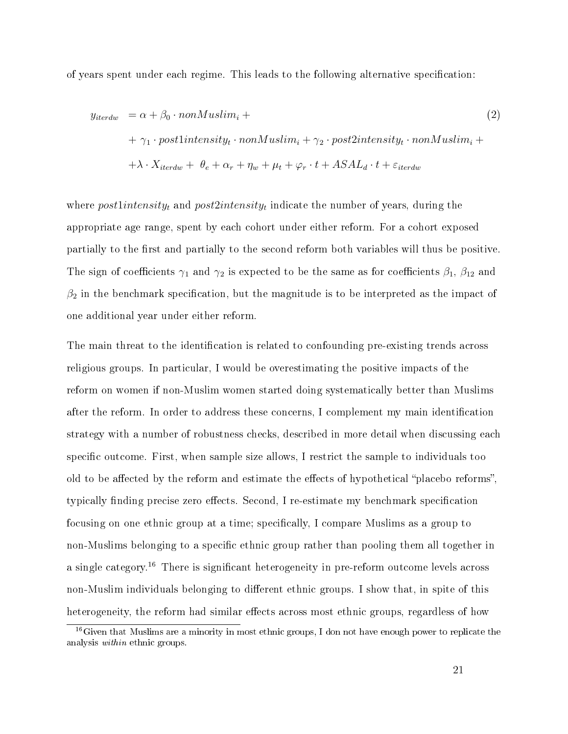of years spent under each regime. This leads to the following alternative specification:

$$
\begin{aligned}
y_{iterdw} &= \alpha + \beta_0 \cdot nonMuslim_i + \\
&+ \gamma_1 \cdot post1intensity_t \cdot nonMuslim_i + \gamma_2 \cdot post2intensity_t \cdot nonMuslim_i + \\
&+ \lambda \cdot X_{iterdw} + \theta_e + \alpha_r + \eta_w + \mu_t + \varphi_r \cdot t + ASAL_d \cdot t + \varepsilon_{iterdw}
\end{aligned} \tag{2}
$$

where $post1intensity_t$ and $post2intensity_t$ indicate the number of years, during the appropriate age range, spent by each cohort under either reform. For a cohort exposed partially to the first and partially to the second reform both variables will thus be positive. The sign of coefficients $\gamma_1$ and $\gamma_2$ is expected to be the same as for coefficients $\beta_1$, $\beta_{12}$ and $\beta_2$ in the benchmark specification, but the magnitude is to be interpreted as the impact of one additional year under either reform.

The main threat to the identification is related to confounding pre-existing trends across religious groups. In particular, I would be overestimating the positive impacts of the reform on women if non-Muslim women started doing systematically better than Muslims after the reform. In order to address these concerns, I complement my main identification strategy with a number of robustness checks, described in more detail when discussing each specific outcome. First, when sample size allows, I restrict the sample to individuals too old to be affected by the reform and estimate the effects of hypothetical "placebo reforms", typically finding precise zero effects. Second, I re-estimate my benchmark specification focusing on one ethnic group at a time; specifically, I compare Muslims as a group to non-Muslims belonging to a specific ethnic group rather than pooling them all together in a single category.[16] There is significant heterogeneity in pre-reform outcome levels across non-Muslim individuals belonging to different ethnic groups. I show that, in spite of this heterogeneity, the reform had similar effects across most ethnic groups, regardless of how

[16] Given that Muslims are a minority in most ethnic groups, I don not have enough power to replicate the analysis *within* ethnic groups.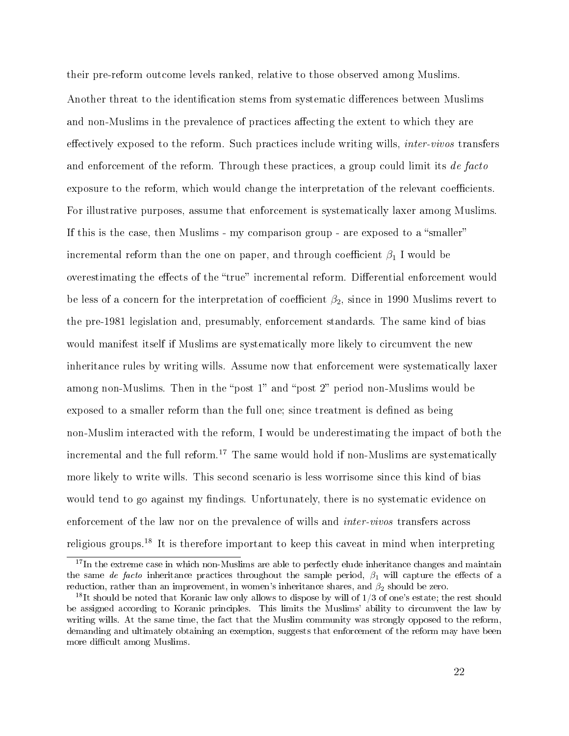their pre-reform outcome levels ranked, relative to those observed among Muslims.

Another threat to the identification stems from systematic differences between Muslims and non-Muslims in the prevalence of practices affecting the extent to which they are effectively exposed to the reform. Such practices include writing wills, *inter-vivos* transfers and enforcement of the reform. Through these practices, a group could limit its *de facto* exposure to the reform, which would change the interpretation of the relevant coefficients. For illustrative purposes, assume that enforcement is systematically laxer among Muslims. If this is the case, then Muslims - my comparison group - are exposed to a "smaller" incremental reform than the one on paper, and through coefficient $\beta_1$ I would be overestimating the effects of the "true" incremental reform. Differential enforcement would be less of a concern for the interpretation of coefficient $\beta_2$, since in 1990 Muslims revert to the pre-1981 legislation and, presumably, enforcement standards. The same kind of bias would manifest itself if Muslims are systematically more likely to circumvent the new inheritance rules by writing wills. Assume now that enforcement were systematically laxer among non-Muslims. Then in the "post 1" and "post 2" period non-Muslims would be exposed to a smaller reform than the full one; since treatment is defined as being non-Muslim interacted with the reform, I would be underestimating the impact of both the incremental and the full reform.[17] The same would hold if non-Muslims are systematically more likely to write wills. This second scenario is less worrisome since this kind of bias would tend to go against my findings. Unfortunately, there is no systematic evidence on enforcement of the law nor on the prevalence of wills and *inter-vivos* transfers across religious groups.[18] It is therefore important to keep this caveat in mind when interpreting

[17] In the extreme case in which non-Muslims are able to perfectly elude inheritance changes and maintain the same *de facto* inheritance practices throughout the sample period, $\beta_1$ will capture the effects of a reduction, rather than an improvement, in women's inheritance shares, and $\beta_2$ should be zero.

[18] It should be noted that Koranic law only allows to dispose by will of 1/3 of one's estate; the rest should be assigned according to Koranic principles. This limits the Muslims' ability to circumvent the law by writing wills. At the same time, the fact that the Muslim community was strongly opposed to the reform, demanding and ultimately obtaining an exemption, suggests that enforcement of the reform may have been more difficult among Muslims.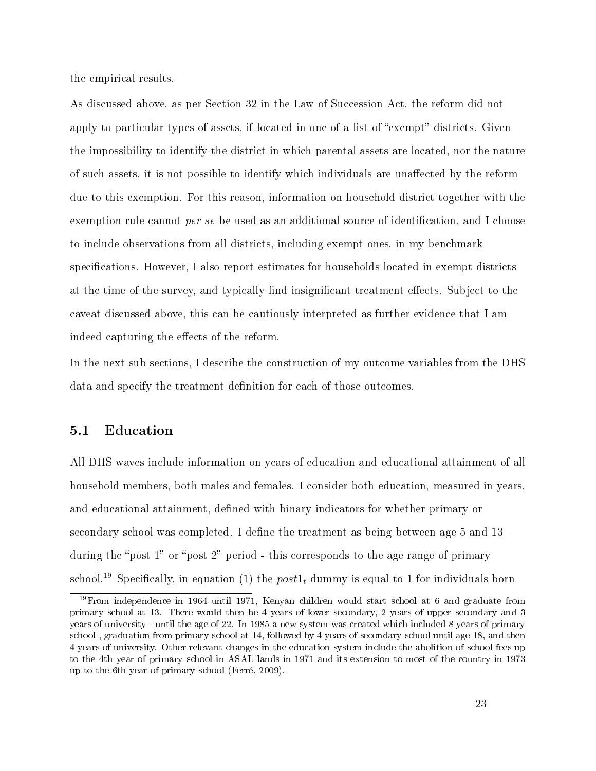the empirical results.

As discussed above, as per Section 32 in the Law of Succession Act, the reform did not apply to particular types of assets, if located in one of a list of "exempt" districts. Given the impossibility to identify the district in which parental assets are located, nor the nature of such assets, it is not possible to identify which individuals are unaffected by the reform due to this exemption. For this reason, information on household district together with the exemption rule cannot *per se* be used as an additional source of identification, and I choose to include observations from all districts, including exempt ones, in my benchmark specifications. However, I also report estimates for households located in exempt districts at the time of the survey, and typically find insignificant treatment effects. Subject to the caveat discussed above, this can be cautiously interpreted as further evidence that I am indeed capturing the effects of the reform.

In the next sub-sections, I describe the construction of my outcome variables from the DHS data and specify the treatment definition for each of those outcomes.

## 5.1 Education

All DHS waves include information on years of education and educational attainment of all household members, both males and females. I consider both education, measured in years, and educational attainment, defined with binary indicators for whether primary or secondary school was completed. I define the treatment as being between age 5 and 13 during the "post 1" or "post 2" period - this corresponds to the age range of primary school.[19] Specifically, in equation (1) the $post1_t$ dummy is equal to 1 for individuals born

[19] From independence in 1964 until 1971, Kenyan children would start school at 6 and graduate from primary school at 13. There would then be 4 years of lower secondary, 2 years of upper secondary and 3 years of university - until the age of 22. In 1985 a new system was created which included 8 years of primary school , graduation from primary school at 14, followed by 4 years of secondary school until age 18, and then 4 years of university. Other relevant changes in the education system include the abolition of school fees up to the 4th year of primary school in ASAL lands in 1971 and its extension to most of the country in 1973 up to the 6th year of primary school (Ferré, 2009).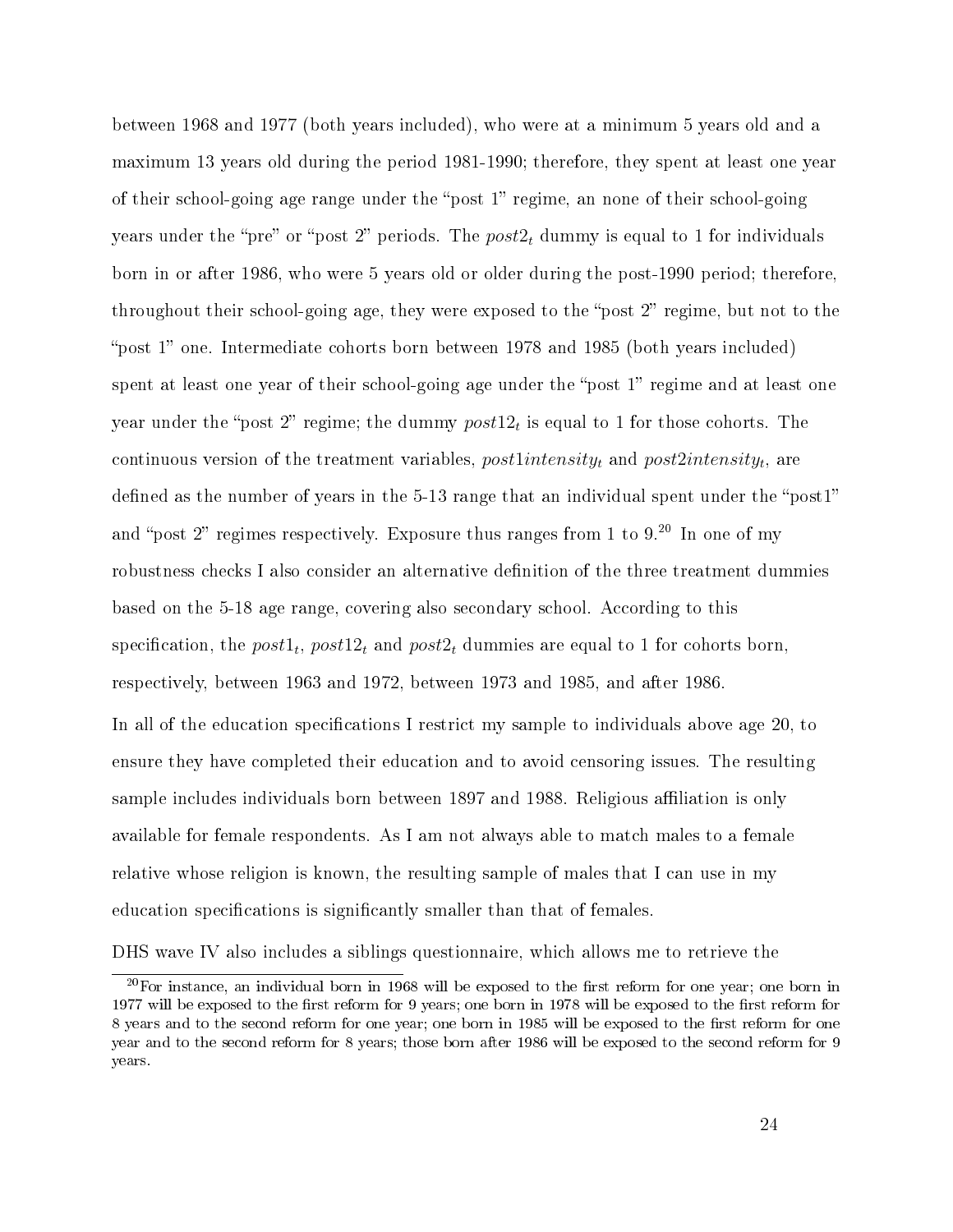between 1968 and 1977 (both years included), who were at a minimum 5 years old and a maximum 13 years old during the period 1981-1990; therefore, they spent at least one year of their school-going age range under the "post 1" regime, an none of their school-going years under the "pre" or "post 2" periods. The $post2_t$ dummy is equal to 1 for individuals born in or after 1986, who were 5 years old or older during the post-1990 period; therefore, throughout their school-going age, they were exposed to the "post 2" regime, but not to the "post 1" one. Intermediate cohorts born between 1978 and 1985 (both years included) spent at least one year of their school-going age under the "post 1" regime and at least one year under the "post 2" regime; the dummy $post12_t$ is equal to 1 for those cohorts. The continuous version of the treatment variables, $post1intensity_t$ and $post2intensity_t$, are defined as the number of years in the 5-13 range that an individual spent under the "post1" and "post 2" regimes respectively. Exposure thus ranges from 1 to 9.[20] In one of my robustness checks I also consider an alternative definition of the three treatment dummies based on the 5-18 age range, covering also secondary school. According to this specification, the $post1_t$, $post12_t$ and $post2_t$ dummies are equal to 1 for cohorts born, respectively, between 1963 and 1972, between 1973 and 1985, and after 1986.

In all of the education specifications I restrict my sample to individuals above age 20, to ensure they have completed their education and to avoid censoring issues. The resulting sample includes individuals born between 1897 and 1988. Religious affiliation is only available for female respondents. As I am not always able to match males to a female relative whose religion is known, the resulting sample of males that I can use in my education specifications is significantly smaller than that of females.

DHS wave IV also includes a siblings questionnaire, which allows me to retrieve the

[20] For instance, an individual born in 1968 will be exposed to the first reform for one year; one born in 1977 will be exposed to the first reform for 9 years; one born in 1978 will be exposed to the first reform for 8 years and to the second reform for one year; one born in 1985 will be exposed to the first reform for one year and to the second reform for 8 years; those born after 1986 will be exposed to the second reform for 9 years.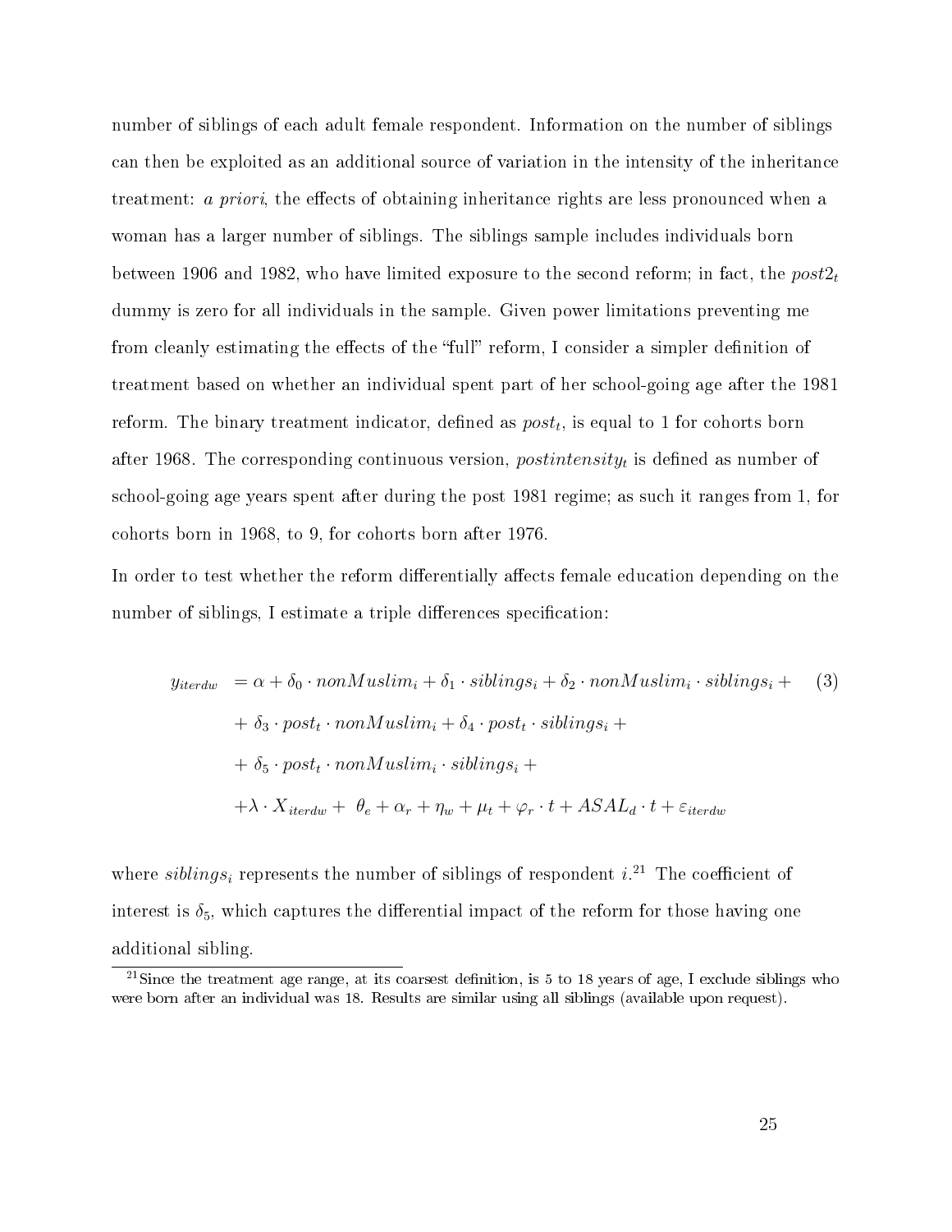number of siblings of each adult female respondent. Information on the number of siblings can then be exploited as an additional source of variation in the intensity of the inheritance treatment: *a priori*, the effects of obtaining inheritance rights are less pronounced when a woman has a larger number of siblings. The siblings sample includes individuals born between 1906 and 1982, who have limited exposure to the second reform; in fact, the $post2_t$ dummy is zero for all individuals in the sample. Given power limitations preventing me from cleanly estimating the effects of the "full" reform, I consider a simpler definition of treatment based on whether an individual spent part of her school-going age after the 1981 reform. The binary treatment indicator, defined as $post_t$, is equal to 1 for cohorts born after 1968. The corresponding continuous version, $postintensity_t$ is defined as number of school-going age years spent after during the post 1981 regime; as such it ranges from 1, for cohorts born in 1968, to 9, for cohorts born after 1976.

In order to test whether the reform differentially affects female education depending on the number of siblings, I estimate a triple differences specification:

$$
\begin{aligned}
y_{iterdw} &= \alpha + \delta_0 \cdot nonMuslim_i + \delta_1 \cdot siblings_i + \delta_2 \cdot nonMuslim_i \cdot siblings_i + \\
&+ \delta_3 \cdot post_t \cdot nonMuslim_i + \delta_4 \cdot post_t \cdot siblings_i + \\
&+ \delta_5 \cdot post_t \cdot nonMuslim_i \cdot siblings_i + \\
&+ \lambda \cdot X_{iterdw} + \theta_e + \alpha_r + \eta_w + \mu_t + \varphi_r \cdot t + ASAL_d \cdot t + \varepsilon_{iterdw}
\end{aligned} \tag{3}
$$

where $siblings_i$ represents the number of siblings of respondent $i$.[21] The coefficient of interest is $\delta_5$, which captures the differential impact of the reform for those having one additional sibling.

[21] Since the treatment age range, at its coarsest definition, is 5 to 18 years of age, I exclude siblings who were born after an individual was 18. Results are similar using all siblings (available upon request).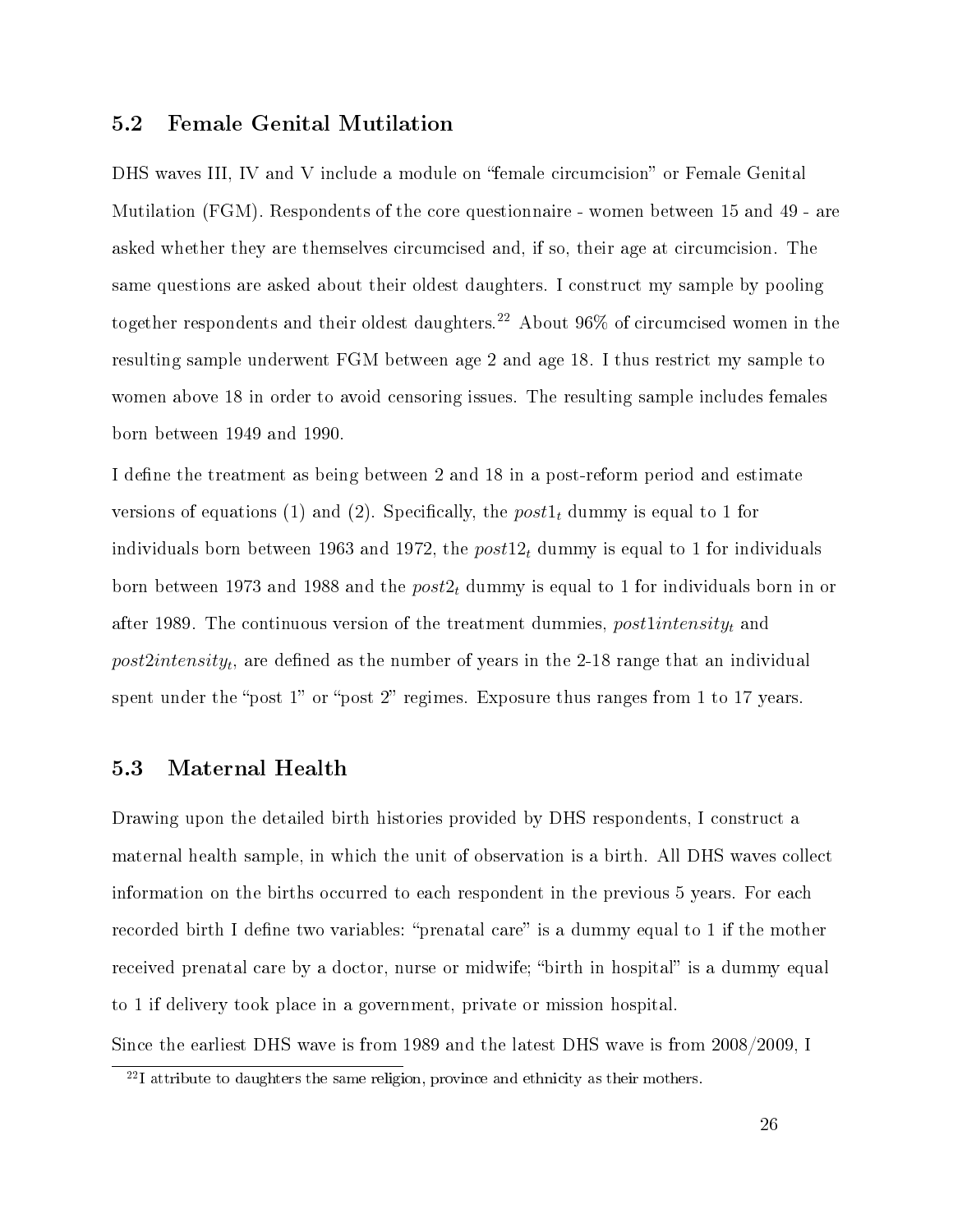## 5.2 Female Genital Mutilation

DHS waves III, IV and V include a module on "female circumcision" or Female Genital Mutilation (FGM). Respondents of the core questionnaire - women between 15 and 49 - are asked whether they are themselves circumcised and, if so, their age at circumcision. The same questions are asked about their oldest daughters. I construct my sample by pooling together respondents and their oldest daughters.[22] About 96% of circumcised women in the resulting sample underwent FGM between age 2 and age 18. I thus restrict my sample to women above 18 in order to avoid censoring issues. The resulting sample includes females born between 1949 and 1990.

I define the treatment as being between 2 and 18 in a post-reform period and estimate versions of equations (1) and (2). Specifically, the $post1_t$ dummy is equal to 1 for individuals born between 1963 and 1972, the $post12_t$ dummy is equal to 1 for individuals born between 1973 and 1988 and the $post2_t$ dummy is equal to 1 for individuals born in or after 1989. The continuous version of the treatment dummies, $post1intensity_t$ and $post2intensity_t$, are defined as the number of years in the 2-18 range that an individual spent under the "post 1" or "post 2" regimes. Exposure thus ranges from 1 to 17 years.

## 5.3 Maternal Health

Drawing upon the detailed birth histories provided by DHS respondents, I construct a maternal health sample, in which the unit of observation is a birth. All DHS waves collect information on the births occurred to each respondent in the previous 5 years. For each recorded birth I define two variables: "prenatal care" is a dummy equal to 1 if the mother received prenatal care by a doctor, nurse or midwife; "birth in hospital" is a dummy equal to 1 if delivery took place in a government, private or mission hospital.

Since the earliest DHS wave is from 1989 and the latest DHS wave is from 2008/2009, I

[22] I attribute to daughters the same religion, province and ethnicity as their mothers.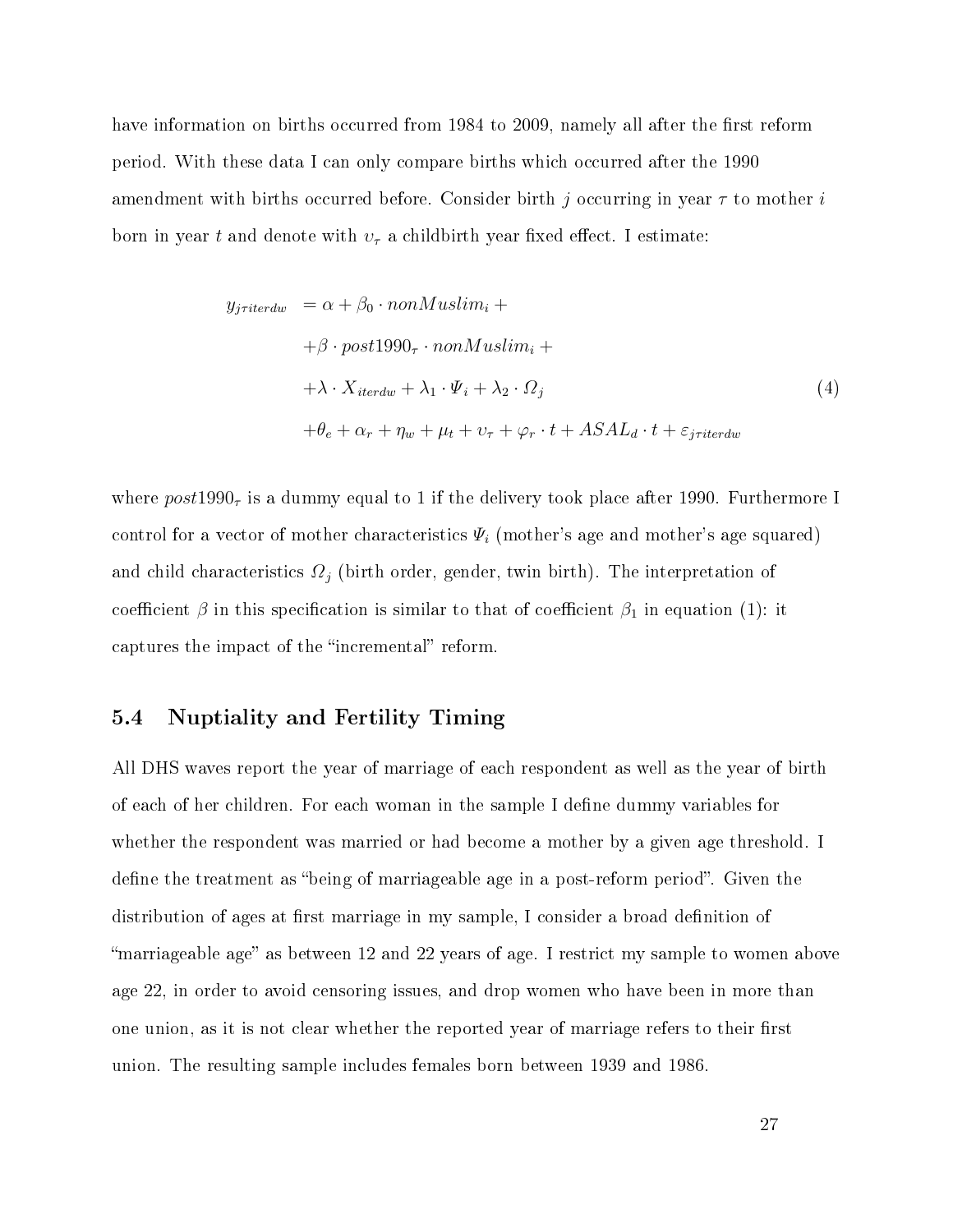have information on births occurred from 1984 to 2009, namely all after the first reform period. With these data I can only compare births which occurred after the 1990 amendment with births occurred before. Consider birth $j$ occurring in year $\tau$ to mother $i$ born in year $t$ and denote with $\upsilon_\tau$ a childbirth year fixed effect. I estimate:

$$
\begin{aligned}
y_{j\tau iterdw} &= \alpha + \beta_0 \cdot nonMuslim_i + \\
&+ \beta \cdot post1990_\tau \cdot nonMuslim_i + \\
&+ \lambda \cdot X_{iterdw} + \lambda_1 \cdot \Psi_i + \lambda_2 \cdot \Omega_j \\
&+ \theta_e + \alpha_r + \eta_w + \mu_t + \upsilon_\tau + \varphi_r \cdot t + ASAL_d \cdot t + \varepsilon_{j\tau iterdw}
\end{aligned}
\tag{4}
$$

where $post1990_\tau$ is a dummy equal to 1 if the delivery took place after 1990. Furthermore I control for a vector of mother characteristics $\Psi_i$ (mother's age and mother's age squared) and child characteristics $\Omega_j$ (birth order, gender, twin birth). The interpretation of coefficient $\beta$ in this specification is similar to that of coefficient $\beta_1$ in equation (1): it captures the impact of the "incremental" reform.

## 5.4 Nuptiality and Fertility Timing

All DHS waves report the year of marriage of each respondent as well as the year of birth of each of her children. For each woman in the sample I define dummy variables for whether the respondent was married or had become a mother by a given age threshold. I define the treatment as "being of marriageable age in a post-reform period". Given the distribution of ages at first marriage in my sample, I consider a broad definition of "marriageable age" as between 12 and 22 years of age. I restrict my sample to women above age 22, in order to avoid censoring issues, and drop women who have been in more than one union, as it is not clear whether the reported year of marriage refers to their first union. The resulting sample includes females born between 1939 and 1986.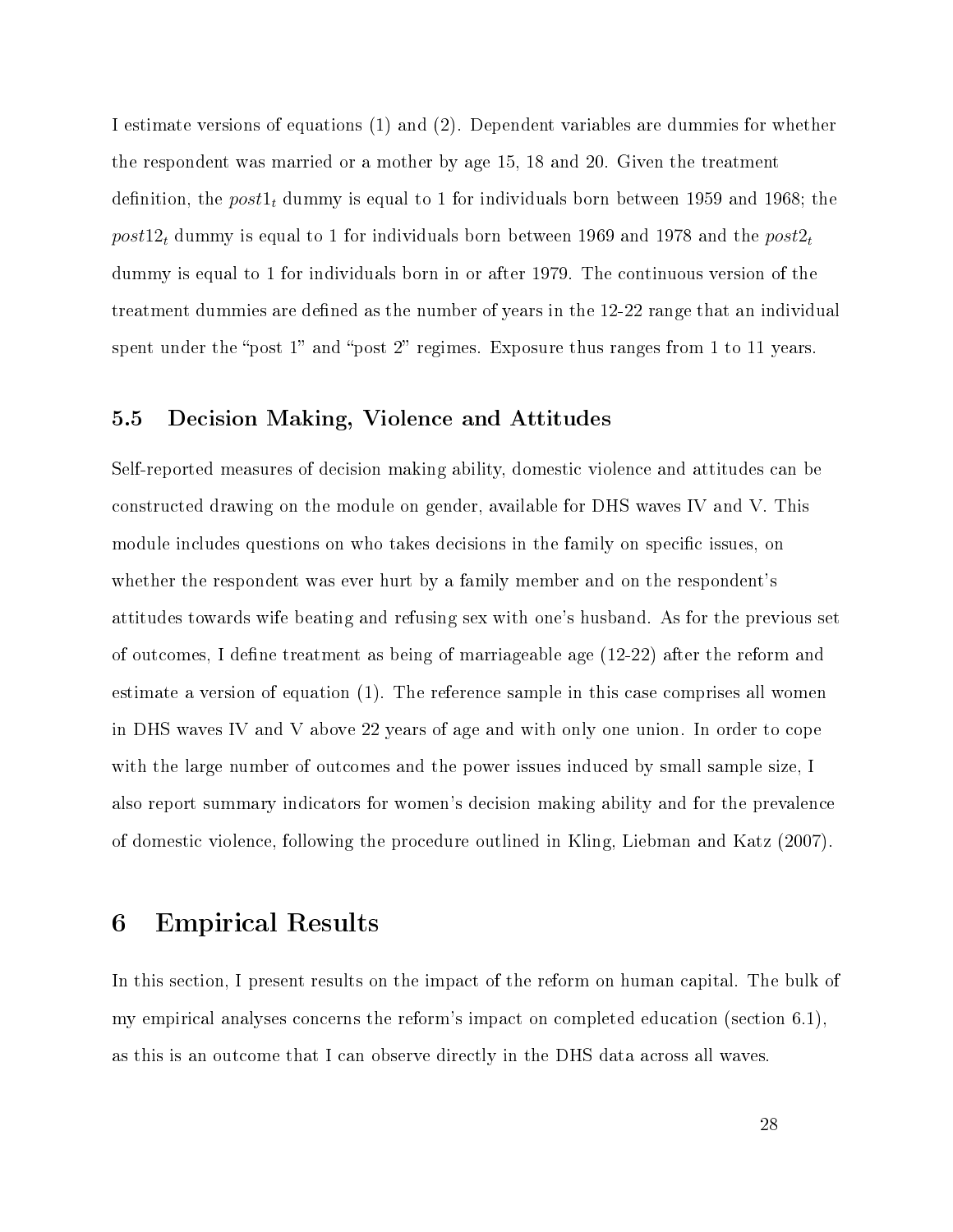I estimate versions of equations (1) and (2). Dependent variables are dummies for whether the respondent was married or a mother by age 15, 18 and 20. Given the treatment definition, the $post1_t$ dummy is equal to 1 for individuals born between 1959 and 1968; the $post12_t$ dummy is equal to 1 for individuals born between 1969 and 1978 and the $post2_t$ dummy is equal to 1 for individuals born in or after 1979. The continuous version of the treatment dummies are defined as the number of years in the 12-22 range that an individual spent under the "post 1" and "post 2" regimes. Exposure thus ranges from 1 to 11 years.

### 5.5 Decision Making, Violence and Attitudes

Self-reported measures of decision making ability, domestic violence and attitudes can be constructed drawing on the module on gender, available for DHS waves IV and V. This module includes questions on who takes decisions in the family on specific issues, on whether the respondent was ever hurt by a family member and on the respondent's attitudes towards wife beating and refusing sex with one's husband. As for the previous set of outcomes, I define treatment as being of marriageable age (12-22) after the reform and estimate a version of equation (1). The reference sample in this case comprises all women in DHS waves IV and V above 22 years of age and with only one union. In order to cope with the large number of outcomes and the power issues induced by small sample size, I also report summary indicators for women's decision making ability and for the prevalence of domestic violence, following the procedure outlined in Kling, Liebman and Katz (2007).

## 6 Empirical Results

In this section, I present results on the impact of the reform on human capital. The bulk of my empirical analyses concerns the reform's impact on completed education (section 6.1), as this is an outcome that I can observe directly in the DHS data across all waves.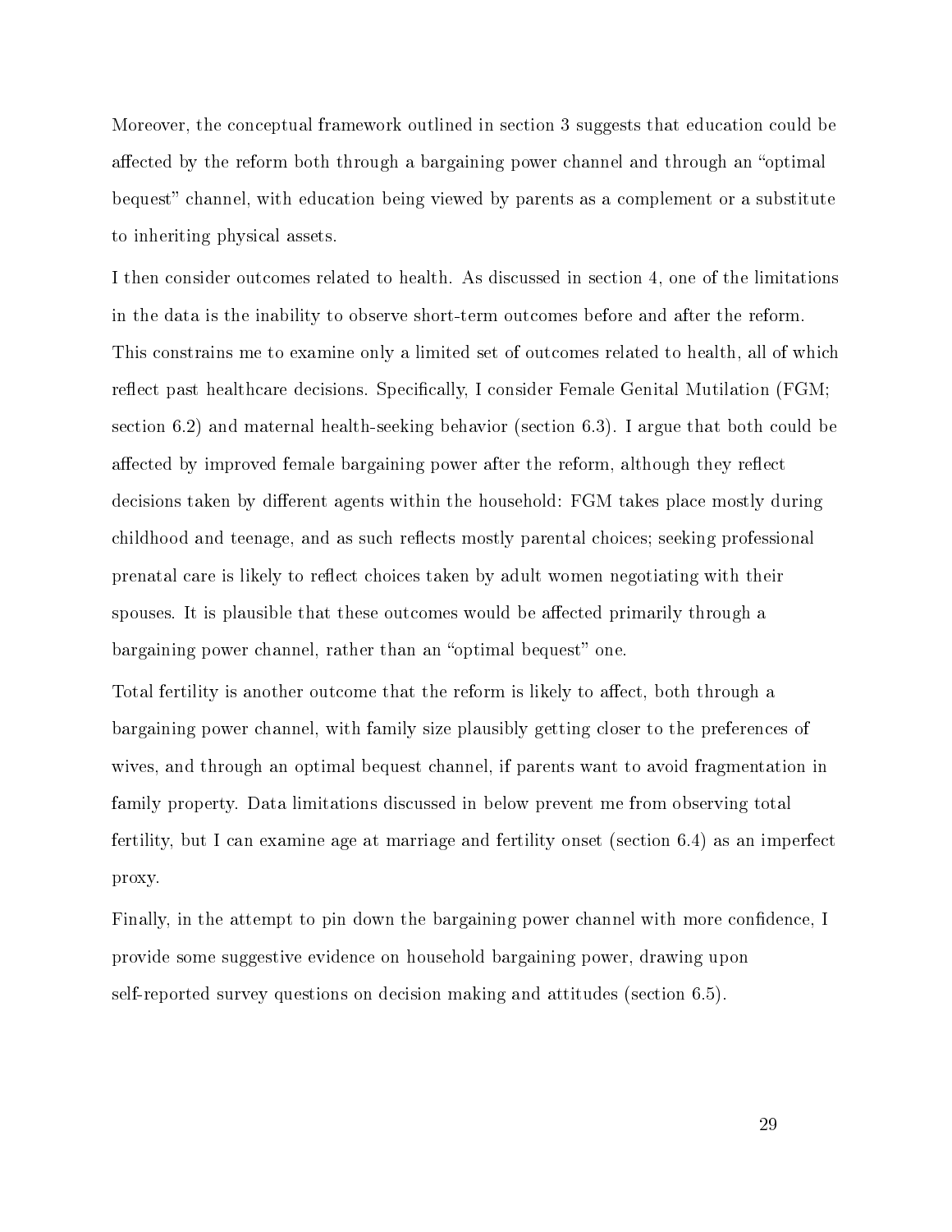Moreover, the conceptual framework outlined in section 3 suggests that education could be affected by the reform both through a bargaining power channel and through an "optimal bequest" channel, with education being viewed by parents as a complement or a substitute to inheriting physical assets.

I then consider outcomes related to health. As discussed in section 4, one of the limitations in the data is the inability to observe short-term outcomes before and after the reform. This constrains me to examine only a limited set of outcomes related to health, all of which reflect past healthcare decisions. Specifically, I consider Female Genital Mutilation (FGM; section 6.2) and maternal health-seeking behavior (section 6.3). I argue that both could be affected by improved female bargaining power after the reform, although they reflect decisions taken by different agents within the household: FGM takes place mostly during childhood and teenage, and as such reflects mostly parental choices; seeking professional prenatal care is likely to reflect choices taken by adult women negotiating with their spouses. It is plausible that these outcomes would be affected primarily through a bargaining power channel, rather than an "optimal bequest" one.

Total fertility is another outcome that the reform is likely to affect, both through a bargaining power channel, with family size plausibly getting closer to the preferences of wives, and through an optimal bequest channel, if parents want to avoid fragmentation in family property. Data limitations discussed in below prevent me from observing total fertility, but I can examine age at marriage and fertility onset (section 6.4) as an imperfect proxy.

Finally, in the attempt to pin down the bargaining power channel with more confidence, I provide some suggestive evidence on household bargaining power, drawing upon self-reported survey questions on decision making and attitudes (section 6.5).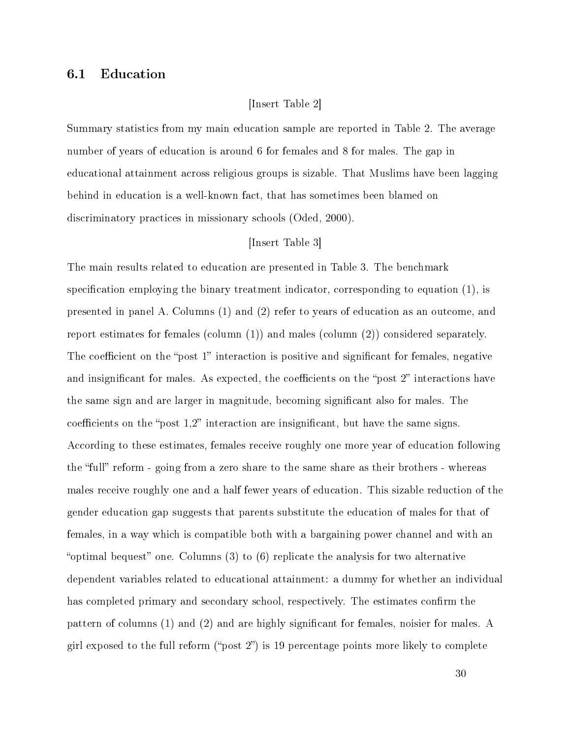### 6.1 Education

[Insert Table 2]

Summary statistics from my main education sample are reported in Table 2. The average number of years of education is around 6 for females and 8 for males. The gap in educational attainment across religious groups is sizable. That Muslims have been lagging behind in education is a well-known fact, that has sometimes been blamed on discriminatory practices in missionary schools (Oded, 2000).

[Insert Table 3]

The main results related to education are presented in Table 3. The benchmark specification employing the binary treatment indicator, corresponding to equation (1), is presented in panel A. Columns (1) and (2) refer to years of education as an outcome, and report estimates for females (column (1)) and males (column (2)) considered separately. The coefficient on the "post 1" interaction is positive and significant for females, negative and insignificant for males. As expected, the coefficients on the "post 2" interactions have the same sign and are larger in magnitude, becoming significant also for males. The coefficients on the "post 1,2" interaction are insignificant, but have the same signs. According to these estimates, females receive roughly one more year of education following the "full" reform - going from a zero share to the same share as their brothers - whereas males receive roughly one and a half fewer years of education. This sizable reduction of the gender education gap suggests that parents substitute the education of males for that of females, in a way which is compatible both with a bargaining power channel and with an "optimal bequest" one. Columns (3) to (6) replicate the analysis for two alternative dependent variables related to educational attainment: a dummy for whether an individual has completed primary and secondary school, respectively. The estimates confirm the pattern of columns (1) and (2) and are highly significant for females, noisier for males. A girl exposed to the full reform ("post 2") is 19 percentage points more likely to complete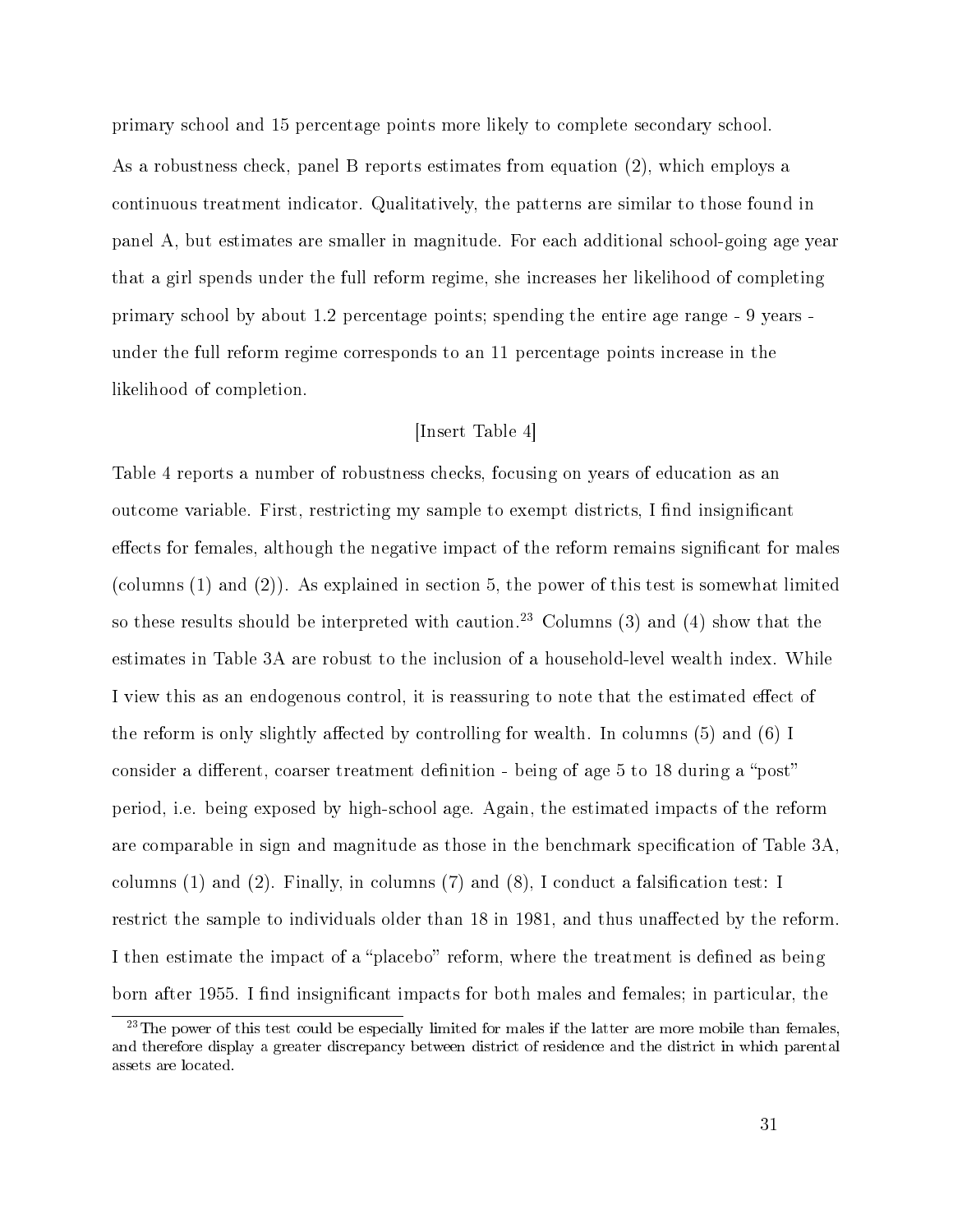primary school and 15 percentage points more likely to complete secondary school.

As a robustness check, panel B reports estimates from equation (2), which employs a continuous treatment indicator. Qualitatively, the patterns are similar to those found in panel A, but estimates are smaller in magnitude. For each additional school-going age year that a girl spends under the full reform regime, she increases her likelihood of completing primary school by about 1.2 percentage points; spending the entire age range - 9 years - under the full reform regime corresponds to an 11 percentage points increase in the likelihood of completion.

[Insert Table 4]

Table 4 reports a number of robustness checks, focusing on years of education as an outcome variable. First, restricting my sample to exempt districts, I find insignificant effects for females, although the negative impact of the reform remains significant for males (columns (1) and (2)). As explained in section 5, the power of this test is somewhat limited so these results should be interpreted with caution.[23] Columns (3) and (4) show that the estimates in Table 3A are robust to the inclusion of a household-level wealth index. While I view this as an endogenous control, it is reassuring to note that the estimated effect of the reform is only slightly affected by controlling for wealth. In columns (5) and (6) I consider a different, coarser treatment definition - being of age 5 to 18 during a "post" period, i.e. being exposed by high-school age. Again, the estimated impacts of the reform are comparable in sign and magnitude as those in the benchmark specification of Table 3A, columns (1) and (2). Finally, in columns (7) and (8), I conduct a falsification test: I restrict the sample to individuals older than 18 in 1981, and thus unaffected by the reform. I then estimate the impact of a "placebo" reform, where the treatment is defined as being born after 1955. I find insignificant impacts for both males and females; in particular, the

[23] The power of this test could be especially limited for males if the latter are more mobile than females, and therefore display a greater discrepancy between district of residence and the district in which parental assets are located.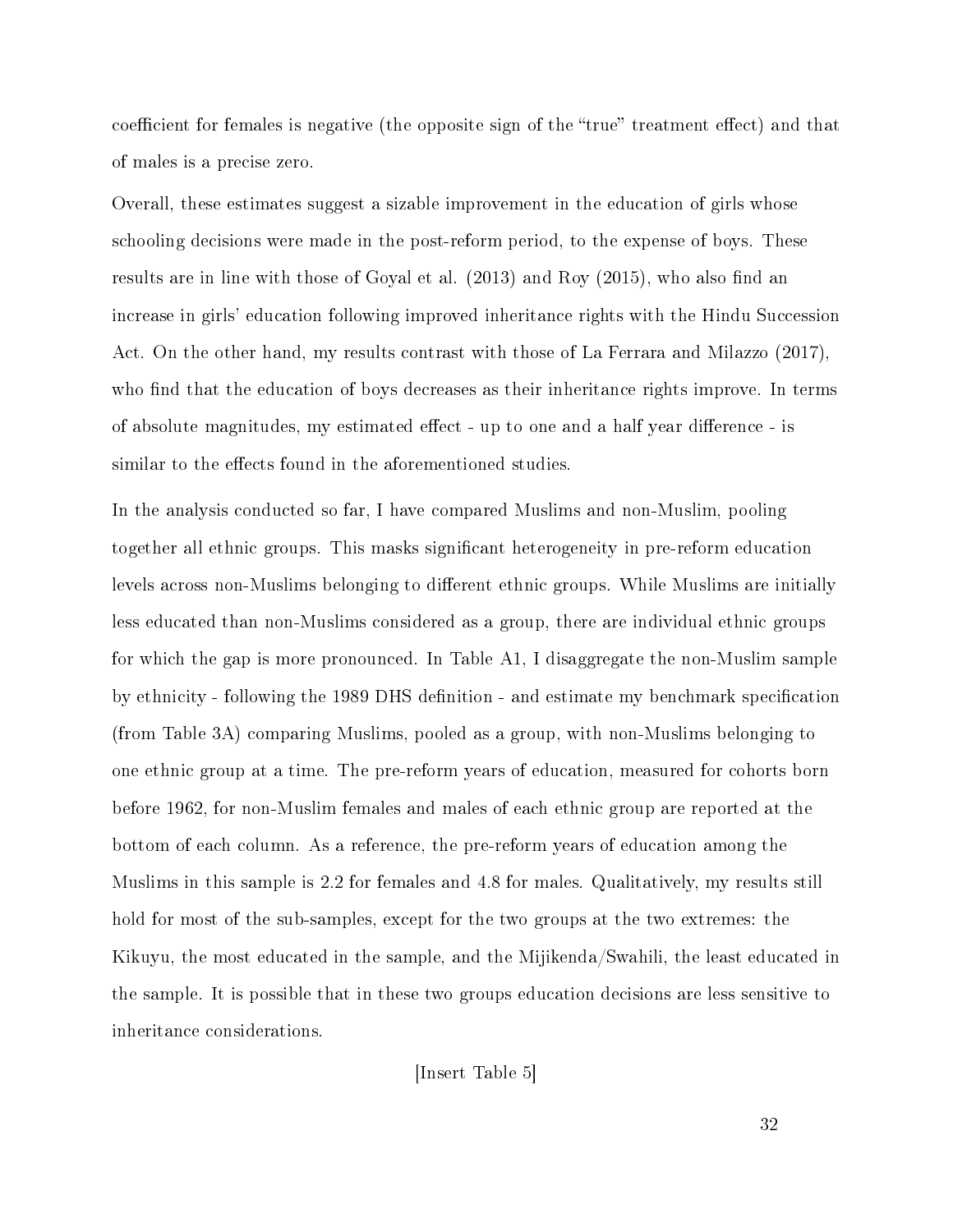coefficient for females is negative (the opposite sign of the "true" treatment effect) and that of males is a precise zero.

Overall, these estimates suggest a sizable improvement in the education of girls whose schooling decisions were made in the post-reform period, to the expense of boys. These results are in line with those of Goyal et al. (2013) and Roy (2015), who also find an increase in girls' education following improved inheritance rights with the Hindu Succession Act. On the other hand, my results contrast with those of La Ferrara and Milazzo (2017), who find that the education of boys decreases as their inheritance rights improve. In terms of absolute magnitudes, my estimated effect - up to one and a half year difference - is similar to the effects found in the aforementioned studies.

In the analysis conducted so far, I have compared Muslims and non-Muslim, pooling together all ethnic groups. This masks significant heterogeneity in pre-reform education levels across non-Muslims belonging to different ethnic groups. While Muslims are initially less educated than non-Muslims considered as a group, there are individual ethnic groups for which the gap is more pronounced. In Table A1, I disaggregate the non-Muslim sample by ethnicity - following the 1989 DHS definition - and estimate my benchmark specification (from Table 3A) comparing Muslims, pooled as a group, with non-Muslims belonging to one ethnic group at a time. The pre-reform years of education, measured for cohorts born before 1962, for non-Muslim females and males of each ethnic group are reported at the bottom of each column. As a reference, the pre-reform years of education among the Muslims in this sample is 2.2 for females and 4.8 for males. Qualitatively, my results still hold for most of the sub-samples, except for the two groups at the two extremes: the Kikuyu, the most educated in the sample, and the Mijikenda/Swahili, the least educated in the sample. It is possible that in these two groups education decisions are less sensitive to inheritance considerations.

[Insert Table 5]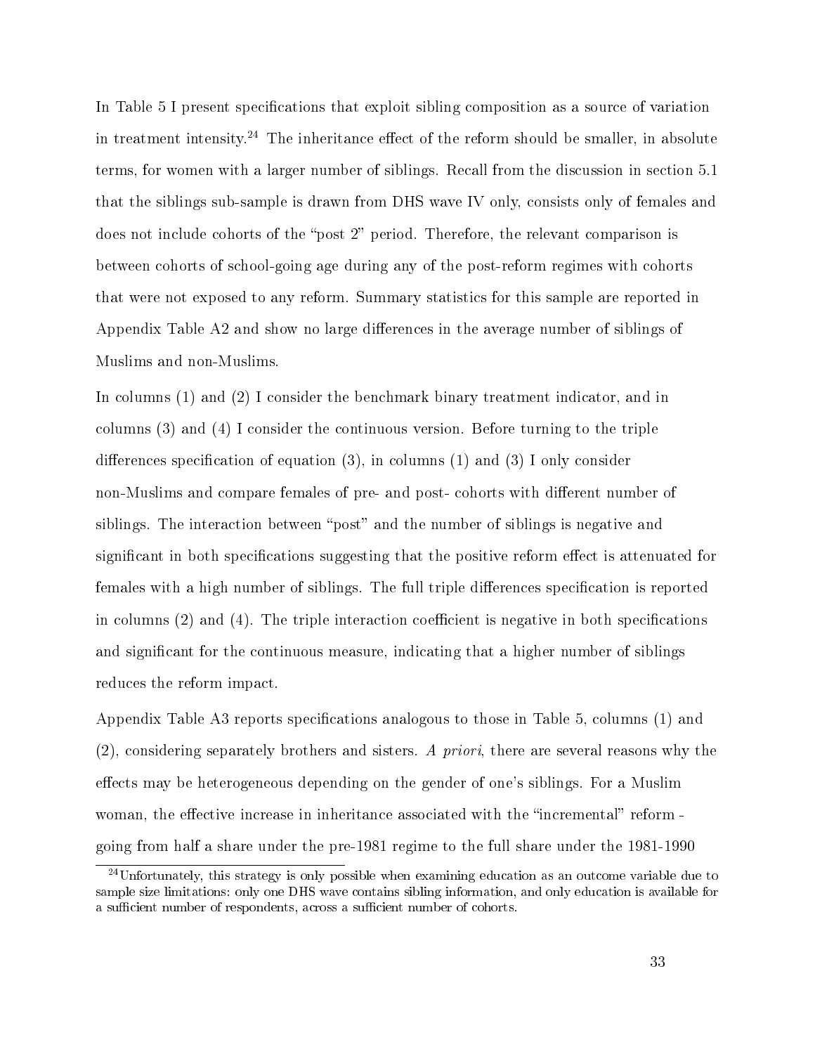In Table 5 I present specifications that exploit sibling composition as a source of variation in treatment intensity.[24] The inheritance effect of the reform should be smaller, in absolute terms, for women with a larger number of siblings. Recall from the discussion in section 5.1 that the siblings sub-sample is drawn from DHS wave IV only, consists only of females and does not include cohorts of the "post 2" period. Therefore, the relevant comparison is between cohorts of school-going age during any of the post-reform regimes with cohorts that were not exposed to any reform. Summary statistics for this sample are reported in Appendix Table A2 and show no large differences in the average number of siblings of Muslims and non-Muslims.

In columns (1) and (2) I consider the benchmark binary treatment indicator, and in columns (3) and (4) I consider the continuous version. Before turning to the triple differences specification of equation (3), in columns (1) and (3) I only consider non-Muslims and compare females of pre- and post- cohorts with different number of siblings. The interaction between "post" and the number of siblings is negative and significant in both specifications suggesting that the positive reform effect is attenuated for females with a high number of siblings. The full triple differences specification is reported in columns (2) and (4). The triple interaction coefficient is negative in both specifications and significant for the continuous measure, indicating that a higher number of siblings reduces the reform impact.

Appendix Table A3 reports specifications analogous to those in Table 5, columns (1) and (2), considering separately brothers and sisters. *A priori*, there are several reasons why the effects may be heterogeneous depending on the gender of one's siblings. For a Muslim woman, the effective increase in inheritance associated with the "incremental" reform - going from half a share under the pre-1981 regime to the full share under the 1981-1990

[24] Unfortunately, this strategy is only possible when examining education as an outcome variable due to sample size limitations: only one DHS wave contains sibling information, and only education is available for a sufficient number of respondents, across a sufficient number of cohorts.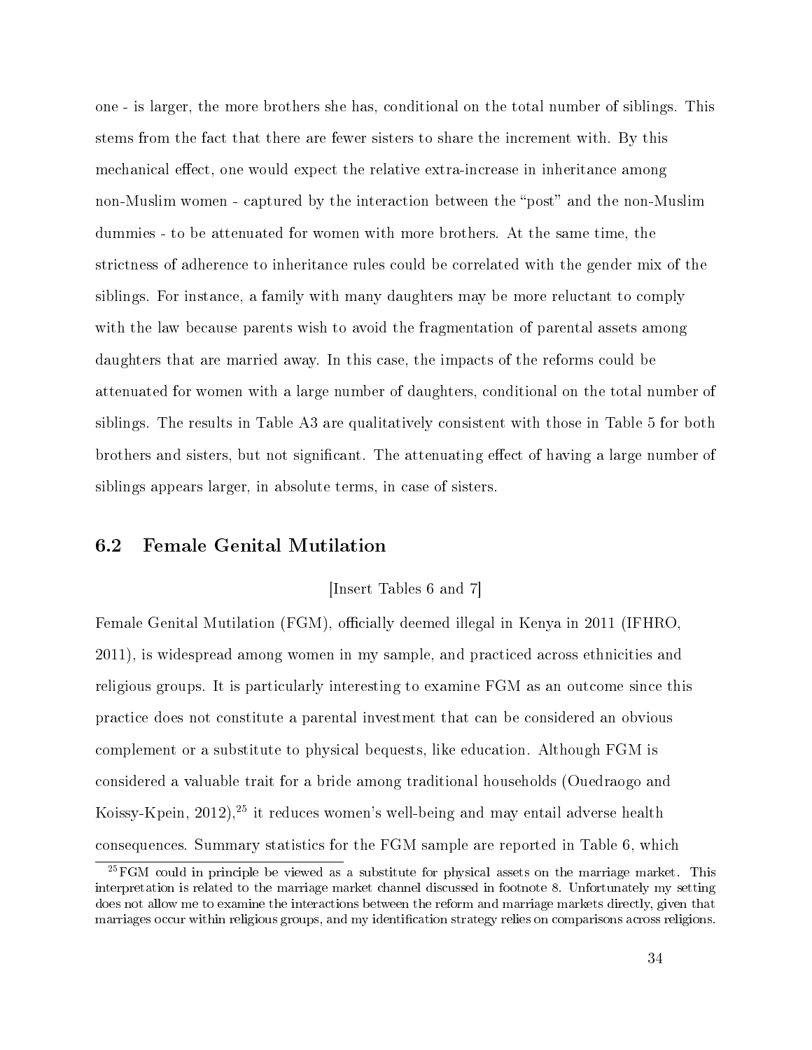one - is larger, the more brothers she has, conditional on the total number of siblings. This stems from the fact that there are fewer sisters to share the increment with. By this mechanical effect, one would expect the relative extra-increase in inheritance among non-Muslim women - captured by the interaction between the "post" and the non-Muslim dummies - to be attenuated for women with more brothers. At the same time, the strictness of adherence to inheritance rules could be correlated with the gender mix of the siblings. For instance, a family with many daughters may be more reluctant to comply with the law because parents wish to avoid the fragmentation of parental assets among daughters that are married away. In this case, the impacts of the reforms could be attenuated for women with a large number of daughters, conditional on the total number of siblings. The results in Table A3 are qualitatively consistent with those in Table 5 for both brothers and sisters, but not significant. The attenuating effect of having a large number of siblings appears larger, in absolute terms, in case of sisters.

## 6.2 Female Genital Mutilation

[Insert Tables 6 and 7]

Female Genital Mutilation (FGM), officially deemed illegal in Kenya in 2011 (IFHRO, 2011), is widespread among women in my sample, and practiced across ethnicities and religious groups. It is particularly interesting to examine FGM as an outcome since this practice does not constitute a parental investment that can be considered an obvious complement or a substitute to physical bequests, like education. Although FGM is considered a valuable trait for a bride among traditional households (Ouedraogo and Koissy-Kpein, 2012),[25] it reduces women's well-being and may entail adverse health consequences. Summary statistics for the FGM sample are reported in Table 6, which

[25] FGM could in principle be viewed as a substitute for physical assets on the marriage market. This interpretation is related to the marriage market channel discussed in footnote 8. Unfortunately my setting does not allow me to examine the interactions between the reform and marriage markets directly, given that marriages occur within religious groups, and my identification strategy relies on comparisons across religions.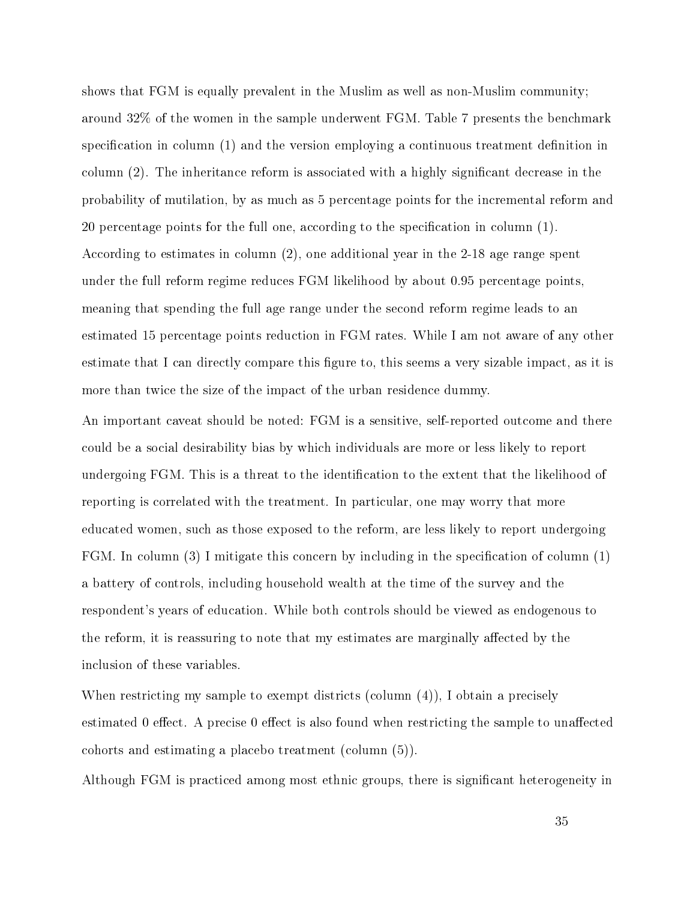shows that FGM is equally prevalent in the Muslim as well as non-Muslim community; around 32% of the women in the sample underwent FGM. Table 7 presents the benchmark specification in column (1) and the version employing a continuous treatment definition in column (2). The inheritance reform is associated with a highly significant decrease in the probability of mutilation, by as much as 5 percentage points for the incremental reform and 20 percentage points for the full one, according to the specification in column (1). According to estimates in column (2), one additional year in the 2-18 age range spent under the full reform regime reduces FGM likelihood by about 0.95 percentage points, meaning that spending the full age range under the second reform regime leads to an estimated 15 percentage points reduction in FGM rates. While I am not aware of any other estimate that I can directly compare this figure to, this seems a very sizable impact, as it is more than twice the size of the impact of the urban residence dummy.

An important caveat should be noted: FGM is a sensitive, self-reported outcome and there could be a social desirability bias by which individuals are more or less likely to report undergoing FGM. This is a threat to the identification to the extent that the likelihood of reporting is correlated with the treatment. In particular, one may worry that more educated women, such as those exposed to the reform, are less likely to report undergoing FGM. In column (3) I mitigate this concern by including in the specification of column (1) a battery of controls, including household wealth at the time of the survey and the respondent's years of education. While both controls should be viewed as endogenous to the reform, it is reassuring to note that my estimates are marginally affected by the inclusion of these variables.

When restricting my sample to exempt districts (column (4)), I obtain a precisely estimated 0 effect. A precise 0 effect is also found when restricting the sample to unaffected cohorts and estimating a placebo treatment (column (5)).

Although FGM is practiced among most ethnic groups, there is significant heterogeneity in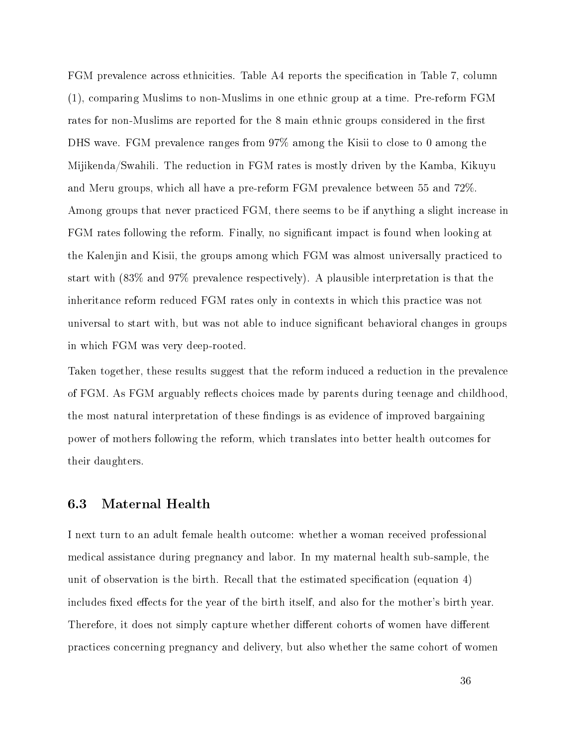FGM prevalence across ethnicities. Table A4 reports the specification in Table 7, column (1), comparing Muslims to non-Muslims in one ethnic group at a time. Pre-reform FGM rates for non-Muslims are reported for the 8 main ethnic groups considered in the first DHS wave. FGM prevalence ranges from 97% among the Kisii to close to 0 among the Mijikenda/Swahili. The reduction in FGM rates is mostly driven by the Kamba, Kikuyu and Meru groups, which all have a pre-reform FGM prevalence between 55 and 72%. Among groups that never practiced FGM, there seems to be if anything a slight increase in FGM rates following the reform. Finally, no significant impact is found when looking at the Kalenjin and Kisii, the groups among which FGM was almost universally practiced to start with (83% and 97% prevalence respectively). A plausible interpretation is that the inheritance reform reduced FGM rates only in contexts in which this practice was not universal to start with, but was not able to induce significant behavioral changes in groups in which FGM was very deep-rooted.

Taken together, these results suggest that the reform induced a reduction in the prevalence of FGM. As FGM arguably reflects choices made by parents during teenage and childhood, the most natural interpretation of these findings is as evidence of improved bargaining power of mothers following the reform, which translates into better health outcomes for their daughters.

### 6.3 Maternal Health

I next turn to an adult female health outcome: whether a woman received professional medical assistance during pregnancy and labor. In my maternal health sub-sample, the unit of observation is the birth. Recall that the estimated specification (equation 4) includes fixed effects for the year of the birth itself, and also for the mother's birth year. Therefore, it does not simply capture whether different cohorts of women have different practices concerning pregnancy and delivery, but also whether the same cohort of women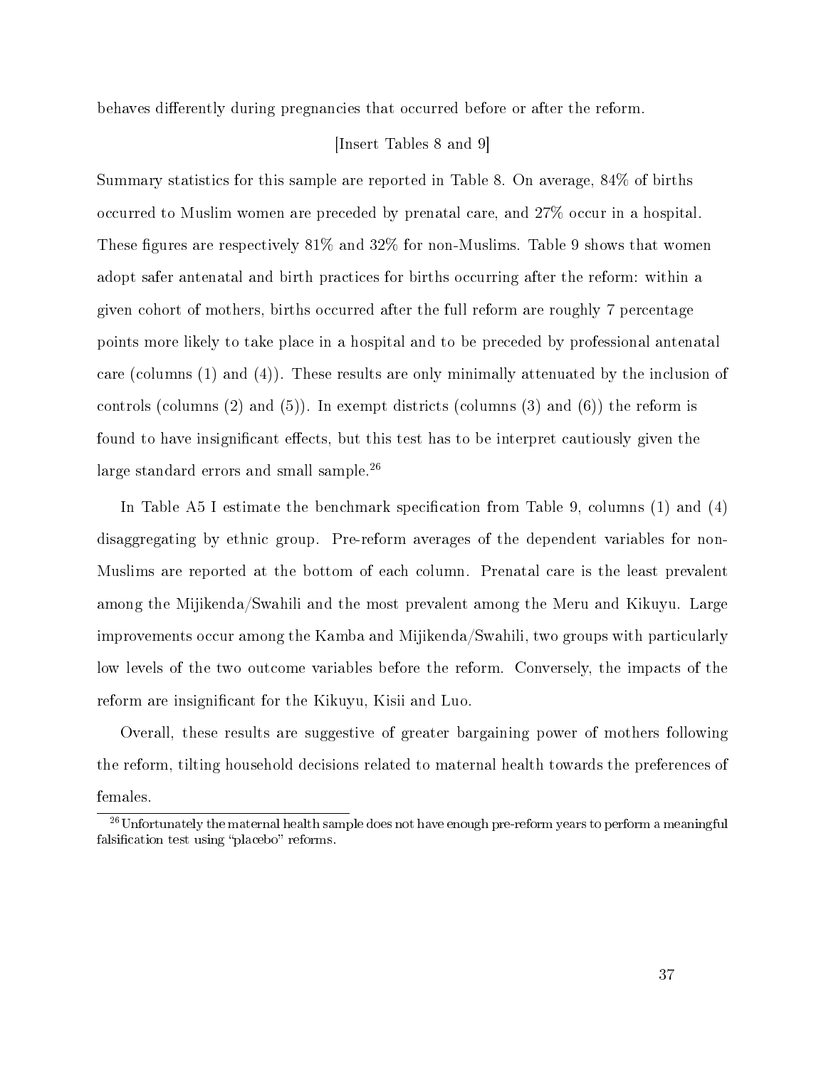behaves differently during pregnancies that occurred before or after the reform.

[Insert Tables 8 and 9]

Summary statistics for this sample are reported in Table 8. On average, 84% of births occurred to Muslim women are preceded by prenatal care, and 27% occur in a hospital. These figures are respectively 81% and 32% for non-Muslims. Table 9 shows that women adopt safer antenatal and birth practices for births occurring after the reform: within a given cohort of mothers, births occurred after the full reform are roughly 7 percentage points more likely to take place in a hospital and to be preceded by professional antenatal care (columns (1) and (4)). These results are only minimally attenuated by the inclusion of controls (columns (2) and (5)). In exempt districts (columns (3) and (6)) the reform is found to have insignificant effects, but this test has to be interpret cautiously given the large standard errors and small sample.[26]

In Table A5 I estimate the benchmark specification from Table 9, columns (1) and (4) disaggregating by ethnic group. Pre-reform averages of the dependent variables for non-Muslims are reported at the bottom of each column. Prenatal care is the least prevalent among the Mijikenda/Swahili and the most prevalent among the Meru and Kikuyu. Large improvements occur among the Kamba and Mijikenda/Swahili, two groups with particularly low levels of the two outcome variables before the reform. Conversely, the impacts of the reform are insignificant for the Kikuyu, Kisii and Luo.

Overall, these results are suggestive of greater bargaining power of mothers following the reform, tilting household decisions related to maternal health towards the preferences of females.

[26] Unfortunately the maternal health sample does not have enough pre-reform years to perform a meaningful falsification test using "placebo" reforms.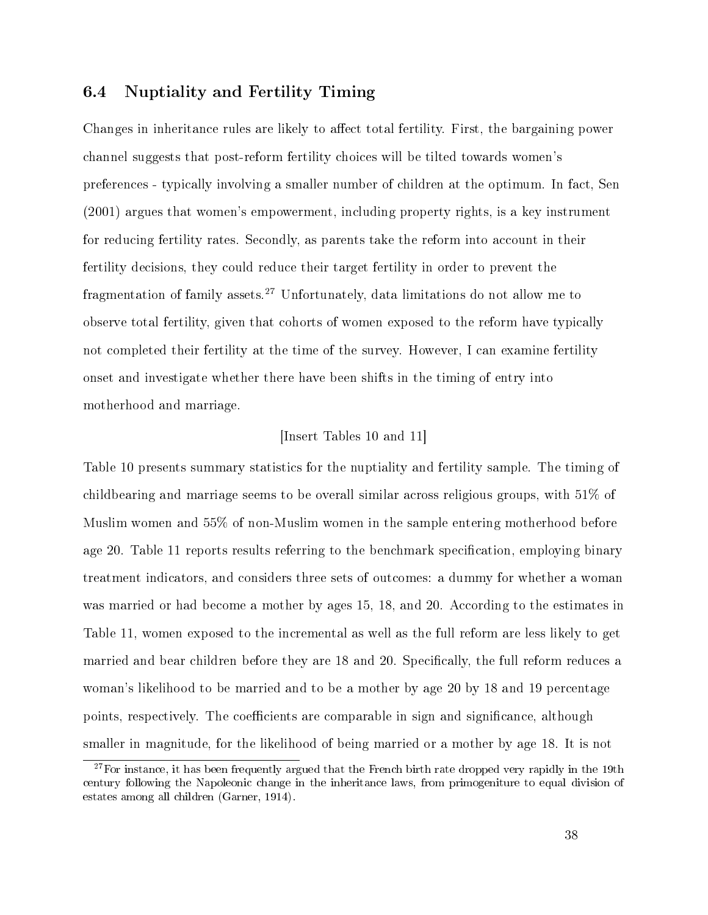## 6.4 Nuptiality and Fertility Timing

Changes in inheritance rules are likely to affect total fertility. First, the bargaining power channel suggests that post-reform fertility choices will be tilted towards women's preferences - typically involving a smaller number of children at the optimum. In fact, Sen (2001) argues that women's empowerment, including property rights, is a key instrument for reducing fertility rates. Secondly, as parents take the reform into account in their fertility decisions, they could reduce their target fertility in order to prevent the fragmentation of family assets.[27] Unfortunately, data limitations do not allow me to observe total fertility, given that cohorts of women exposed to the reform have typically not completed their fertility at the time of the survey. However, I can examine fertility onset and investigate whether there have been shifts in the timing of entry into motherhood and marriage.

[Insert Tables 10 and 11]

Table 10 presents summary statistics for the nuptiality and fertility sample. The timing of childbearing and marriage seems to be overall similar across religious groups, with 51% of Muslim women and 55% of non-Muslim women in the sample entering motherhood before age 20. Table 11 reports results referring to the benchmark specification, employing binary treatment indicators, and considers three sets of outcomes: a dummy for whether a woman was married or had become a mother by ages 15, 18, and 20. According to the estimates in Table 11, women exposed to the incremental as well as the full reform are less likely to get married and bear children before they are 18 and 20. Specifically, the full reform reduces a woman's likelihood to be married and to be a mother by age 20 by 18 and 19 percentage points, respectively. The coefficients are comparable in sign and significance, although smaller in magnitude, for the likelihood of being married or a mother by age 18. It is not

[27] For instance, it has been frequently argued that the French birth rate dropped very rapidly in the 19th century following the Napoleonic change in the inheritance laws, from primogeniture to equal division of estates among all children (Garner, 1914).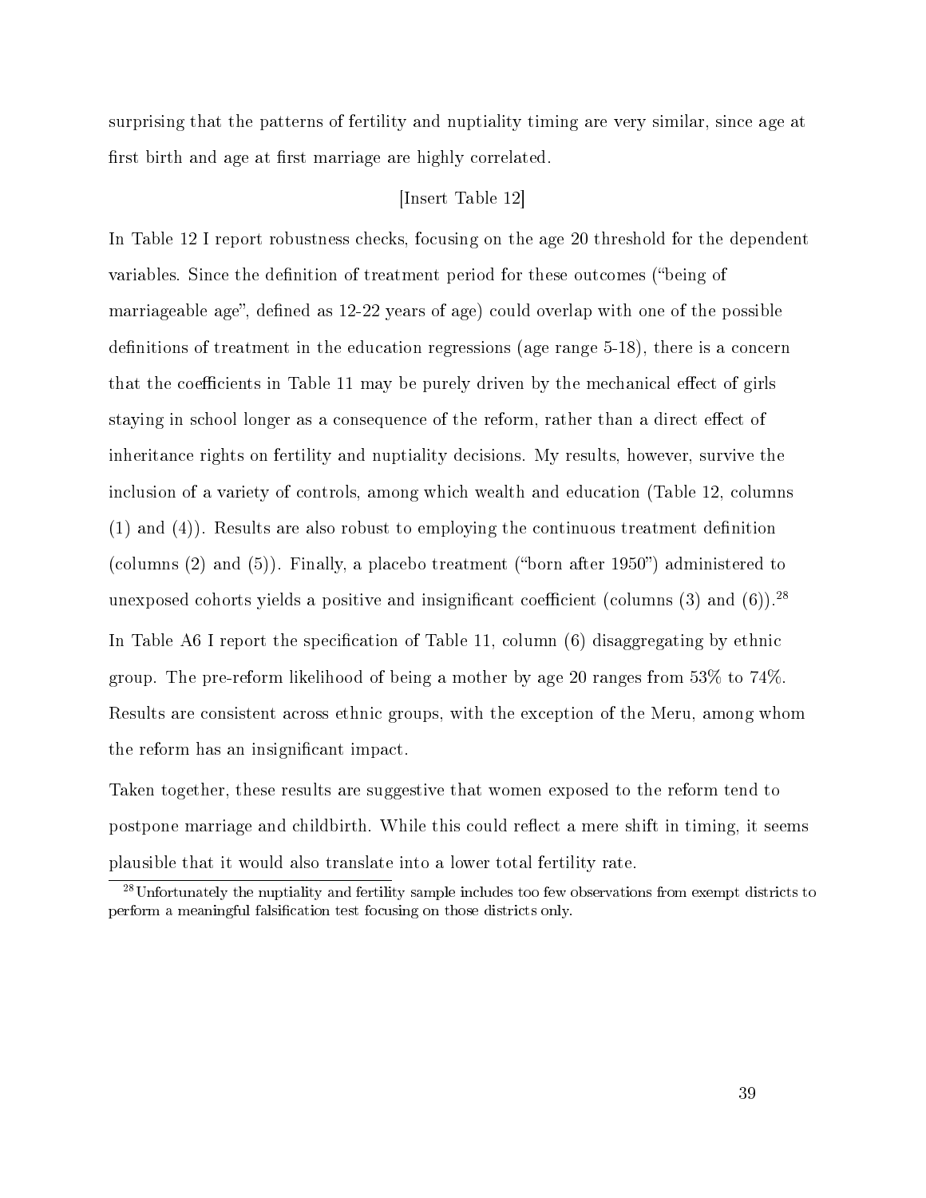surprising that the patterns of fertility and nuptiality timing are very similar, since age at first birth and age at first marriage are highly correlated.

[Insert Table 12]

In Table 12 I report robustness checks, focusing on the age 20 threshold for the dependent variables. Since the definition of treatment period for these outcomes ("being of marriageable age", defined as 12-22 years of age) could overlap with one of the possible definitions of treatment in the education regressions (age range 5-18), there is a concern that the coefficients in Table 11 may be purely driven by the mechanical effect of girls staying in school longer as a consequence of the reform, rather than a direct effect of inheritance rights on fertility and nuptiality decisions. My results, however, survive the inclusion of a variety of controls, among which wealth and education (Table 12, columns (1) and (4)). Results are also robust to employing the continuous treatment definition (columns (2) and (5)). Finally, a placebo treatment ("born after 1950") administered to unexposed cohorts yields a positive and insignificant coefficient (columns (3) and (6)).[28]

In Table A6 I report the specification of Table 11, column (6) disaggregating by ethnic group. The pre-reform likelihood of being a mother by age 20 ranges from 53% to 74%. Results are consistent across ethnic groups, with the exception of the Meru, among whom the reform has an insignificant impact.

Taken together, these results are suggestive that women exposed to the reform tend to postpone marriage and childbirth. While this could reflect a mere shift in timing, it seems plausible that it would also translate into a lower total fertility rate.

[28] Unfortunately the nuptiality and fertility sample includes too few observations from exempt districts to perform a meaningful falsification test focusing on those districts only.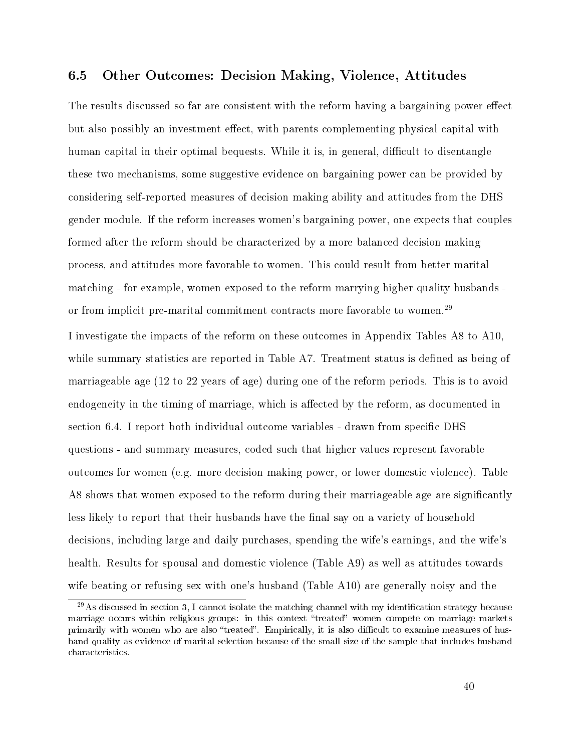### 6.5 Other Outcomes: Decision Making, Violence, Attitudes

The results discussed so far are consistent with the reform having a bargaining power effect but also possibly an investment effect, with parents complementing physical capital with human capital in their optimal bequests. While it is, in general, difficult to disentangle these two mechanisms, some suggestive evidence on bargaining power can be provided by considering self-reported measures of decision making ability and attitudes from the DHS gender module. If the reform increases women's bargaining power, one expects that couples formed after the reform should be characterized by a more balanced decision making process, and attitudes more favorable to women. This could result from better marital matching - for example, women exposed to the reform marrying higher-quality husbands - or from implicit pre-marital commitment contracts more favorable to women.[29]

I investigate the impacts of the reform on these outcomes in Appendix Tables A8 to A10, while summary statistics are reported in Table A7. Treatment status is defined as being of marriageable age (12 to 22 years of age) during one of the reform periods. This is to avoid endogeneity in the timing of marriage, which is affected by the reform, as documented in section 6.4. I report both individual outcome variables - drawn from specific DHS questions - and summary measures, coded such that higher values represent favorable outcomes for women (e.g. more decision making power, or lower domestic violence). Table A8 shows that women exposed to the reform during their marriageable age are significantly less likely to report that their husbands have the final say on a variety of household decisions, including large and daily purchases, spending the wife's earnings, and the wife's health. Results for spousal and domestic violence (Table A9) as well as attitudes towards wife beating or refusing sex with one's husband (Table A10) are generally noisy and the

[29] As discussed in section 3, I cannot isolate the matching channel with my identification strategy because marriage occurs within religious groups: in this context "treated" women compete on marriage markets primarily with women who are also "treated". Empirically, it is also difficult to examine measures of husband quality as evidence of marital selection because of the small size of the sample that includes husband characteristics.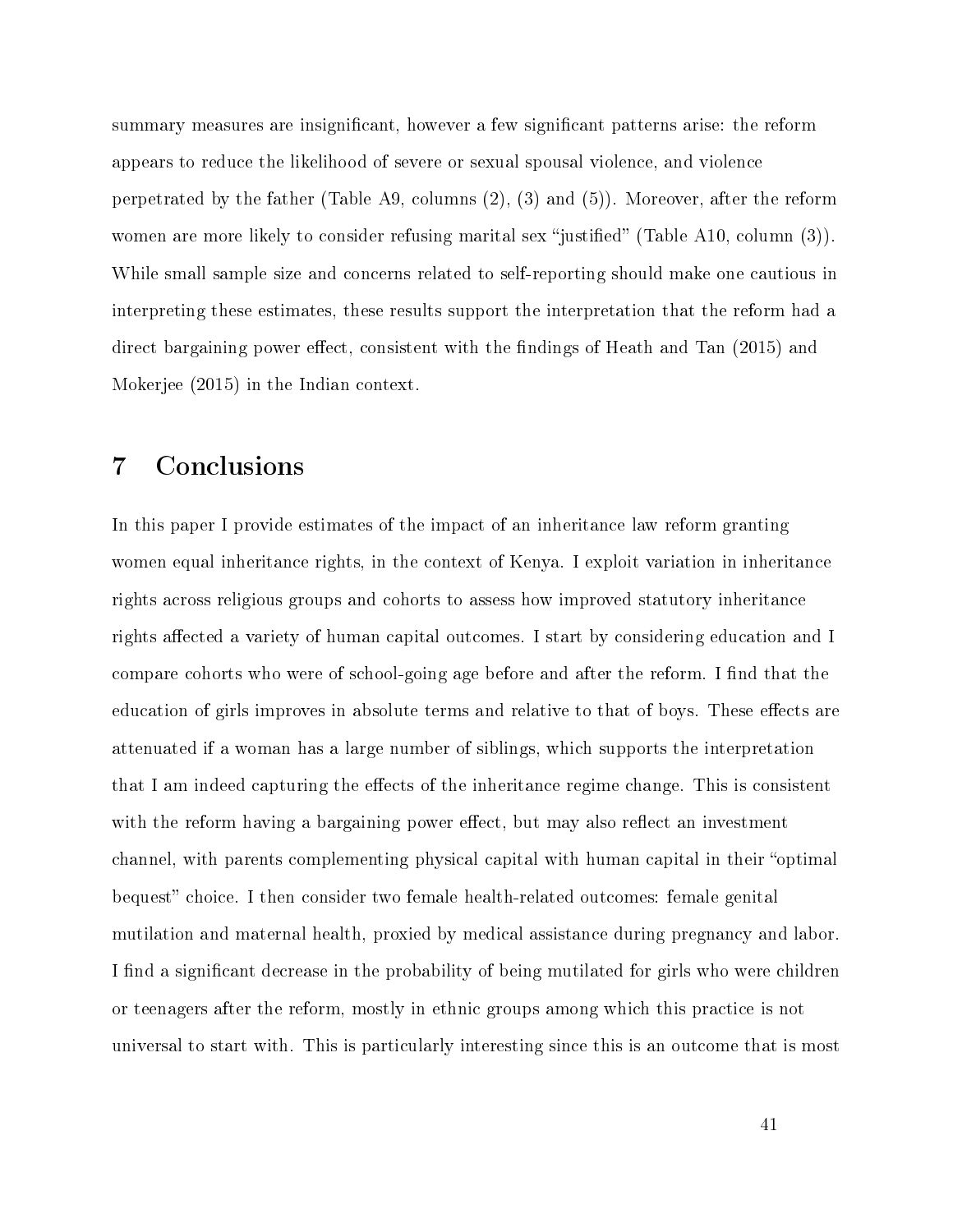summary measures are insignificant, however a few significant patterns arise: the reform appears to reduce the likelihood of severe or sexual spousal violence, and violence perpetrated by the father (Table A9, columns (2), (3) and (5)). Moreover, after the reform women are more likely to consider refusing marital sex "justified" (Table A10, column (3)). While small sample size and concerns related to self-reporting should make one cautious in interpreting these estimates, these results support the interpretation that the reform had a direct bargaining power effect, consistent with the findings of Heath and Tan (2015) and Mokerjee (2015) in the Indian context.

# 7 Conclusions

In this paper I provide estimates of the impact of an inheritance law reform granting women equal inheritance rights, in the context of Kenya. I exploit variation in inheritance rights across religious groups and cohorts to assess how improved statutory inheritance rights affected a variety of human capital outcomes. I start by considering education and I compare cohorts who were of school-going age before and after the reform. I find that the education of girls improves in absolute terms and relative to that of boys. These effects are attenuated if a woman has a large number of siblings, which supports the interpretation that I am indeed capturing the effects of the inheritance regime change. This is consistent with the reform having a bargaining power effect, but may also reflect an investment channel, with parents complementing physical capital with human capital in their "optimal bequest" choice. I then consider two female health-related outcomes: female genital mutilation and maternal health, proxied by medical assistance during pregnancy and labor. I find a significant decrease in the probability of being mutilated for girls who were children or teenagers after the reform, mostly in ethnic groups among which this practice is not universal to start with. This is particularly interesting since this is an outcome that is most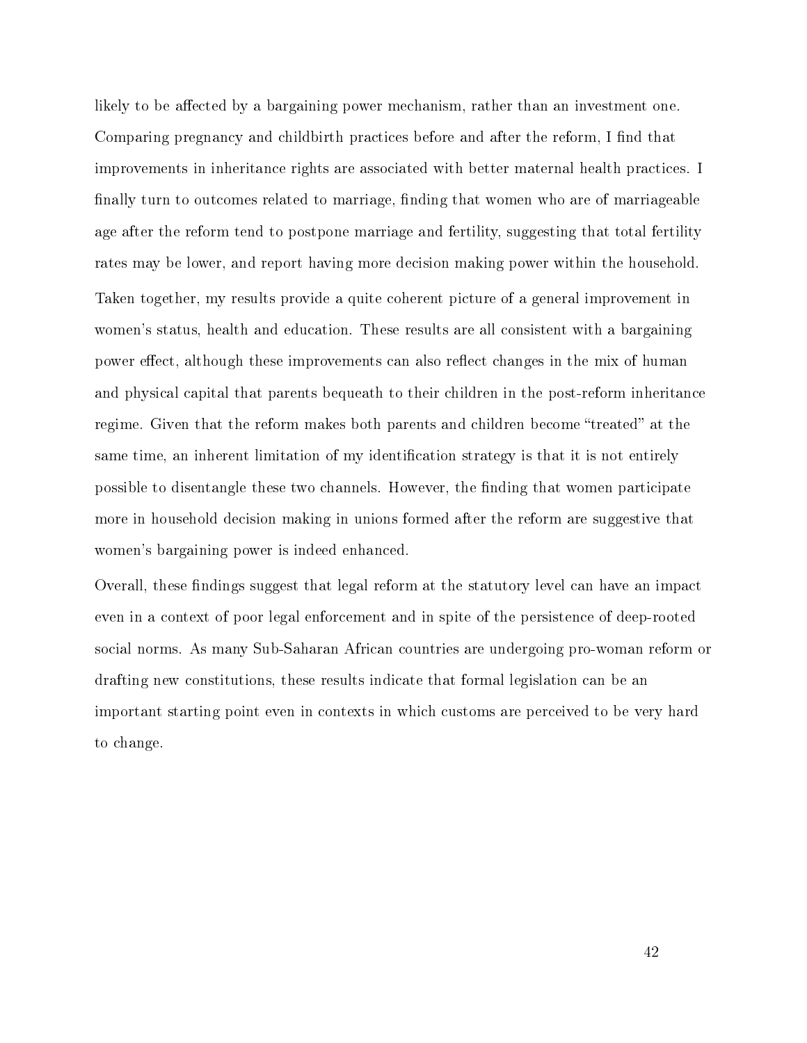likely to be affected by a bargaining power mechanism, rather than an investment one. Comparing pregnancy and childbirth practices before and after the reform, I find that improvements in inheritance rights are associated with better maternal health practices. I finally turn to outcomes related to marriage, finding that women who are of marriageable age after the reform tend to postpone marriage and fertility, suggesting that total fertility rates may be lower, and report having more decision making power within the household.

Taken together, my results provide a quite coherent picture of a general improvement in women's status, health and education. These results are all consistent with a bargaining power effect, although these improvements can also reflect changes in the mix of human and physical capital that parents bequeath to their children in the post-reform inheritance regime. Given that the reform makes both parents and children become "treated" at the same time, an inherent limitation of my identification strategy is that it is not entirely possible to disentangle these two channels. However, the finding that women participate more in household decision making in unions formed after the reform are suggestive that women's bargaining power is indeed enhanced.

Overall, these findings suggest that legal reform at the statutory level can have an impact even in a context of poor legal enforcement and in spite of the persistence of deep-rooted social norms. As many Sub-Saharan African countries are undergoing pro-woman reform or drafting new constitutions, these results indicate that formal legislation can be an important starting point even in contexts in which customs are perceived to be very hard to change.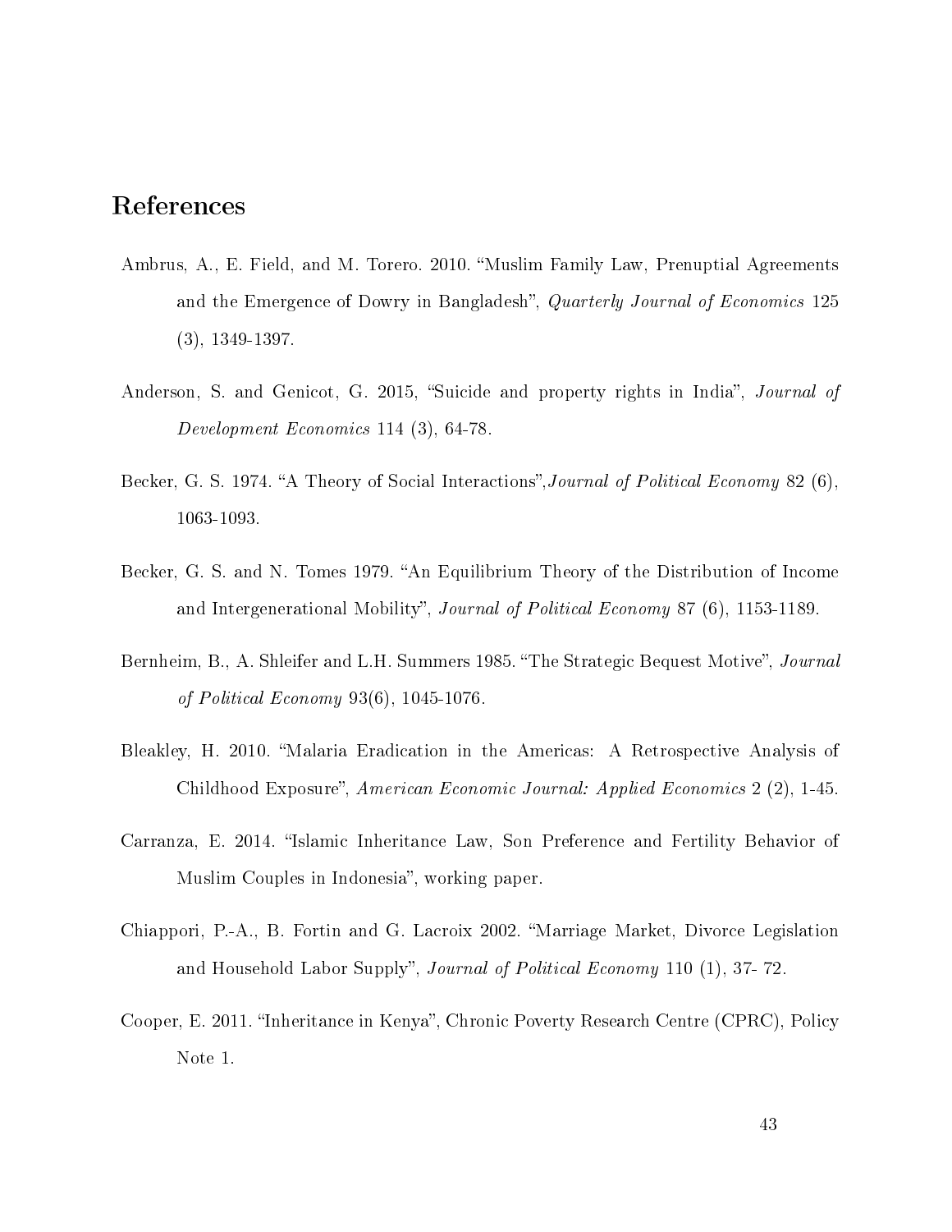# References

Ambrus, A., E. Field, and M. Torero. 2010. "Muslim Family Law, Prenuptial Agreements and the Emergence of Dowry in Bangladesh", *Quarterly Journal of Economics* 125 (3), 1349-1397.

Anderson, S. and Genicot, G. 2015, "Suicide and property rights in India", *Journal of Development Economics* 114 (3), 64-78.

Becker, G. S. 1974. "A Theory of Social Interactions",*Journal of Political Economy* 82 (6), 1063-1093.

Becker, G. S. and N. Tomes 1979. "An Equilibrium Theory of the Distribution of Income and Intergenerational Mobility", *Journal of Political Economy* 87 (6), 1153-1189.

Bernheim, B., A. Shleifer and L.H. Summers 1985. "The Strategic Bequest Motive", *Journal of Political Economy* 93(6), 1045-1076.

Bleakley, H. 2010. "Malaria Eradication in the Americas: A Retrospective Analysis of Childhood Exposure", *American Economic Journal: Applied Economics* 2 (2), 1-45.

Carranza, E. 2014. "Islamic Inheritance Law, Son Preference and Fertility Behavior of Muslim Couples in Indonesia", working paper.

Chiappori, P.-A., B. Fortin and G. Lacroix 2002. "Marriage Market, Divorce Legislation and Household Labor Supply", *Journal of Political Economy* 110 (1), 37- 72.

Cooper, E. 2011. "Inheritance in Kenya", Chronic Poverty Research Centre (CPRC), Policy Note 1.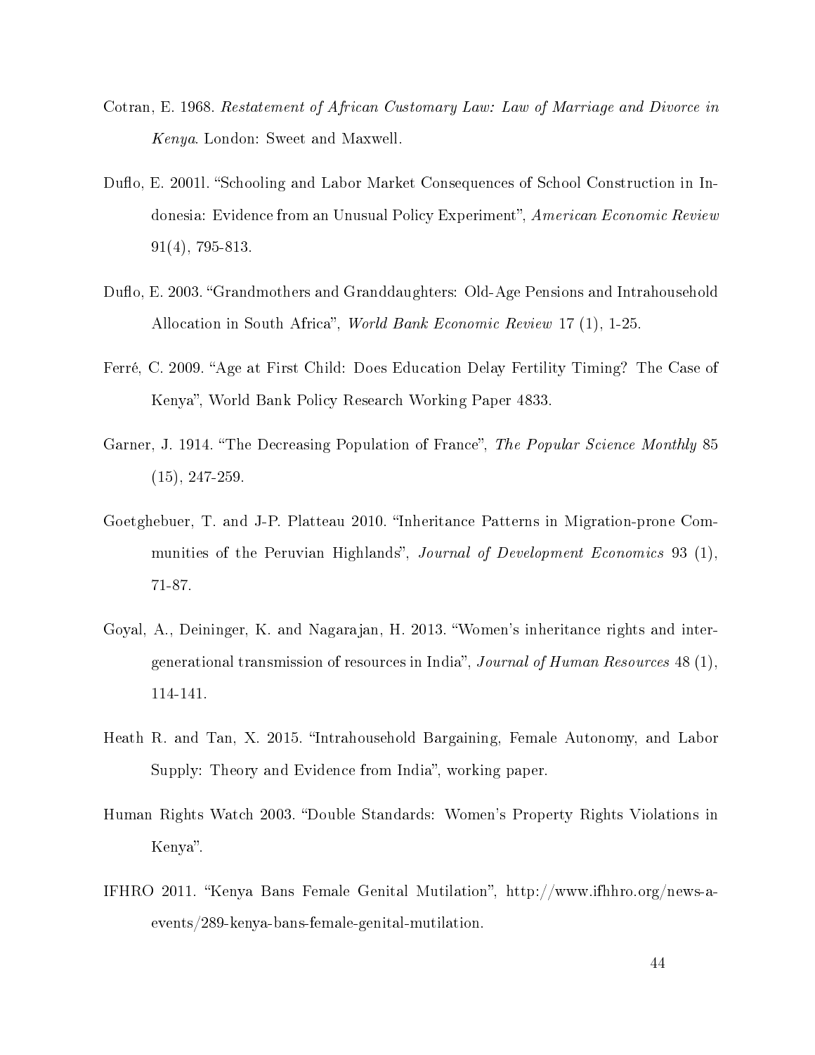Cotran, E. 1968. *Restatement of African Customary Law: Law of Marriage and Divorce in Kenya*. London: Sweet and Maxwell.

Duflo, E. 2001l. "Schooling and Labor Market Consequences of School Construction in Indonesia: Evidence from an Unusual Policy Experiment", *American Economic Review* 91(4), 795-813.

Duflo, E. 2003. "Grandmothers and Granddaughters: Old-Age Pensions and Intrahousehold Allocation in South Africa", *World Bank Economic Review* 17 (1), 1-25.

Ferré, C. 2009. "Age at First Child: Does Education Delay Fertility Timing? The Case of Kenya", World Bank Policy Research Working Paper 4833.

Garner, J. 1914. "The Decreasing Population of France", *The Popular Science Monthly* 85 (15), 247-259.

Goetghebuer, T. and J-P. Platteau 2010. "Inheritance Patterns in Migration-prone Communities of the Peruvian Highlands", *Journal of Development Economics* 93 (1), 71-87.

Goyal, A., Deininger, K. and Nagarajan, H. 2013. "Women's inheritance rights and intergenerational transmission of resources in India", *Journal of Human Resources* 48 (1), 114-141.

Heath R. and Tan, X. 2015. "Intrahousehold Bargaining, Female Autonomy, and Labor Supply: Theory and Evidence from India", working paper.

Human Rights Watch 2003. "Double Standards: Women's Property Rights Violations in Kenya".

IFHRO 2011. "Kenya Bans Female Genital Mutilation", http://www.ifhhro.org/news-a-events/289-kenya-bans-female-genital-mutilation.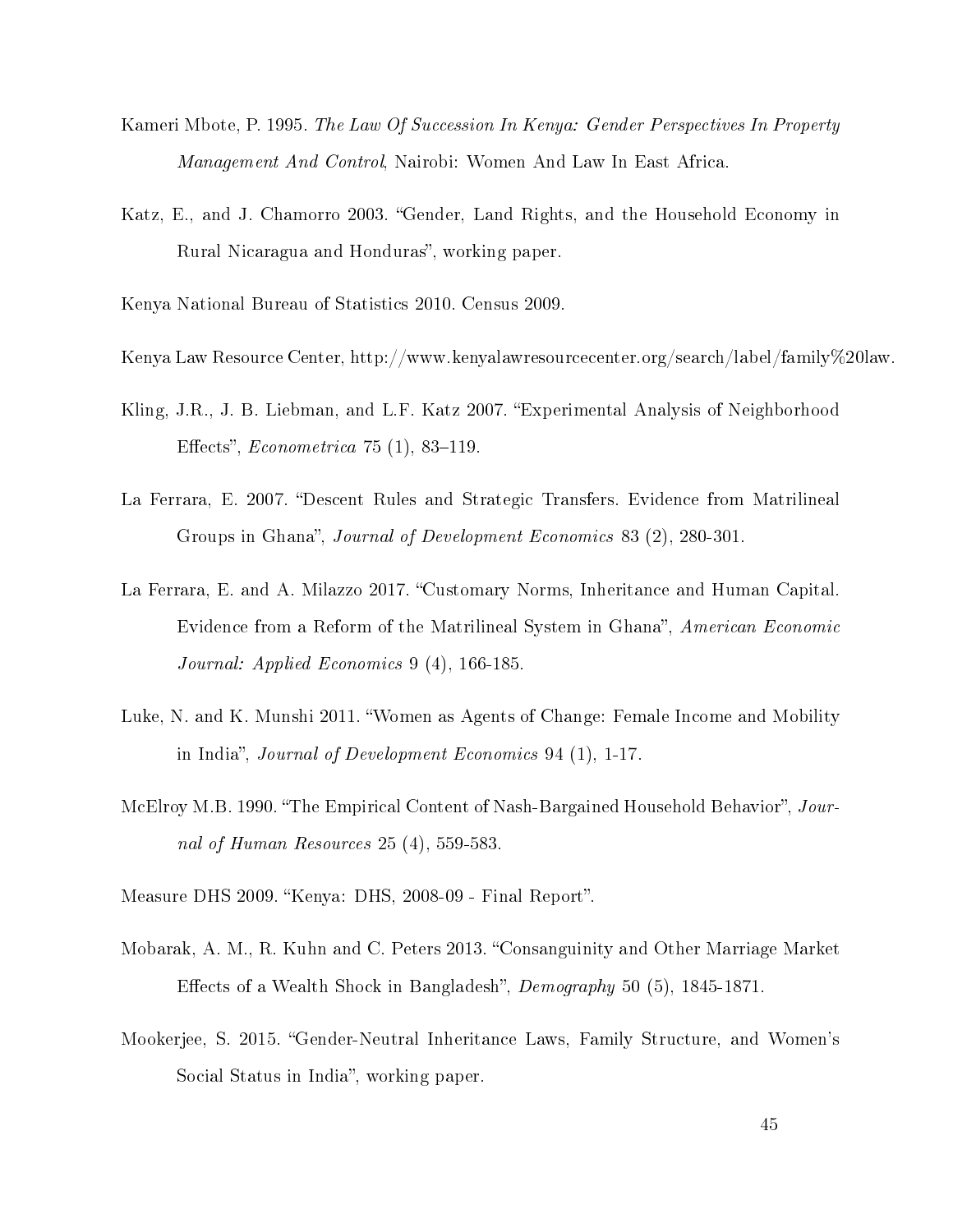Kameri Mbote, P. 1995. *The Law Of Succession In Kenya: Gender Perspectives In Property Management And Control*, Nairobi: Women And Law In East Africa.

Katz, E., and J. Chamorro 2003. "Gender, Land Rights, and the Household Economy in Rural Nicaragua and Honduras", working paper.

Kenya National Bureau of Statistics 2010. Census 2009.

Kenya Law Resource Center, http://www.kenyalawresourcecenter.org/search/label/family%20law.

Kling, J.R., J. B. Liebman, and L.F. Katz 2007. "Experimental Analysis of Neighborhood Effects", *Econometrica* 75 (1), 83–119.

La Ferrara, E. 2007. "Descent Rules and Strategic Transfers. Evidence from Matrilineal Groups in Ghana", *Journal of Development Economics* 83 (2), 280-301.

La Ferrara, E. and A. Milazzo 2017. "Customary Norms, Inheritance and Human Capital. Evidence from a Reform of the Matrilineal System in Ghana", *American Economic Journal: Applied Economics* 9 (4), 166-185.

Luke, N. and K. Munshi 2011. "Women as Agents of Change: Female Income and Mobility in India", *Journal of Development Economics* 94 (1), 1-17.

McElroy M.B. 1990. "The Empirical Content of Nash-Bargained Household Behavior", *Journal of Human Resources* 25 (4), 559-583.

Measure DHS 2009. "Kenya: DHS, 2008-09 - Final Report".

Mobarak, A. M., R. Kuhn and C. Peters 2013. "Consanguinity and Other Marriage Market Effects of a Wealth Shock in Bangladesh", *Demography* 50 (5), 1845-1871.

Mookerjee, S. 2015. "Gender-Neutral Inheritance Laws, Family Structure, and Women's Social Status in India", working paper.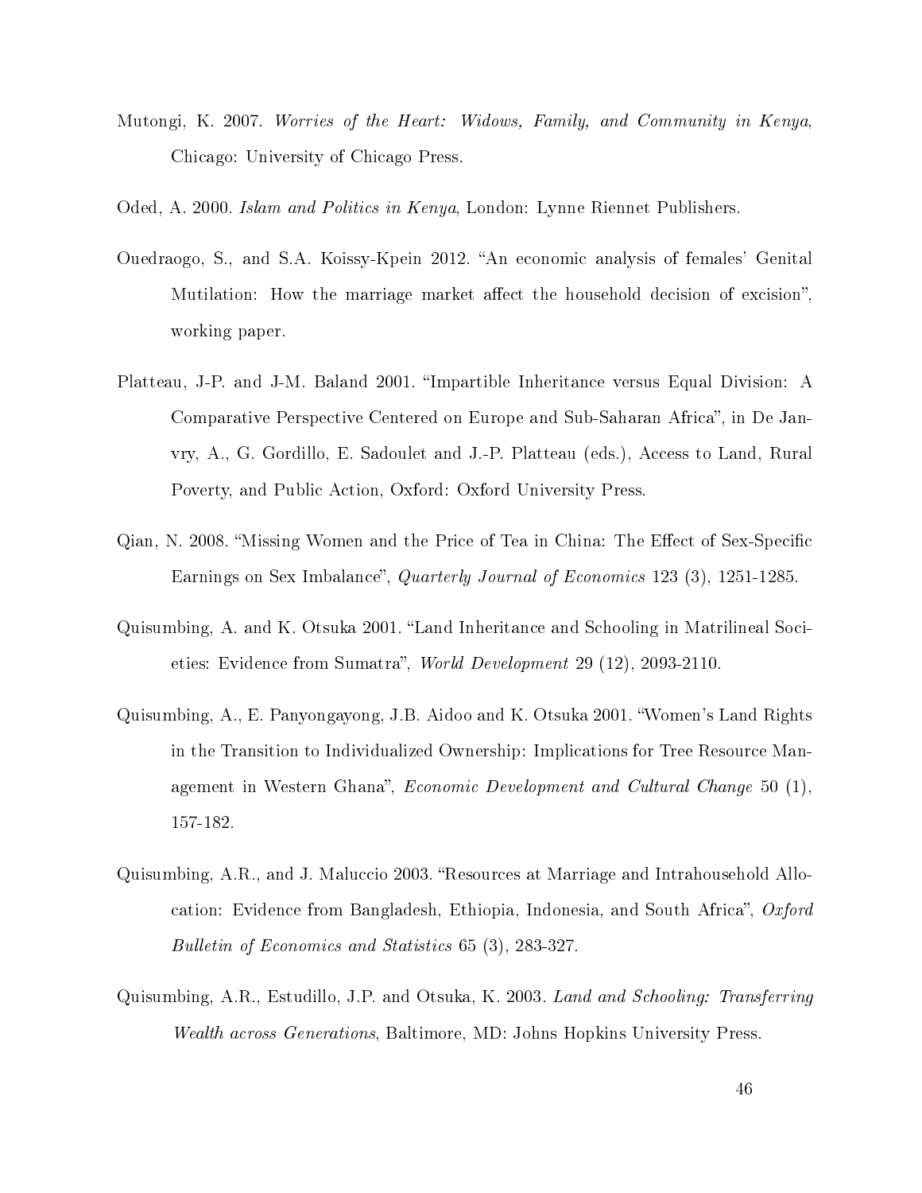Mutongi, K. 2007. *Worries of the Heart: Widows, Family, and Community in Kenya*, Chicago: University of Chicago Press.

Oded, A. 2000. *Islam and Politics in Kenya*, London: Lynne Riennet Publishers.

Ouedraogo, S., and S.A. Koissy-Kpein 2012. "An economic analysis of females' Genital Mutilation: How the marriage market affect the household decision of excision", working paper.

Platteau, J-P. and J-M. Baland 2001. "Impartible Inheritance versus Equal Division: A Comparative Perspective Centered on Europe and Sub-Saharan Africa", in De Janvry, A., G. Gordillo, E. Sadoulet and J.-P. Platteau (eds.), Access to Land, Rural Poverty, and Public Action, Oxford: Oxford University Press.

Qian, N. 2008. "Missing Women and the Price of Tea in China: The Effect of Sex-Specific Earnings on Sex Imbalance", *Quarterly Journal of Economics* 123 (3), 1251-1285.

Quisumbing, A. and K. Otsuka 2001. "Land Inheritance and Schooling in Matrilineal Societies: Evidence from Sumatra", *World Development* 29 (12), 2093-2110.

Quisumbing, A., E. Panyongayong, J.B. Aidoo and K. Otsuka 2001. "Women's Land Rights in the Transition to Individualized Ownership: Implications for Tree Resource Management in Western Ghana", *Economic Development and Cultural Change* 50 (1), 157-182.

Quisumbing, A.R., and J. Maluccio 2003. "Resources at Marriage and Intrahousehold Allocation: Evidence from Bangladesh, Ethiopia, Indonesia, and South Africa", *Oxford Bulletin of Economics and Statistics* 65 (3), 283-327.

Quisumbing, A.R., Estudillo, J.P. and Otsuka, K. 2003. *Land and Schooling: Transferring Wealth across Generations*, Baltimore, MD: Johns Hopkins University Press.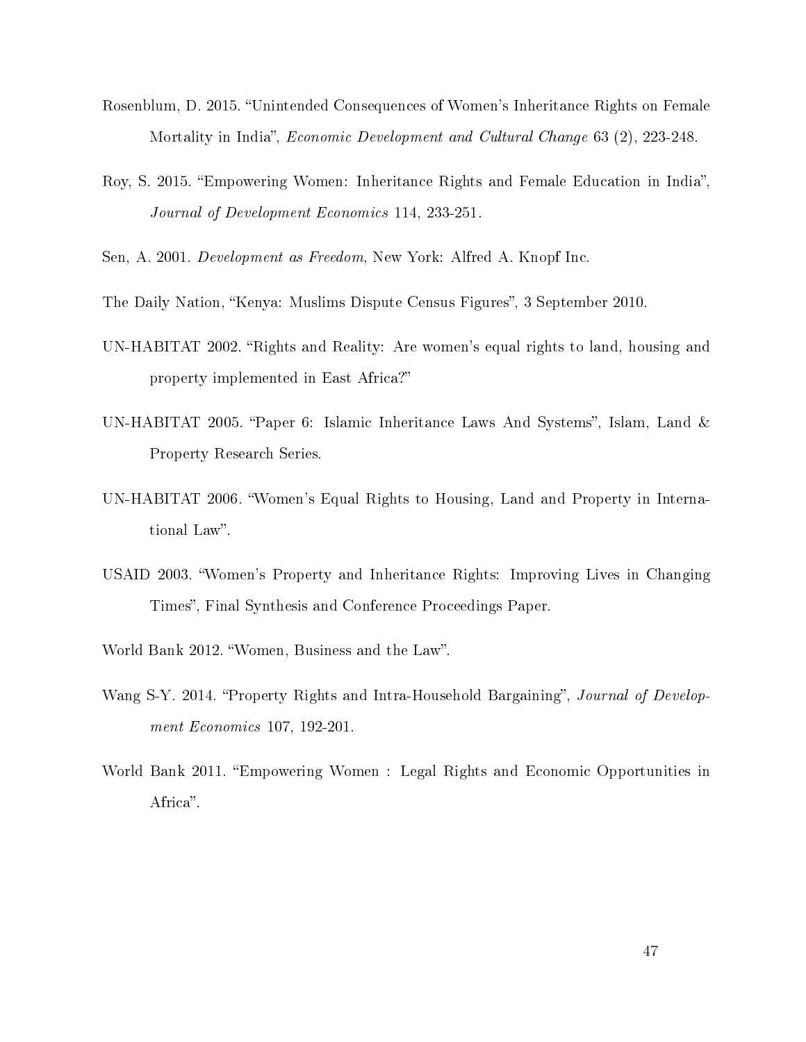Rosenblum, D. 2015. "Unintended Consequences of Women's Inheritance Rights on Female Mortality in India", *Economic Development and Cultural Change* 63 (2), 223-248.

Roy, S. 2015. "Empowering Women: Inheritance Rights and Female Education in India", *Journal of Development Economics* 114, 233-251.

Sen, A. 2001. *Development as Freedom*, New York: Alfred A. Knopf Inc.

The Daily Nation, "Kenya: Muslims Dispute Census Figures", 3 September 2010.

UN-HABITAT 2002. "Rights and Reality: Are women's equal rights to land, housing and property implemented in East Africa?"

UN-HABITAT 2005. "Paper 6: Islamic Inheritance Laws And Systems", Islam, Land & Property Research Series.

UN-HABITAT 2006. "Women's Equal Rights to Housing, Land and Property in International Law".

USAID 2003. "Women's Property and Inheritance Rights: Improving Lives in Changing Times", Final Synthesis and Conference Proceedings Paper.

World Bank 2012. "Women, Business and the Law".

Wang S-Y. 2014. "Property Rights and Intra-Household Bargaining", *Journal of Development Economics* 107, 192-201.

World Bank 2011. "Empowering Women : Legal Rights and Economic Opportunities in Africa".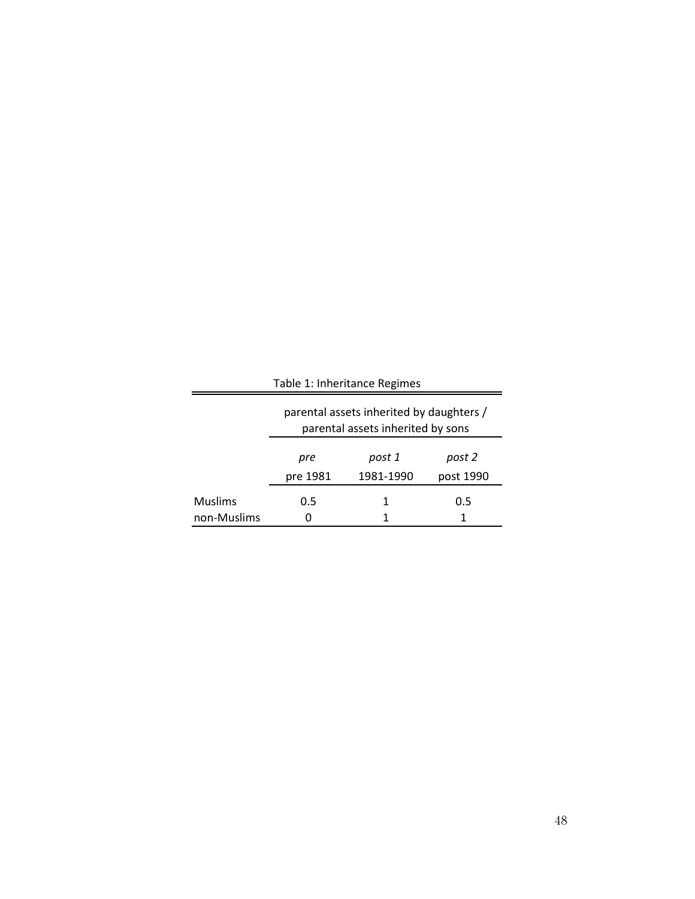Table 1: Inheritance Regimes

| | parental assets inherited by daughters / parental assets inherited by sons | | |
|---|---|---|---|
| | *pre* | *post 1* | *post 2* |
| | pre 1981 | 1981-1990 | post 1990 |
| Muslims | 0.5 | 1 | 0.5 |
| non-Muslims | 0 | 1 | 1 |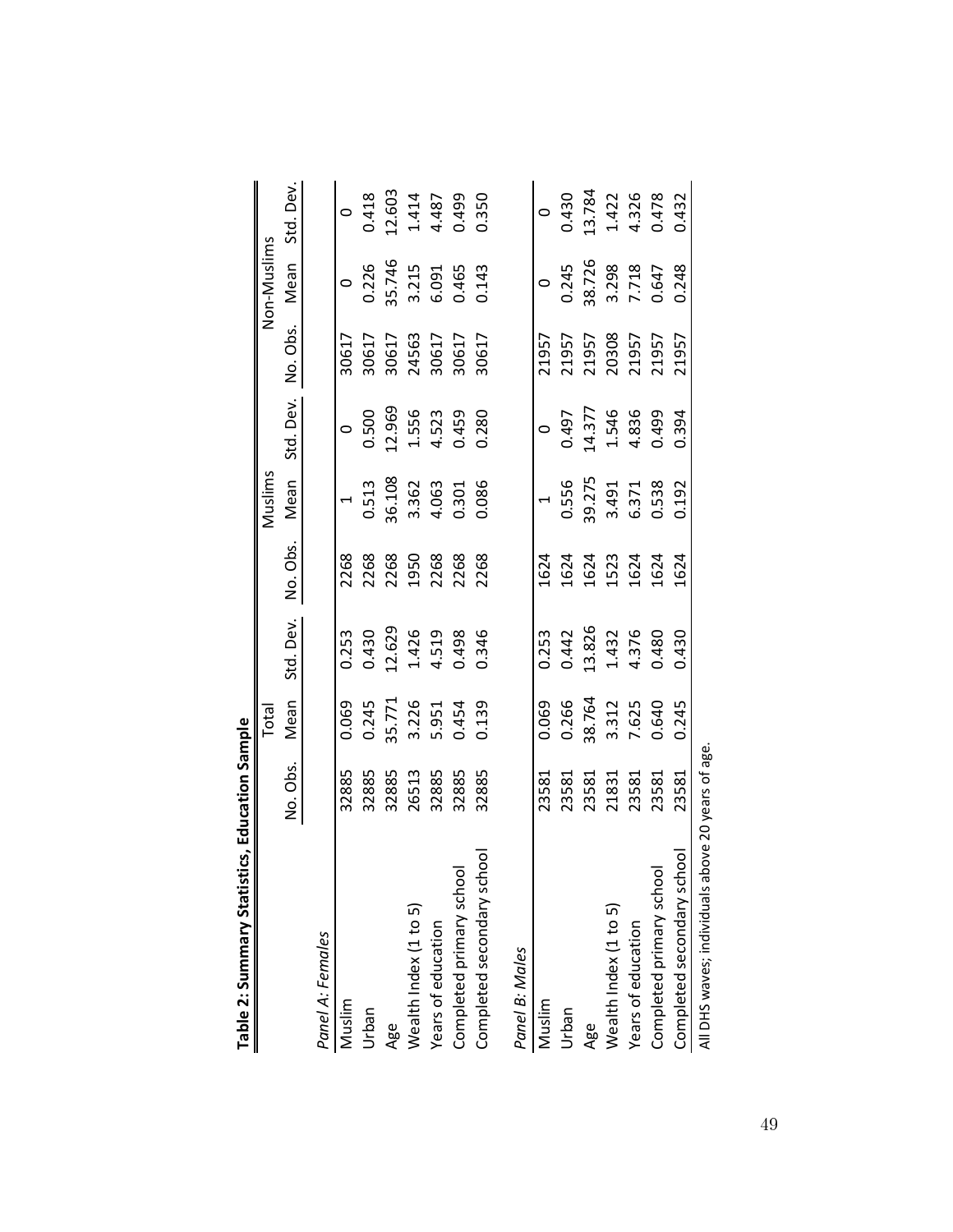**Table 2: Summary Statistics, Education Sample**

| | Total | | | Muslims | | | Non-Muslims | | |
|---|---|---|---|---|---|---|---|---|---|
| | No. Obs. | Mean | Std. Dev. | No. Obs. | Mean | Std. Dev. | No. Obs. | Mean | Std. Dev. |
| *Panel A: Females* | | | | | | | | | |
| Muslim | 32885 | 0.069 | 0.253 | 2268 | 1 | 0 | 30617 | 0 | 0 |
| Urban | 32885 | 0.245 | 0.430 | 2268 | 0.513 | 0.500 | 30617 | 0.226 | 0.418 |
| Age | 32885 | 35.771 | 12.629 | 2268 | 36.108 | 12.969 | 30617 | 35.746 | 12.603 |
| Wealth Index (1 to 5) | 26513 | 3.226 | 1.426 | 1950 | 3.362 | 1.556 | 24563 | 3.215 | 1.414 |
| Years of education | 32885 | 5.951 | 4.519 | 2268 | 4.063 | 4.523 | 30617 | 6.091 | 4.487 |
| Completed primary school | 32885 | 0.454 | 0.498 | 2268 | 0.301 | 0.459 | 30617 | 0.465 | 0.499 |
| Completed secondary school | 32885 | 0.139 | 0.346 | 2268 | 0.086 | 0.280 | 30617 | 0.143 | 0.350 |
| *Panel B: Males* | | | | | | | | | |
| Muslim | 23581 | 0.069 | 0.253 | 1624 | 1 | 0 | 21957 | 0 | 0 |
| Urban | 23581 | 0.266 | 0.442 | 1624 | 0.556 | 0.497 | 21957 | 0.245 | 0.430 |
| Age | 23581 | 38.764 | 13.826 | 1624 | 39.275 | 14.377 | 21957 | 38.726 | 13.784 |
| Wealth Index (1 to 5) | 21831 | 3.312 | 1.432 | 1523 | 3.491 | 1.546 | 20308 | 3.298 | 1.422 |
| Years of education | 23581 | 7.625 | 4.376 | 1624 | 6.371 | 4.836 | 21957 | 7.718 | 4.326 |
| Completed primary school | 23581 | 0.640 | 0.480 | 1624 | 0.538 | 0.499 | 21957 | 0.647 | 0.478 |
| Completed secondary school | 23581 | 0.245 | 0.430 | 1624 | 0.192 | 0.394 | 21957 | 0.248 | 0.432 |

All DHS waves; individuals above 20 years of age.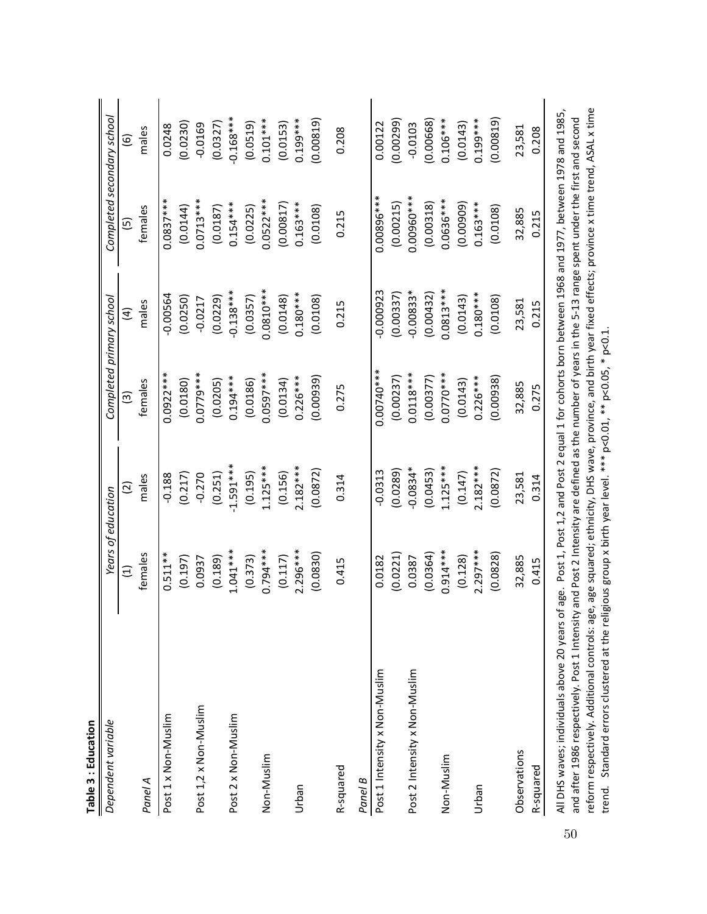**Table 3 : Education**

| *Dependent variable* | *Years of education* | | *Completed primary school* | | *Completed secondary school* | |
|---|---|---|---|---|---|---|
| | (1) | (2) | (3) | (4) | (5) | (6) |
| *Panel A* | females | males | females | males | females | males |
| Post 1 x Non-Muslim | 0.511** | -0.188 | 0.0922*** | -0.00564 | 0.0837*** | 0.0248 |
| | (0.197) | (0.217) | (0.0180) | (0.0250) | (0.0144) | (0.0230) |
| Post 1,2 x Non-Muslim | 0.0937 | -0.270 | 0.0779*** | -0.0217 | 0.0713*** | -0.0169 |
| | (0.189) | (0.251) | (0.0205) | (0.0229) | (0.0187) | (0.0327) |
| Post 2 x Non-Muslim | 1.041*** | -1.591*** | 0.194*** | -0.138*** | 0.154*** | -0.168*** |
| | (0.373) | (0.195) | (0.0186) | (0.0357) | (0.0225) | (0.0519) |
| Non-Muslim | 0.794*** | 1.125*** | 0.0597*** | 0.0810*** | 0.0522*** | 0.101*** |
| | (0.117) | (0.156) | (0.0134) | (0.0148) | (0.00817) | (0.0153) |
| Urban | 2.296*** | 2.182*** | 0.226*** | 0.180*** | 0.163*** | 0.199*** |
| | (0.0830) | (0.0872) | (0.00939) | (0.0108) | (0.0108) | (0.00819) |
| R-squared | 0.415 | 0.314 | 0.275 | 0.215 | 0.215 | 0.208 |
| *Panel B* | | | | | | |
| Post 1 Intensity x Non-Muslim | 0.0182 | -0.0313 | 0.00740*** | -0.000923 | 0.00896*** | 0.00122 |
| | (0.0221) | (0.0289) | (0.00237) | (0.00337) | (0.00215) | (0.00299) |
| Post 2 Intensity x Non-Muslim | 0.0387 | -0.0834* | 0.0118*** | -0.00833* | 0.00960*** | -0.0103 |
| | (0.0364) | (0.0453) | (0.00377) | (0.00432) | (0.00318) | (0.00668) |
| Non-Muslim | 0.914*** | 1.125*** | 0.0770*** | 0.0813*** | 0.0636*** | 0.106*** |
| | (0.128) | (0.147) | (0.0143) | (0.0143) | (0.00909) | (0.0143) |
| Urban | 2.297*** | 2.182*** | 0.226*** | 0.180*** | 0.163*** | 0.199*** |
| | (0.0828) | (0.0872) | (0.00938) | (0.0108) | (0.0108) | (0.00819) |
| Observations | 32,885 | 23,581 | 32,885 | 23,581 | 32,885 | 23,581 |
| R-squared | 0.415 | 0.314 | 0.275 | 0.215 | 0.215 | 0.208 |

All DHS waves; individuals above 20 years of age. Post 1, Post 1,2 and Post 2 equal 1 for cohorts born between 1968 and 1977, between 1978 and 1985, and after 1986 respectively. Post 1 Intensity and Post 2 Intensity are defined as the number of years in the 5-13 range spent under the first and second reform respectively. Additional controls: age, age squared; ethnicity, DHS wave, province, and birth year fixed effects; province x time trend, ASAL x time trend. Standard errors clustered at the religious group x birth year level. *** p<0.01, ** p<0.05, * p<0.1.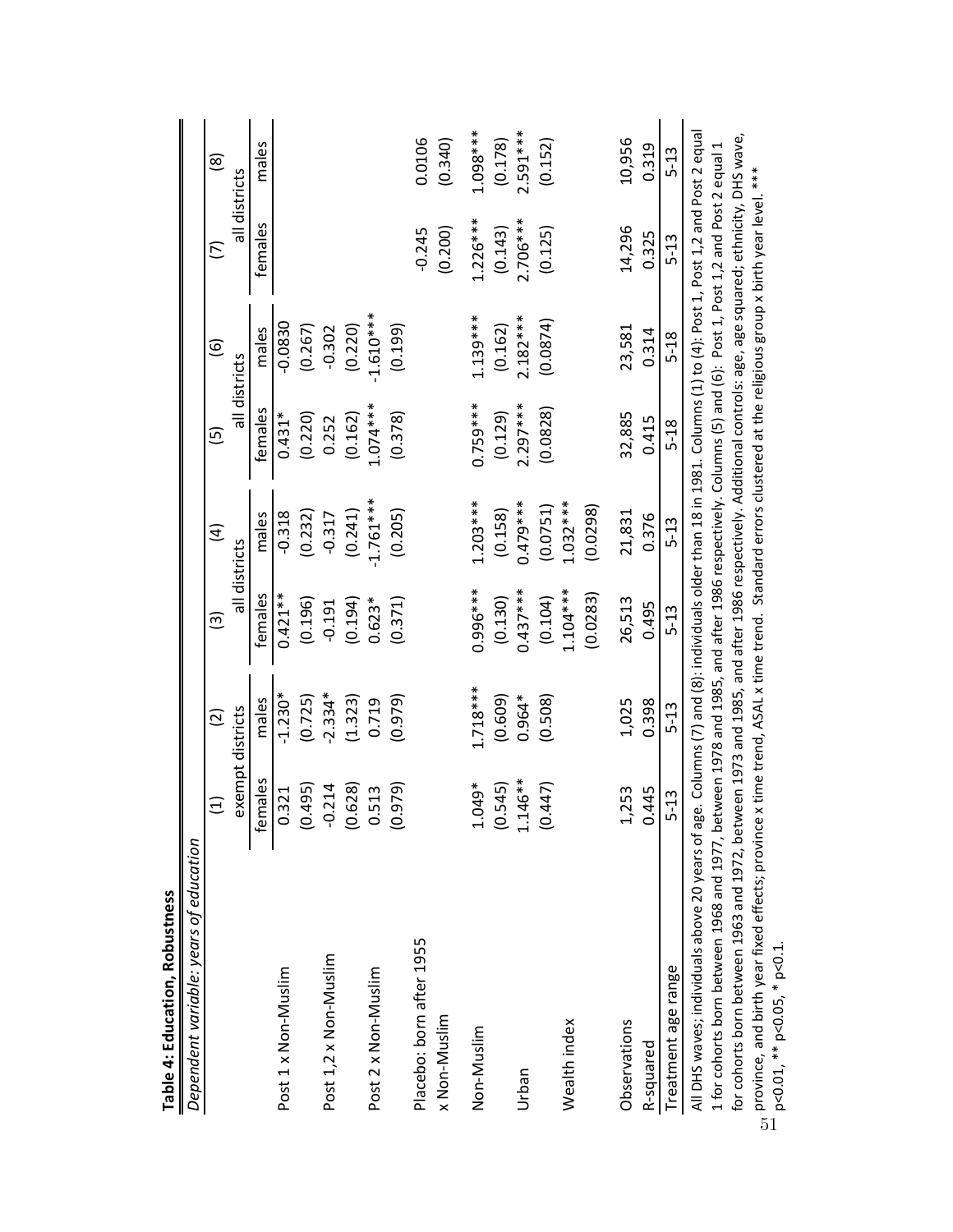**Table 4: Education, Robustness**

*Dependent variable: years of education*

| | (1) | (2) | (3) | (4) | (5) | (6) | (7) | (8) |
|---|---|---|---|---|---|---|---|---|
| | exempt districts | | all districts | | all districts | | all districts | |
| | females | males | females | males | females | males | females | males |
| Post 1 x Non-Muslim | 0.321 | -1.230* | 0.421** | -0.318 | 0.431* | -0.0830 | | |
| | (0.495) | (0.725) | (0.196) | (0.232) | (0.220) | (0.267) | | |
| Post 1,2 x Non-Muslim | -0.214 | -2.334* | -0.191 | -0.317 | 0.252 | -0.302 | | |
| | (0.628) | (1.323) | (0.194) | (0.241) | (0.162) | (0.220) | | |
| Post 2 x Non-Muslim | 0.513 | 0.719 | 0.623* | -1.761*** | 1.074*** | -1.610*** | | |
| | (0.979) | (0.979) | (0.371) | (0.205) | (0.378) | (0.199) | | |
| Placebo: born after 1955 | | | | | | | | |
| x Non-Muslim | | | | | | | -0.245 | 0.0106 |
| | | | | | | | (0.200) | (0.340) |
| Non-Muslim | 1.049* | 1.718*** | 0.996*** | 1.203*** | 0.759*** | 1.139*** | 1.226*** | 1.098*** |
| | (0.545) | (0.609) | (0.130) | (0.158) | (0.129) | (0.162) | (0.143) | (0.178) |
| Urban | 1.146** | 0.964* | 0.437*** | 0.479*** | 2.297*** | 2.182*** | 2.706*** | 2.591*** |
| | (0.447) | (0.508) | (0.104) | (0.0751) | (0.0828) | (0.0874) | (0.125) | (0.152) |
| Wealth index | | | 1.104*** | 1.032*** | | | | |
| | | | (0.0283) | (0.0298) | | | | |
| Observations | 1,253 | 1,025 | 26,513 | 21,831 | 32,885 | 23,581 | 14,296 | 10,956 |
| R-squared | 0.445 | 0.398 | 0.495 | 0.376 | 0.415 | 0.314 | 0.325 | 0.319 |
| Treatment age range | 5-13 | 5-13 | 5-13 | 5-13 | 5-18 | 5-18 | 5-13 | 5-13 |

All DHS waves; individuals above 20 years of age. Columns (7) and (8): individuals older than 18 in 1981. Columns (1) to (4): Post 1, Post 1,2 and Post 2 equal 1 for cohorts born between 1968 and 1977, between 1978 and 1985, and after 1986 respectively. Columns (5) and (6): Post 1, Post 1,2 and Post 2 equal 1 for cohorts born between 1963 and 1972, between 1973 and 1985, and after 1986 respectively. Additional controls: age, age squared; ethnicity, DHS wave, province, and birth year fixed effects; province x time trend, ASAL x time trend. Standard errors clustered at the religious group x birth year level. *** p<0.01, ** p<0.05, * p<0.1.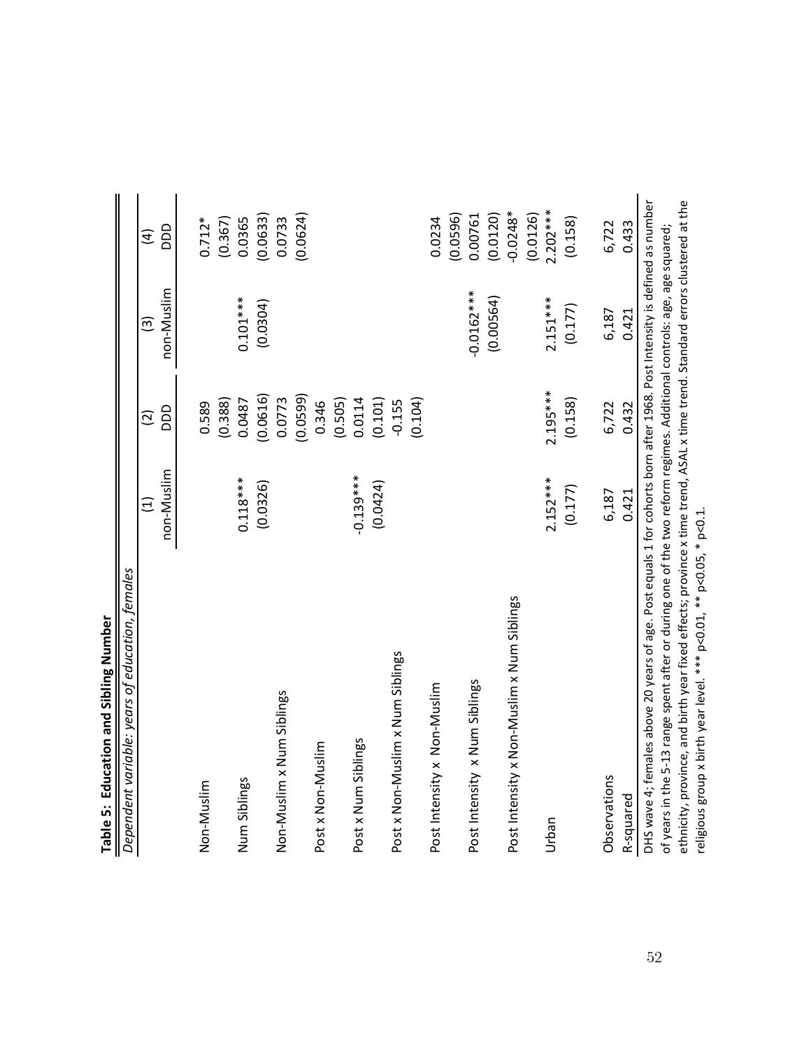**Table 5: Education and Sibling Number**

| *Dependent variable: years of education, females* | (1) | (2) | (3) | (4) |
|---|---|---|---|---|
| | non-Muslim | DDD | non-Muslim | DDD |
| Non-Muslim | | 0.589 | | 0.712* |
| | | (0.388) | | (0.367) |
| Num Siblings | 0.118*** | 0.0487 | 0.101*** | 0.0365 |
| | (0.0326) | (0.0616) | (0.0304) | (0.0633) |
| Non-Muslim x Num Siblings | | 0.0773 | | 0.0733 |
| | | (0.0599) | | (0.0624) |
| Post x Non-Muslim | | 0.346 | | |
| | | (0.505) | | |
| Post x Num Siblings | -0.139*** | 0.0114 | | |
| | (0.0424) | (0.101) | | |
| Post x Non-Muslim x Num Siblings | | -0.155 | | |
| | | (0.104) | | |
| Post Intensity x Non-Muslim | | | | 0.0234 |
| | | | | (0.0596) |
| Post Intensity x Num Siblings | | | -0.0162*** | 0.00761 |
| | | | (0.00564) | (0.0120) |
| Post Intensity x Non-Muslim x Num Siblings | | | | -0.0248* |
| | | | | (0.0126) |
| Urban | 2.152*** | 2.195*** | 2.151*** | 2.202*** |
| | (0.177) | (0.158) | (0.177) | (0.158) |
| Observations | 6,187 | 6,722 | 6,187 | 6,722 |
| R-squared | 0.421 | 0.432 | 0.421 | 0.433 |

DHS wave 4; females above 20 years of age. Post equals 1 for cohorts born after 1968. Post Intensity is defined as number of years in the 5-13 range spent after or during one of the two reform regimes. Additional controls: age, age squared; ethnicity, province, and birth year fixed effects; province x time trend, ASAL x time trend. Standard errors clustered at the religious group x birth year level. *** p<0.01, ** p<0.05, * p<0.1.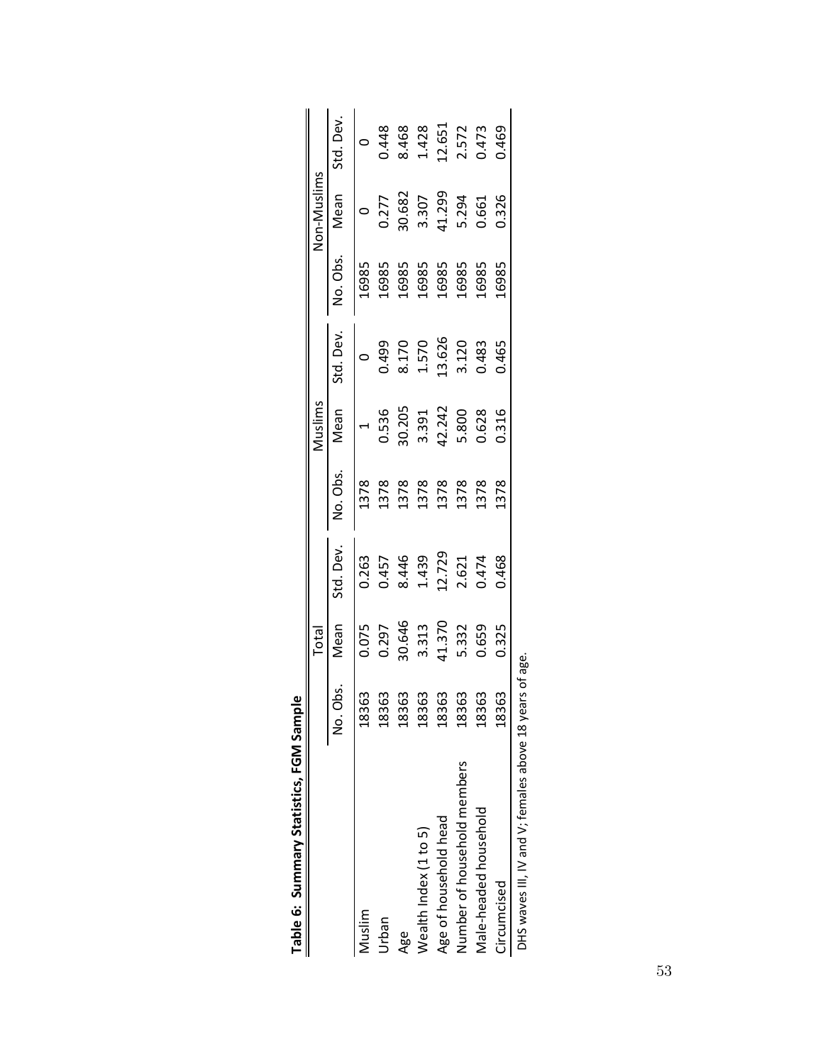**Table 6: Summary Statistics, FGM Sample**

| | Total | | | Muslims | | | Non-Muslims | | |
|---|---|---|---|---|---|---|---|---|---|
| | No. Obs. | Mean | Std. Dev. | No. Obs. | Mean | Std. Dev. | No. Obs. | Mean | Std. Dev. |
| Muslim | 18363 | 0.075 | 0.263 | 1378 | 1 | 0 | 16985 | 0 | 0 |
| Urban | 18363 | 0.297 | 0.457 | 1378 | 0.536 | 0.499 | 16985 | 0.277 | 0.448 |
| Age | 18363 | 30.646 | 8.446 | 1378 | 30.205 | 8.170 | 16985 | 30.682 | 8.468 |
| Wealth Index (1 to 5) | 18363 | 3.313 | 1.439 | 1378 | 3.391 | 1.570 | 16985 | 3.307 | 1.428 |
| Age of household head | 18363 | 41.370 | 12.729 | 1378 | 42.242 | 13.626 | 16985 | 41.299 | 12.651 |
| Number of household members | 18363 | 5.332 | 2.621 | 1378 | 5.800 | 3.120 | 16985 | 5.294 | 2.572 |
| Male-headed household | 18363 | 0.659 | 0.474 | 1378 | 0.628 | 0.483 | 16985 | 0.661 | 0.473 |
| Circumcised | 18363 | 0.325 | 0.468 | 1378 | 0.316 | 0.465 | 16985 | 0.326 | 0.469 |

DHS waves III, IV and V; females above 18 years of age.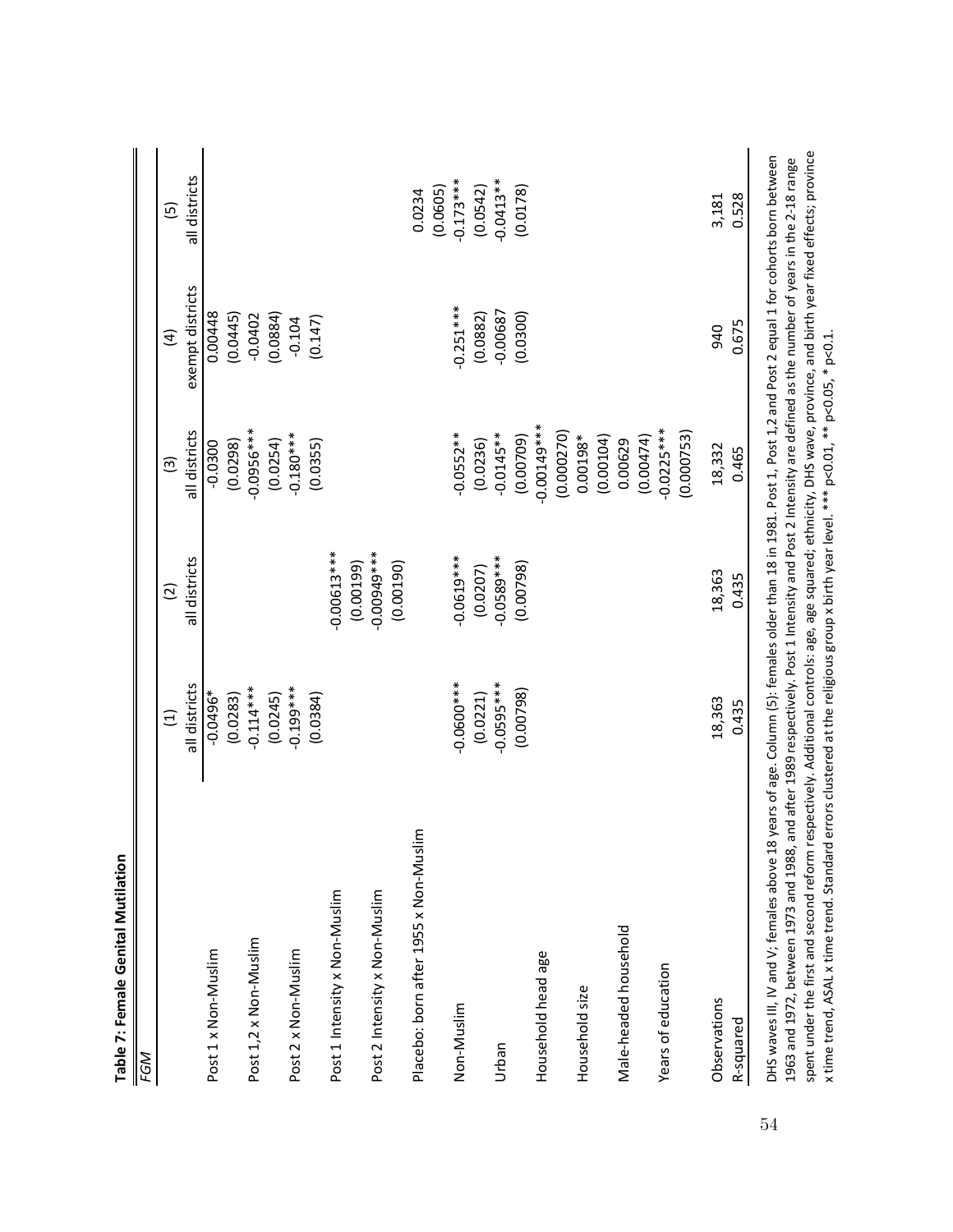**Table 7: Female Genital Mutilation**

| *FGM* | (1) | (2) | (3) | (4) | (5) |
|---|---|---|---|---|---|
| | all districts | all districts | all districts | exempt districts | all districts |
| Post 1 x Non-Muslim | -0.0496* | | -0.0300 | 0.00448 | |
| | (0.0283) | | (0.0298) | (0.0445) | |
| Post 1,2 x Non-Muslim | -0.114*** | | -0.0956*** | -0.0402 | |
| | (0.0245) | | (0.0254) | (0.0884) | |
| Post 2 x Non-Muslim | -0.199*** | | -0.180*** | -0.104 | |
| | (0.0384) | | (0.0355) | (0.147) | |
| Post 1 Intensity x Non-Muslim | | -0.00613*** | | | |
| | | (0.00199) | | | |
| Post 2 Intensity x Non-Muslim | | -0.00949*** | | | |
| | | (0.00190) | | | |
| Placebo: born after 1955 x Non-Muslim | | | | | 0.0234 |
| | | | | | (0.0605) |
| Non-Muslim | -0.0600*** | -0.0619*** | -0.0552** | -0.251*** | -0.173*** |
| | (0.0221) | (0.0207) | (0.0236) | (0.0882) | (0.0542) |
| Urban | -0.0595*** | -0.0589*** | -0.0145** | -0.00687 | -0.0413** |
| | (0.00798) | (0.00798) | (0.00709) | (0.0300) | (0.0178) |
| Household head age | | | -0.00149*** | | |
| | | | (0.000270) | | |
| Household size | | | 0.00198* | | |
| | | | (0.00104) | | |
| Male-headed household | | | 0.00629 | | |
| | | | (0.00474) | | |
| Years of education | | | -0.0225*** | | |
| | | | (0.000753) | | |
| Observations | 18,363 | 18,363 | 18,332 | 940 | 3,181 |
| R-squared | 0.435 | 0.435 | 0.465 | 0.675 | 0.528 |

DHS waves III, IV and V; females above 18 years of age. Column (5): females older than 18 in 1981. Post 1, Post 1,2 and Post 2 equal 1 for cohorts born between 1963 and 1972, between 1973 and 1988, and after 1989 respectively. Post 1 Intensity and Post 2 Intensity are defined as the number of years in the 2-18 range spent under the first and second reform respectively. Additional controls: age, age squared; ethnicity, DHS wave, province, and birth year fixed effects; province x time trend, ASAL x time trend. Standard errors clustered at the religious group x birth year level. *** p<0.01, ** p<0.05, * p<0.1.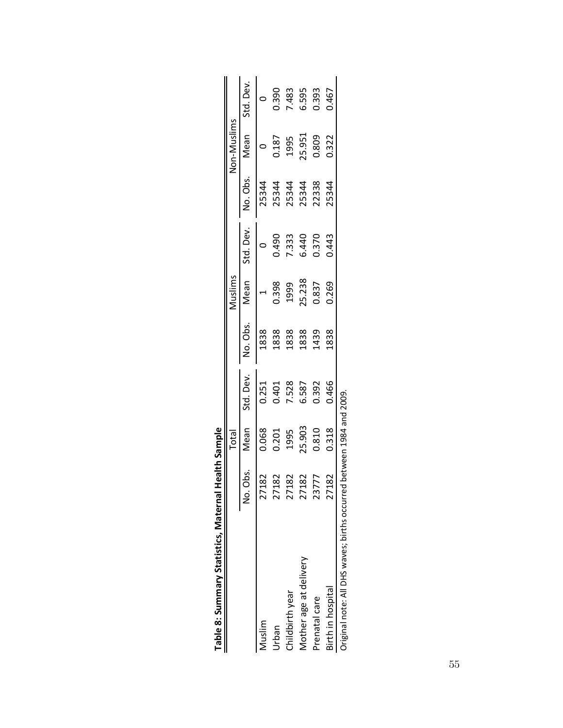**Table 8: Summary Statistics, Maternal Health Sample**

| | Total | | | Muslims | | | Non-Muslims | | |
|---|---|---|---|---|---|---|---|---|---|
| | No. Obs. | Mean | Std. Dev. | No. Obs. | Mean | Std. Dev. | No. Obs. | Mean | Std. Dev. |
| Muslim | 27182 | 0.068 | 0.251 | 1838 | 1 | 0 | 25344 | 0 | 0 |
| Urban | 27182 | 0.201 | 0.401 | 1838 | 0.398 | 0.490 | 25344 | 0.187 | 0.390 |
| Childbirth year | 27182 | 1995 | 7.528 | 1838 | 1999 | 7.333 | 25344 | 1995 | 7.483 |
| Mother age at delivery | 27182 | 25.903 | 6.587 | 1838 | 25.238 | 6.440 | 25344 | 25.951 | 6.595 |
| Prenatal care | 23777 | 0.810 | 0.392 | 1439 | 0.837 | 0.370 | 22338 | 0.809 | 0.393 |
| Birth in hospital | 27182 | 0.318 | 0.466 | 1838 | 0.269 | 0.443 | 25344 | 0.322 | 0.467 |

Original note: All DHS waves; births occurred between 1984 and 2009.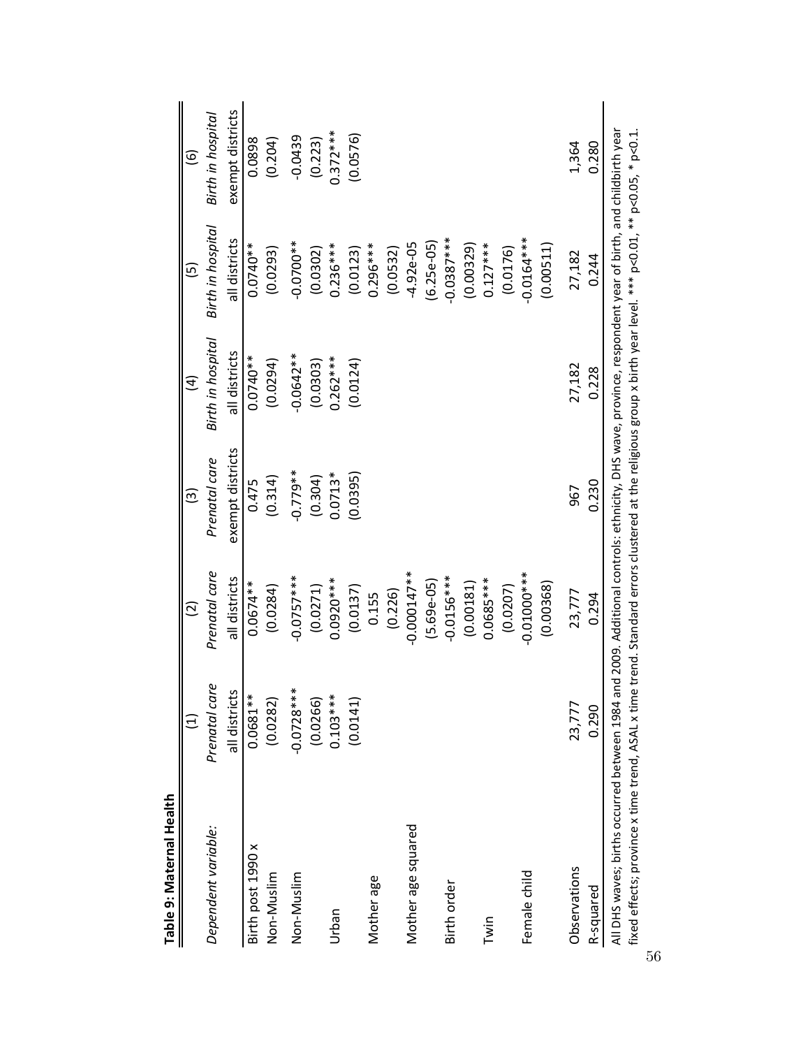**Table 9: Maternal Health**

| | (1) | (2) | (3) | (4) | (5) | (6) |
|---|---|---|---|---|---|---|
| *Dependent variable:* | *Prenatal care* | *Prenatal care* | *Prenatal care* | *Birth in hospital* | *Birth in hospital* | *Birth in hospital* |
| | all districts | all districts | exempt districts | all districts | all districts | exempt districts |
| Birth post 1990 x | 0.0681** | 0.0674** | 0.475 | 0.0740** | 0.0740** | 0.0898 |
| Non-Muslim | (0.0282) | (0.0284) | (0.314) | (0.0294) | (0.0293) | (0.204) |
| Non-Muslim | -0.0728*** | -0.0757*** | -0.779** | -0.0642** | -0.0700** | -0.0439 |
| | (0.0266) | (0.0271) | (0.304) | (0.0303) | (0.0302) | (0.223) |
| Urban | 0.103*** | 0.0920*** | 0.0713* | 0.262*** | 0.236*** | 0.372*** |
| | (0.0141) | (0.0137) | (0.0395) | (0.0124) | (0.0123) | (0.0576) |
| Mother age | | 0.155 | | | 0.296*** | |
| | | (0.226) | | | (0.0532) | |
| Mother age squared | | -0.000147** | | | -4.92e-05 | |
| | | (5.69e-05) | | | (6.25e-05) | |
| Birth order | | -0.0156*** | | | -0.0387*** | |
| | | (0.00181) | | | (0.00329) | |
| Twin | | 0.0685*** | | | 0.127*** | |
| | | (0.0207) | | | (0.0176) | |
| Female child | | -0.01000*** | | | -0.0164*** | |
| | | (0.00368) | | | (0.00511) | |
| Observations | 23,777 | 23,777 | 967 | 27,182 | 27,182 | 1,364 |
| R-squared | 0.290 | 0.294 | 0.230 | 0.228 | 0.244 | 0.280 |

All DHS waves; births occurred between 1984 and 2009. Additional controls: ethnicity, DHS wave, province, respondent year of birth, and childbirth year fixed effects; province x time trend, ASAL x time trend. Standard errors clustered at the religious group x birth year level. *** p<0.01, ** p<0.05, * p<0.1.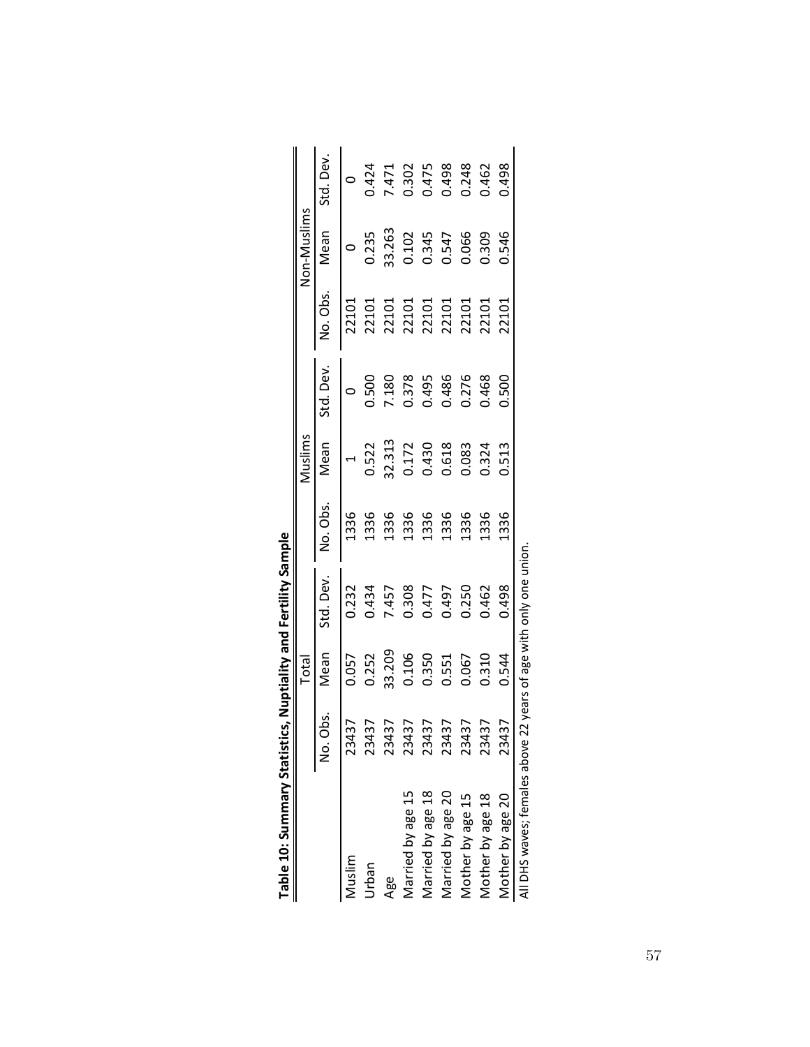**Table 10: Summary Statistics, Nuptiality and Fertility Sample**

| | Total | | | Muslims | | | Non-Muslims | | |
|---|---|---|---|---|---|---|---|---|---|
| | No. Obs. | Mean | Std. Dev. | No. Obs. | Mean | Std. Dev. | No. Obs. | Mean | Std. Dev. |
| Muslim | 23437 | 0.057 | 0.232 | 1336 | 1 | 0 | 22101 | 0 | 0 |
| Urban | 23437 | 0.252 | 0.434 | 1336 | 0.522 | 0.500 | 22101 | 0.235 | 0.424 |
| Age | 23437 | 33.209 | 7.457 | 1336 | 32.313 | 7.180 | 22101 | 33.263 | 7.471 |
| Married by age 15 | 23437 | 0.106 | 0.308 | 1336 | 0.172 | 0.378 | 22101 | 0.102 | 0.302 |
| Married by age 18 | 23437 | 0.350 | 0.477 | 1336 | 0.430 | 0.495 | 22101 | 0.345 | 0.475 |
| Married by age 20 | 23437 | 0.551 | 0.497 | 1336 | 0.618 | 0.486 | 22101 | 0.547 | 0.498 |
| Mother by age 15 | 23437 | 0.067 | 0.250 | 1336 | 0.083 | 0.276 | 22101 | 0.066 | 0.248 |
| Mother by age 18 | 23437 | 0.310 | 0.462 | 1336 | 0.324 | 0.468 | 22101 | 0.309 | 0.462 |
| Mother by age 20 | 23437 | 0.544 | 0.498 | 1336 | 0.513 | 0.500 | 22101 | 0.546 | 0.498 |

All DHS waves; females above 22 years of age with only one union.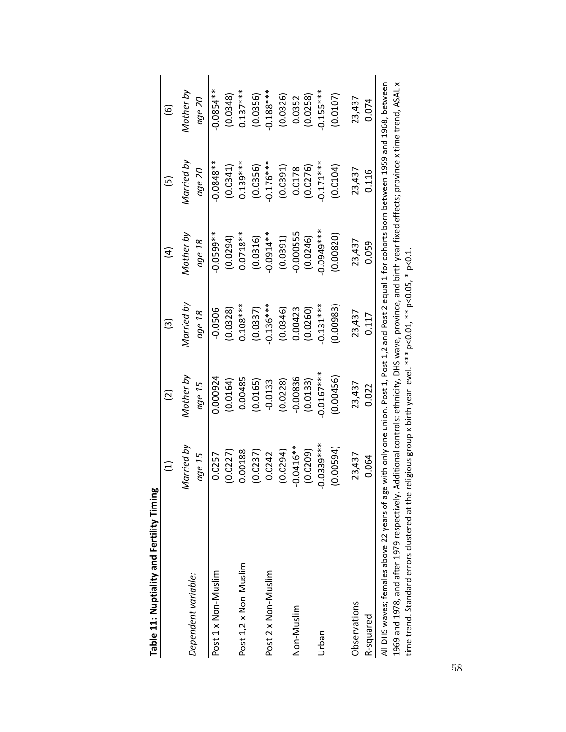**Table 11: Nuptiality and Fertility Timing**

| | (1) | (2) | (3) | (4) | (5) | (6) |
|---|---|---|---|---|---|---|
| *Dependent variable:* | *Married by age 15* | *Mother by age 15* | *Married by age 18* | *Mother by age 18* | *Married by age 20* | *Mother by age 20* |
| Post 1 x Non-Muslim | 0.0257 | 0.000924 | -0.0506 | -0.0599** | -0.0848** | -0.0854** |
| | (0.0227) | (0.0164) | (0.0328) | (0.0294) | (0.0341) | (0.0348) |
| Post 1,2 x Non-Muslim | 0.00188 | -0.00485 | -0.108*** | -0.0718** | -0.139*** | -0.137*** |
| | (0.0237) | (0.0165) | (0.0337) | (0.0316) | (0.0356) | (0.0356) |
| Post 2 x Non-Muslim | 0.0242 | -0.0133 | -0.136*** | -0.0914** | -0.176*** | -0.188*** |
| | (0.0294) | (0.0228) | (0.0346) | (0.0391) | (0.0391) | (0.0326) |
| Non-Muslim | -0.0416** | -0.00836 | 0.00423 | -0.000555 | 0.0178 | 0.0352 |
| | (0.0209) | (0.0133) | (0.0260) | (0.0246) | (0.0276) | (0.0258) |
| Urban | -0.0339*** | -0.0167*** | -0.131*** | -0.0949*** | -0.171*** | -0.155*** |
| | (0.00594) | (0.00456) | (0.00983) | (0.00820) | (0.0104) | (0.0107) |
| Observations | 23,437 | 23,437 | 23,437 | 23,437 | 23,437 | 23,437 |
| R-squared | 0.064 | 0.022 | 0.117 | 0.059 | 0.116 | 0.074 |

All DHS waves; females above 22 years of age with only one union. Post 1, Post 1,2 and Post 2 equal 1 for cohorts born between 1959 and 1968, between 1969 and 1978, and after 1979 respectively. Additional controls: ethnicity, DHS wave, province, and birth year fixed effects; province x time trend, ASAL x time trend. Standard errors clustered at the religious group x birth year level. *** p<0.01, ** p<0.05, * p<0.1.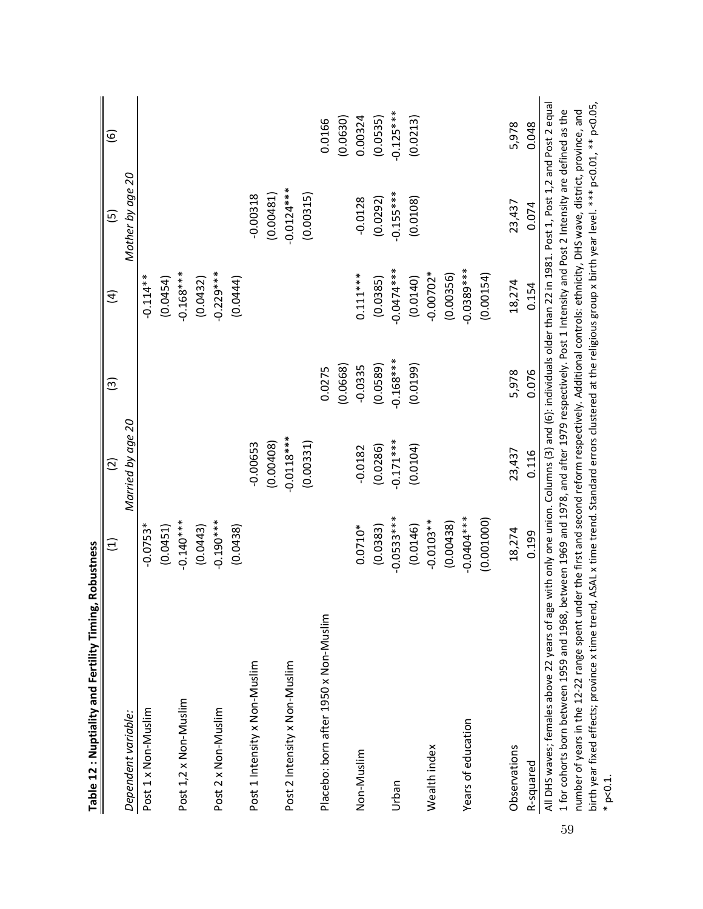**Table 12 : Nuptiality and Fertility Timing, Robustness**

| | (1) | (2) | (3) | (4) | (5) | (6) |
|---|---|---|---|---|---|---|
| *Dependent variable:* | | *Married by age 20* | | | *Mother by age 20* | |
| Post 1 x Non-Muslim | -0.0753* | | | -0.114** | | |
| | (0.0451) | | | (0.0454) | | |
| Post 1,2 x Non-Muslim | -0.140*** | | | -0.168*** | | |
| | (0.0443) | | | (0.0432) | | |
| Post 2 x Non-Muslim | -0.190*** | | | -0.229*** | | |
| | (0.0438) | | | (0.0444) | | |
| Post 1 Intensity x Non-Muslim | | -0.00653 | | | -0.00318 | |
| | | (0.00408) | | | (0.00481) | |
| Post 2 Intensity x Non-Muslim | | -0.0118*** | | | -0.0124*** | |
| | | (0.00331) | | | (0.00315) | |
| Placebo: born after 1950 x Non-Muslim | | | 0.0275 | | | 0.0166 |
| | | | (0.0668) | | | (0.0630) |
| Non-Muslim | 0.0710* | -0.0182 | -0.0335 | 0.111*** | -0.0128 | 0.00324 |
| | (0.0383) | (0.0286) | (0.0589) | (0.0385) | (0.0292) | (0.0535) |
| Urban | -0.0533*** | -0.171*** | -0.168*** | -0.0474*** | -0.155*** | -0.125*** |
| | (0.0146) | (0.0104) | (0.0199) | (0.0140) | (0.0108) | (0.0213) |
| Wealth index | -0.0103** | | | -0.00702* | | |
| | (0.00438) | | | (0.00356) | | |
| Years of education | -0.0404*** | | | -0.0389*** | | |
| | (0.001000) | | | (0.00154) | | |
| Observations | 18,274 | 23,437 | 5,978 | 18,274 | 23,437 | 5,978 |
| R-squared | 0.199 | 0.116 | 0.076 | 0.154 | 0.074 | 0.048 |

All DHS waves; females above 22 years of age with only one union. Columns (3) and (6): individuals older than 22 in 1981. Post 1, Post 1,2 and Post 2 equal 1 for cohorts born between 1959 and 1968, between 1969 and 1978, and after 1979 respectively. Post 1 Intensity and Post 2 Intensity are defined as the number of years in the 12-22 range spent under the first and second reform respectively. Additional controls: ethnicity, DHS wave, district, province, and birth year fixed effects; province x time trend, ASAL x time trend. Standard errors clustered at the religious group x birth year level. *** p<0.01, ** p<0.05, * p<0.1.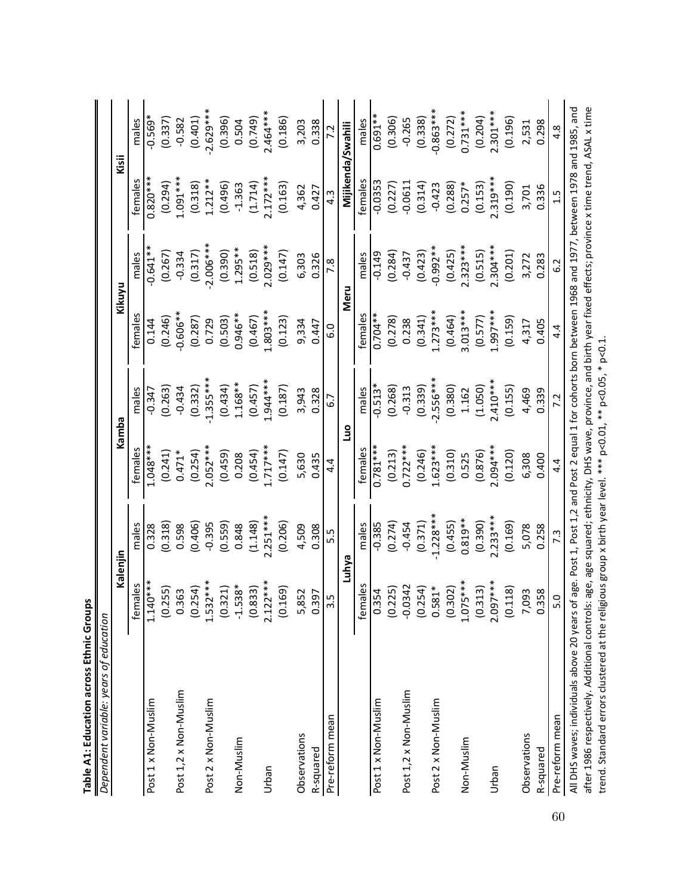**Table A1: Education across Ethnic Groups**

*Dependent variable: years of education*

| | Kalenjin | | Kamba | | Kikuyu | | Kisii | |
|---|---|---|---|---|---|---|---|---|
| | females | males | females | males | females | males | females | males |
| Post 1 x Non-Muslim | 1.140*** | 0.328 | 1.048*** | -0.347 | 0.144 | -0.641** | 0.820*** | -0.569* |
| | (0.255) | (0.318) | (0.241) | (0.263) | (0.246) | (0.267) | (0.294) | (0.337) |
| Post 1,2 x Non-Muslim | 0.363 | 0.598 | 0.471* | -0.434 | -0.606** | -0.334 | 1.091*** | -0.582 |
| | (0.254) | (0.406) | (0.254) | (0.332) | (0.287) | (0.317) | (0.318) | (0.401) |
| Post 2 x Non-Muslim | 1.532*** | -0.395 | 2.052*** | -1.355*** | 0.729 | -2.006*** | 1.212** | -2.629*** |
| | (0.321) | (0.559) | (0.459) | (0.434) | (0.503) | (0.390) | (0.496) | (0.396) |
| Non-Muslim | -1.538* | 0.848 | 0.208 | 1.168** | 0.946** | 1.295** | -1.363 | 0.504 |
| | (0.833) | (1.148) | (0.454) | (0.457) | (0.467) | (0.518) | (1.714) | (0.749) |
| Urban | 2.122*** | 2.251*** | 1.717*** | 1.944*** | 1.803*** | 2.029*** | 2.172*** | 2.464*** |
| | (0.169) | (0.206) | (0.147) | (0.187) | (0.123) | (0.147) | (0.163) | (0.186) |
| Observations | 5,852 | 4,509 | 5,630 | 3,943 | 9,334 | 6,303 | 4,362 | 3,203 |
| R-squared | 0.397 | 0.308 | 0.435 | 0.328 | 0.447 | 0.326 | 0.427 | 0.338 |
| Pre-reform mean | 3.5 | 5.5 | 4.4 | 6.7 | 6.0 | 7.8 | 4.3 | 7.2 |
| | **Luhya** | | **Luo** | | **Meru** | | **Mijikenda/Swahili** | |
| | females | males | females | males | females | males | females | males |
| Post 1 x Non-Muslim | 0.354 | -0.385 | 0.781*** | -0.513* | 0.704** | -0.149 | -0.0353 | 0.691** |
| | (0.225) | (0.274) | (0.213) | (0.268) | (0.278) | (0.284) | (0.227) | (0.306) |
| Post 1,2 x Non-Muslim | -0.0342 | -0.454 | 0.722*** | -0.313 | 0.238 | -0.437 | -0.0611 | -0.265 |
| | (0.254) | (0.371) | (0.246) | (0.339) | (0.341) | (0.423) | (0.314) | (0.338) |
| Post 2 x Non-Muslim | 0.581* | -1.228*** | 1.623*** | -2.556*** | 1.273*** | -0.992** | -0.423 | -0.863*** |
| | (0.302) | (0.455) | (0.310) | (0.380) | (0.464) | (0.425) | (0.288) | (0.272) |
| Non-Muslim | 1.075*** | 0.819** | 0.525 | 1.162 | 3.013*** | 2.323*** | 0.257* | 0.731*** |
| | (0.313) | (0.390) | (0.876) | (1.050) | (0.577) | (0.515) | (0.153) | (0.204) |
| Urban | 2.097*** | 2.233*** | 2.094*** | 2.410*** | 1.997*** | 2.304*** | 2.319*** | 2.301*** |
| | (0.118) | (0.169) | (0.120) | (0.155) | (0.159) | (0.201) | (0.190) | (0.196) |
| Observations | 7,093 | 5,078 | 6,308 | 4,469 | 4,317 | 3,272 | 3,701 | 2,531 |
| R-squared | 0.358 | 0.258 | 0.400 | 0.339 | 0.405 | 0.283 | 0.336 | 0.298 |
| Pre-reform mean | 5.0 | 7.3 | 4.4 | 7.2 | 4.4 | 6.2 | 1.5 | 4.8 |

All DHS waves; individuals above 20 years of age. Post 1, Post 1,2 and Post 2 equal 1 for cohorts born between 1968 and 1977, between 1978 and 1985, and after 1986 respectively. Additional controls: age, age squared; ethnicity, DHS wave, province, and birth year fixed effects; province x time trend, ASAL x time trend. Standard errors clustered at the religious group x birth year level. *** p<0.01, ** p<0.05, * p<0.1.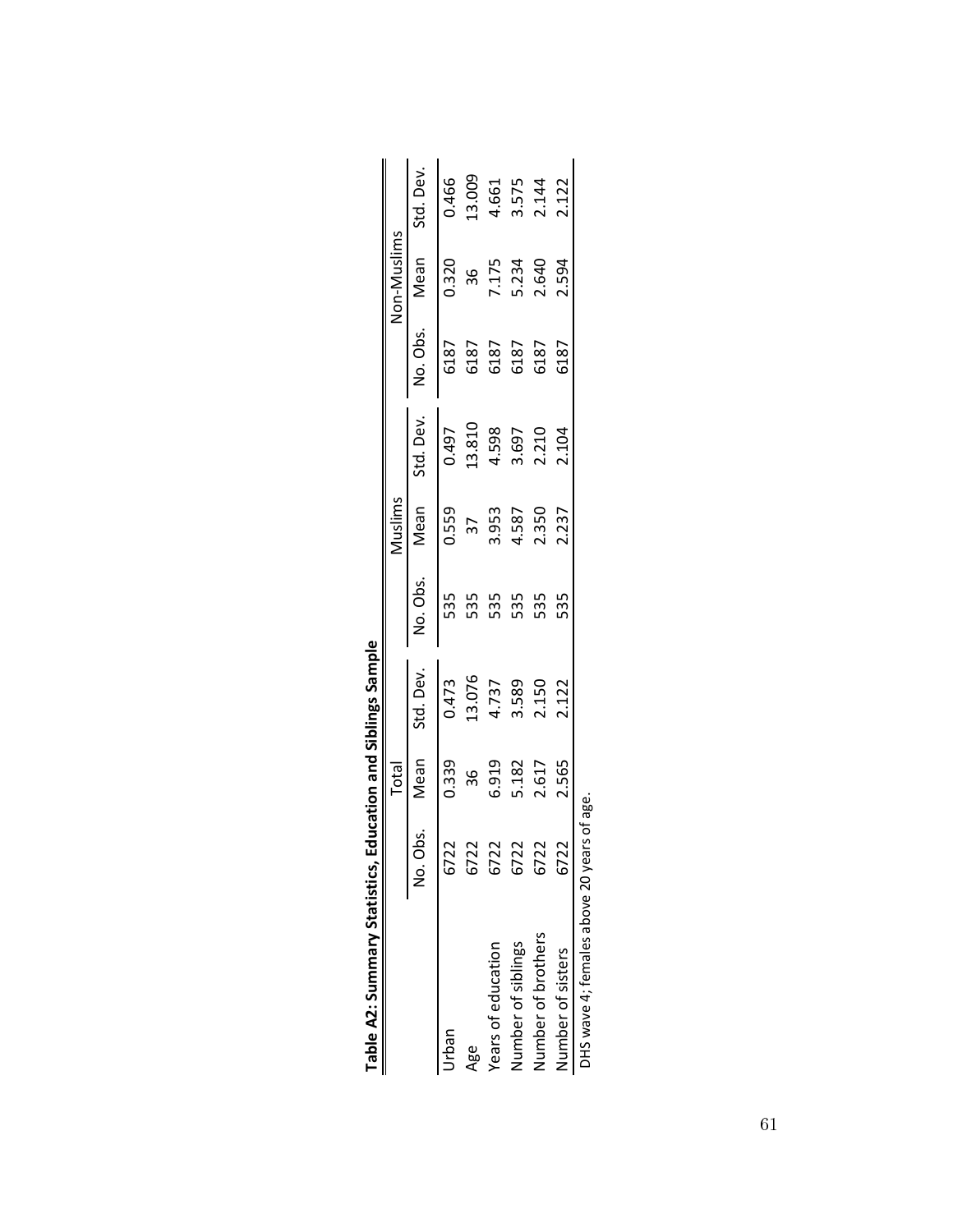**Table A2: Summary Statistics, Education and Siblings Sample**

| | Total | | | Muslims | | | Non-Muslims | | |
|---|---|---|---|---|---|---|---|---|---|
| | No. Obs. | Mean | Std. Dev. | No. Obs. | Mean | Std. Dev. | No. Obs. | Mean | Std. Dev. |
| Urban | 6722 | 0.339 | 0.473 | 535 | 0.559 | 0.497 | 6187 | 0.320 | 0.466 |
| Age | 6722 | 36 | 13.076 | 535 | 37 | 13.810 | 6187 | 36 | 13.009 |
| Years of education | 6722 | 6.919 | 4.737 | 535 | 3.953 | 4.598 | 6187 | 7.175 | 4.661 |
| Number of siblings | 6722 | 5.182 | 3.589 | 535 | 4.587 | 3.697 | 6187 | 5.234 | 3.575 |
| Number of brothers | 6722 | 2.617 | 2.150 | 535 | 2.350 | 2.210 | 6187 | 2.640 | 2.144 |
| Number of sisters | 6722 | 2.565 | 2.122 | 535 | 2.237 | 2.104 | 6187 | 2.594 | 2.122 |

DHS wave 4; females above 20 years of age.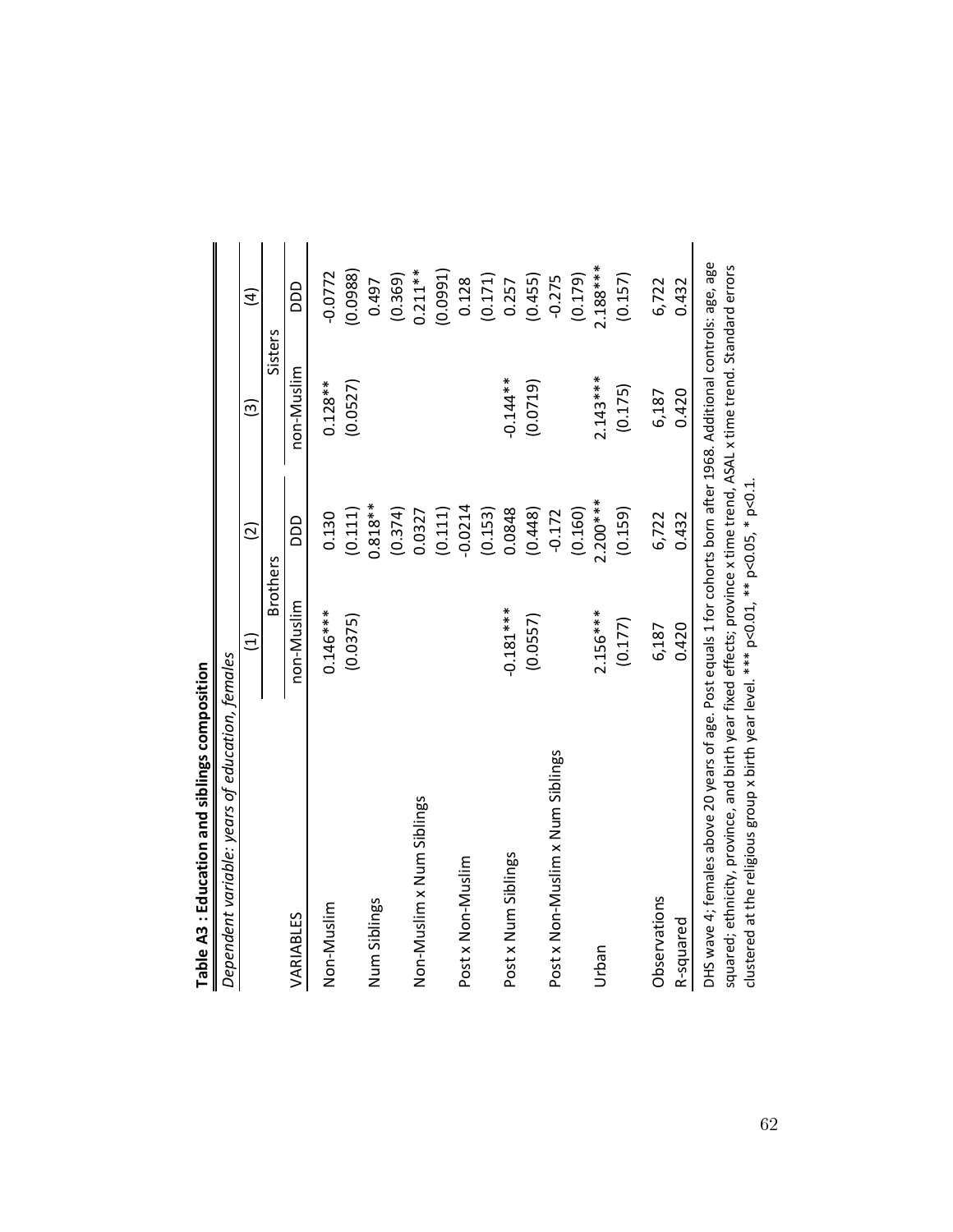**Table A3 : Education and siblings composition**

*Dependent variable: years of education, females*

| | (1) | (2) | (3) | (4) |
|---|---|---|---|---|
| | Brothers | | Sisters | |
| VARIABLES | non-Muslim | DDD | non-Muslim | DDD |
| Non-Muslim | 0.146*** | 0.130 | 0.128** | -0.0772 |
| | (0.0375) | (0.111) | (0.0527) | (0.0988) |
| Num Siblings | | 0.818** | | 0.497 |
| | | (0.374) | | (0.369) |
| Non-Muslim x Num Siblings | | 0.0327 | | 0.211** |
| | | (0.111) | | (0.0991) |
| Post x Non-Muslim | | -0.0214 | | 0.128 |
| | | (0.153) | | (0.171) |
| Post x Num Siblings | -0.181*** | 0.0848 | -0.144** | 0.257 |
| | (0.0557) | (0.448) | (0.0719) | (0.455) |
| Post x Non-Muslim x Num Siblings | | -0.172 | | -0.275 |
| | | (0.160) | | (0.179) |
| Urban | 2.156*** | 2.200*** | 2.143*** | 2.188*** |
| | (0.177) | (0.159) | (0.175) | (0.157) |
| Observations | 6,187 | 6,722 | 6,187 | 6,722 |
| R-squared | 0.420 | 0.432 | 0.420 | 0.432 |

DHS wave 4; females above 20 years of age. Post equals 1 for cohorts born after 1968. Additional controls: age, age squared; ethnicity, province, and birth year fixed effects; province x time trend, ASAL x time trend. Standard errors clustered at the religious group x birth year level. *** p<0.01, ** p<0.05, * p<0.1.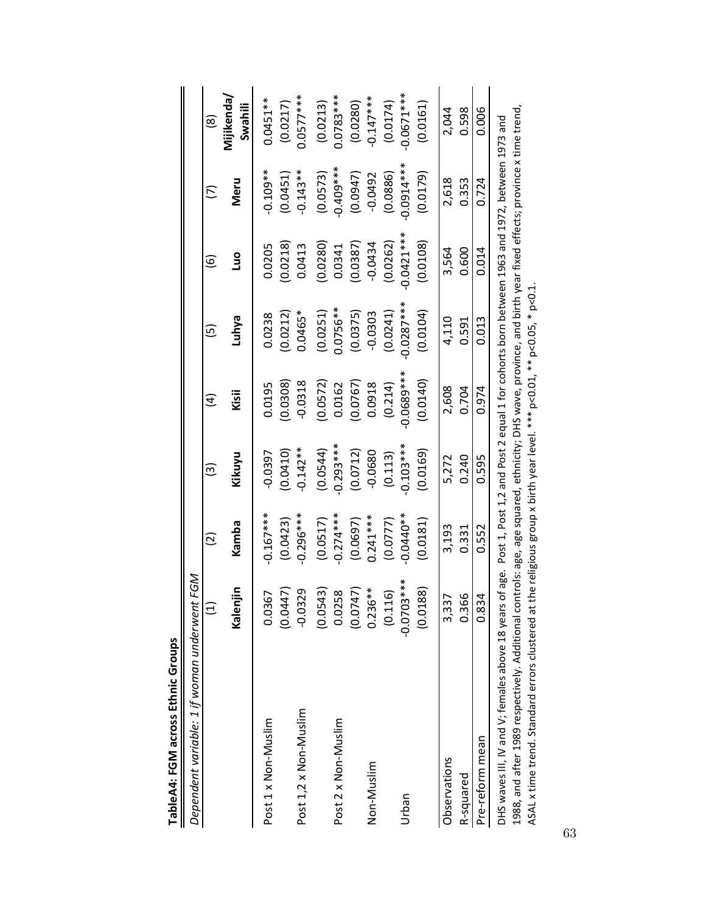**TableA4: FGM across Ethnic Groups**

| *Dependent variable: 1 if woman underwent FGM* | (1) | (2) | (3) | (4) | (5) | (6) | (7) | (8) |
|---|---|---|---|---|---|---|---|---|
| | **Kalenjin** | **Kamba** | **Kikuyu** | **Kisii** | **Luhya** | **Luo** | **Meru** | **Mijikenda/ Swahili** |
| Post 1 x Non-Muslim | 0.0367 | -0.167*** | -0.0397 | 0.0195 | 0.0238 | 0.0205 | -0.109** | 0.0451** |
| | (0.0447) | (0.0423) | (0.0410) | (0.0308) | (0.0212) | (0.0218) | (0.0451) | (0.0217) |
| Post 1,2 x Non-Muslim | -0.0329 | -0.296*** | -0.142** | -0.0318 | 0.0465* | 0.0413 | -0.143** | 0.0577*** |
| | (0.0543) | (0.0517) | (0.0544) | (0.0572) | (0.0251) | (0.0280) | (0.0573) | (0.0213) |
| Post 2 x Non-Muslim | 0.0258 | -0.274*** | -0.293*** | 0.0162 | 0.0756** | 0.0341 | -0.409*** | 0.0783*** |
| | (0.0747) | (0.0697) | (0.0712) | (0.0767) | (0.0375) | (0.0387) | (0.0947) | (0.0280) |
| Non-Muslim | 0.236** | 0.241*** | -0.0680 | 0.0918 | -0.0303 | -0.0434 | -0.0492 | -0.147*** |
| | (0.116) | (0.0777) | (0.113) | (0.214) | (0.0241) | (0.0262) | (0.0886) | (0.0174) |
| Urban | -0.0703*** | -0.0440** | -0.103*** | -0.0689*** | -0.0287*** | -0.0421*** | -0.0914*** | -0.0671*** |
| | (0.0188) | (0.0181) | (0.0169) | (0.0140) | (0.0104) | (0.0108) | (0.0179) | (0.0161) |
| Observations | 3,337 | 3,193 | 5,272 | 2,608 | 4,110 | 3,564 | 2,618 | 2,044 |
| R-squared | 0.366 | 0.331 | 0.240 | 0.704 | 0.591 | 0.600 | 0.353 | 0.598 |
| Pre-reform mean | 0.834 | 0.552 | 0.595 | 0.974 | 0.013 | 0.014 | 0.724 | 0.006 |

DHS waves III, IV and V; females above 18 years of age. Post 1, Post 1,2 and Post 2 equal 1 for cohorts born between 1963 and 1972, between 1973 and 1988, and after 1989 respectively. Additional controls: age, age squared, ethnicity; DHS wave, province, and birth year fixed effects; province x time trend, ASAL x time trend. Standard errors clustered at the religious group x birth year level. *** p<0.01, ** p<0.05, * p<0.1.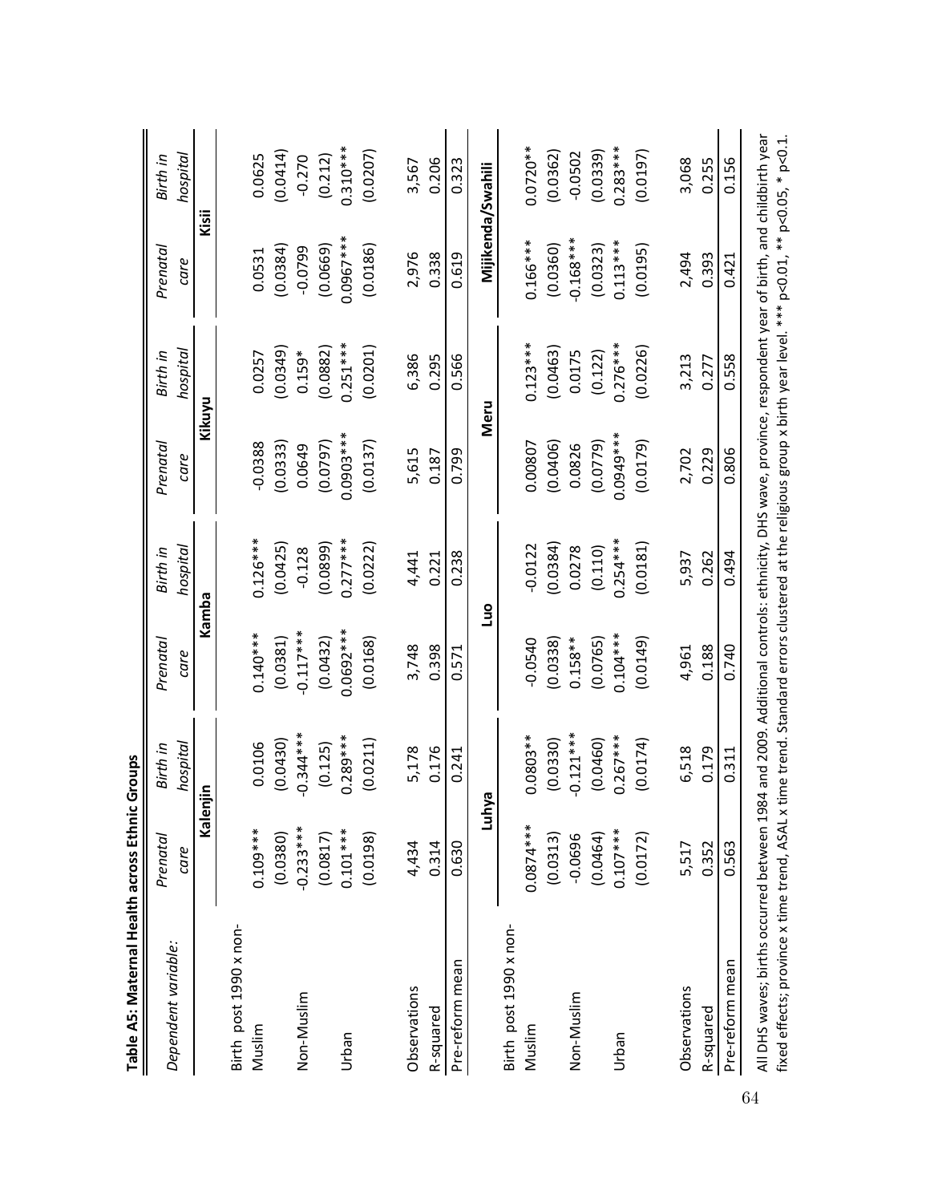**Table A5: Maternal Health across Ethnic Groups**

| *Dependent variable:* | *Prenatal care* | *Birth in hospital* | *Prenatal care* | *Birth in hospital* | *Prenatal care* | *Birth in hospital* | *Prenatal care* | *Birth in hospital* |
|---|---|---|---|---|---|---|---|---|
| | Kalenjin | | Kamba | | Kikuyu | | Kisii | |
| Birth post 1990 x non-Muslim | 0.109*** | 0.0106 | 0.140*** | 0.126*** | -0.0388 | 0.0257 | 0.0531 | 0.0625 |
| | (0.0380) | (0.0430) | (0.0381) | (0.0425) | (0.0333) | (0.0349) | (0.0384) | (0.0414) |
| Non-Muslim | -0.233*** | -0.344*** | -0.117*** | -0.128 | 0.0649 | 0.159* | -0.0799 | -0.270 |
| | (0.0817) | (0.125) | (0.0432) | (0.0899) | (0.0797) | (0.0882) | (0.0669) | (0.212) |
| Urban | 0.101*** | 0.289*** | 0.0692*** | 0.277*** | 0.0903*** | 0.251*** | 0.0967*** | 0.310*** |
| | (0.0198) | (0.0211) | (0.0168) | (0.0222) | (0.0137) | (0.0201) | (0.0186) | (0.0207) |
| Observations | 4,434 | 5,178 | 3,748 | 4,441 | 5,615 | 6,386 | 2,976 | 3,567 |
| R-squared | 0.314 | 0.176 | 0.398 | 0.221 | 0.187 | 0.295 | 0.338 | 0.206 |
| Pre-reform mean | 0.630 | 0.241 | 0.571 | 0.238 | 0.799 | 0.566 | 0.619 | 0.323 |
| | Luhya | | Luo | | Meru | | Mijikenda/Swahili | |
| Birth post 1990 x non-Muslim | 0.0874*** | 0.0803** | -0.0540 | -0.0122 | 0.00807 | 0.123*** | 0.166*** | 0.0720** |
| | (0.0313) | (0.0330) | (0.0338) | (0.0384) | (0.0406) | (0.0463) | (0.0360) | (0.0362) |
| Non-Muslim | -0.0696 | -0.121*** | 0.158** | 0.0278 | 0.0826 | 0.0175 | -0.168*** | -0.0502 |
| | (0.0464) | (0.0460) | (0.0765) | (0.110) | (0.0779) | (0.122) | (0.0323) | (0.0339) |
| Urban | 0.107*** | 0.267*** | 0.104*** | 0.254*** | 0.0949*** | 0.276*** | 0.113*** | 0.283*** |
| | (0.0172) | (0.0174) | (0.0149) | (0.0181) | (0.0179) | (0.0226) | (0.0195) | (0.0197) |
| Observations | 5,517 | 6,518 | 4,961 | 5,937 | 2,702 | 3,213 | 2,494 | 3,068 |
| R-squared | 0.352 | 0.179 | 0.188 | 0.262 | 0.229 | 0.277 | 0.393 | 0.255 |
| Pre-reform mean | 0.563 | 0.311 | 0.740 | 0.494 | 0.806 | 0.558 | 0.421 | 0.156 |

All DHS waves; births occurred between 1984 and 2009. Additional controls: ethnicity, DHS wave, province, respondent year of birth, and childbirth year fixed effects; province x time trend, ASAL x time trend. Standard errors clustered at the religious group x birth year level. *** p<0.01, ** p<0.05, * p<0.1.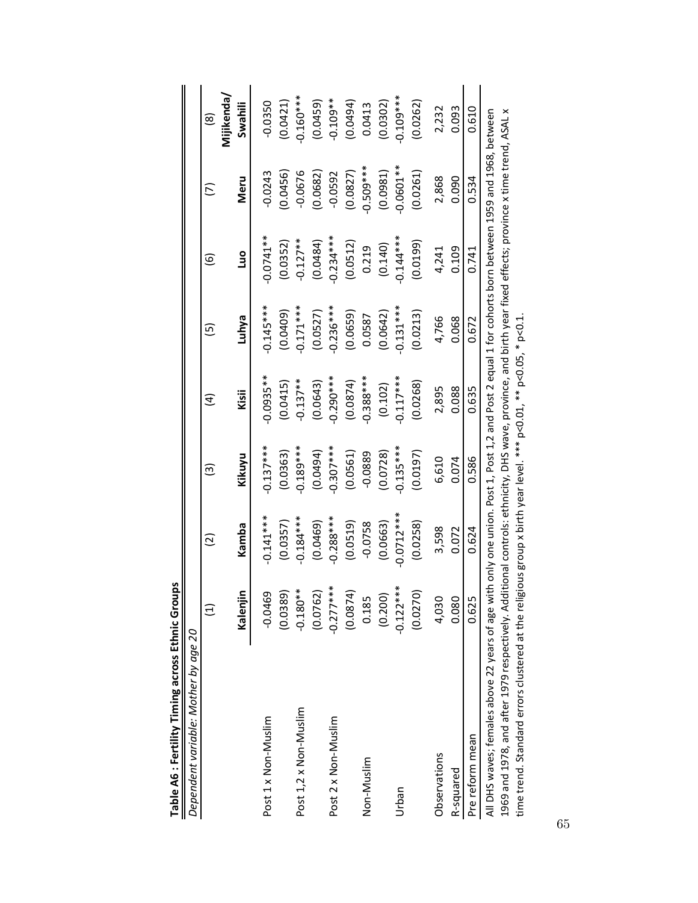**Table A6 : Fertility Timing across Ethnic Groups**

*Dependent variable: Mother by age 20*

| | (1) | (2) | (3) | (4) | (5) | (6) | (7) | (8) |
|---|---|---|---|---|---|---|---|---|
| | Kalenjin | Kamba | Kikuyu | Kisii | Luhya | Luo | Meru | Mijikenda/ Swahili |
| Post 1 x Non-Muslim | -0.0469 | -0.141*** | -0.137*** | -0.0935** | -0.145*** | -0.0741** | -0.0243 | -0.0350 |
| | (0.0389) | (0.0357) | (0.0363) | (0.0415) | (0.0409) | (0.0352) | (0.0456) | (0.0421) |
| Post 1,2 x Non-Muslim | -0.180** | -0.184*** | -0.189*** | -0.137** | -0.171*** | -0.127** | -0.0676 | -0.160*** |
| | (0.0762) | (0.0469) | (0.0494) | (0.0643) | (0.0527) | (0.0484) | (0.0682) | (0.0459) |
| Post 2 x Non-Muslim | -0.277*** | -0.288*** | -0.307*** | -0.290*** | -0.236*** | -0.234*** | -0.0592 | -0.109** |
| | (0.0874) | (0.0519) | (0.0561) | (0.0874) | (0.0659) | (0.0512) | (0.0827) | (0.0494) |
| Non-Muslim | 0.185 | -0.0758 | -0.0889 | -0.388*** | 0.0587 | 0.219 | -0.509*** | 0.0413 |
| | (0.200) | (0.0663) | (0.0728) | (0.102) | (0.0642) | (0.140) | (0.0981) | (0.0302) |
| Urban | -0.122*** | -0.0712*** | -0.135*** | -0.117*** | -0.131*** | -0.144*** | -0.0601** | -0.109*** |
| | (0.0270) | (0.0258) | (0.0197) | (0.0268) | (0.0213) | (0.0199) | (0.0261) | (0.0262) |
| Observations | 4,030 | 3,598 | 6,610 | 2,895 | 4,766 | 4,241 | 2,868 | 2,232 |
| R-squared | 0.080 | 0.072 | 0.074 | 0.088 | 0.068 | 0.109 | 0.090 | 0.093 |
| Pre reform mean | 0.625 | 0.624 | 0.586 | 0.635 | 0.672 | 0.741 | 0.534 | 0.610 |

All DHS waves; females above 22 years of age with only one union. Post 1, Post 1,2 and Post 2 equal 1 for cohorts born between 1959 and 1968, between 1969 and 1978, and after 1979 respectively. Additional controls: ethnicity, DHS wave, province, and birth year fixed effects; province x time trend, ASAL x time trend. Standard errors clustered at the religious group x birth year level. *** p<0.01, ** p<0.05, * p<0.1.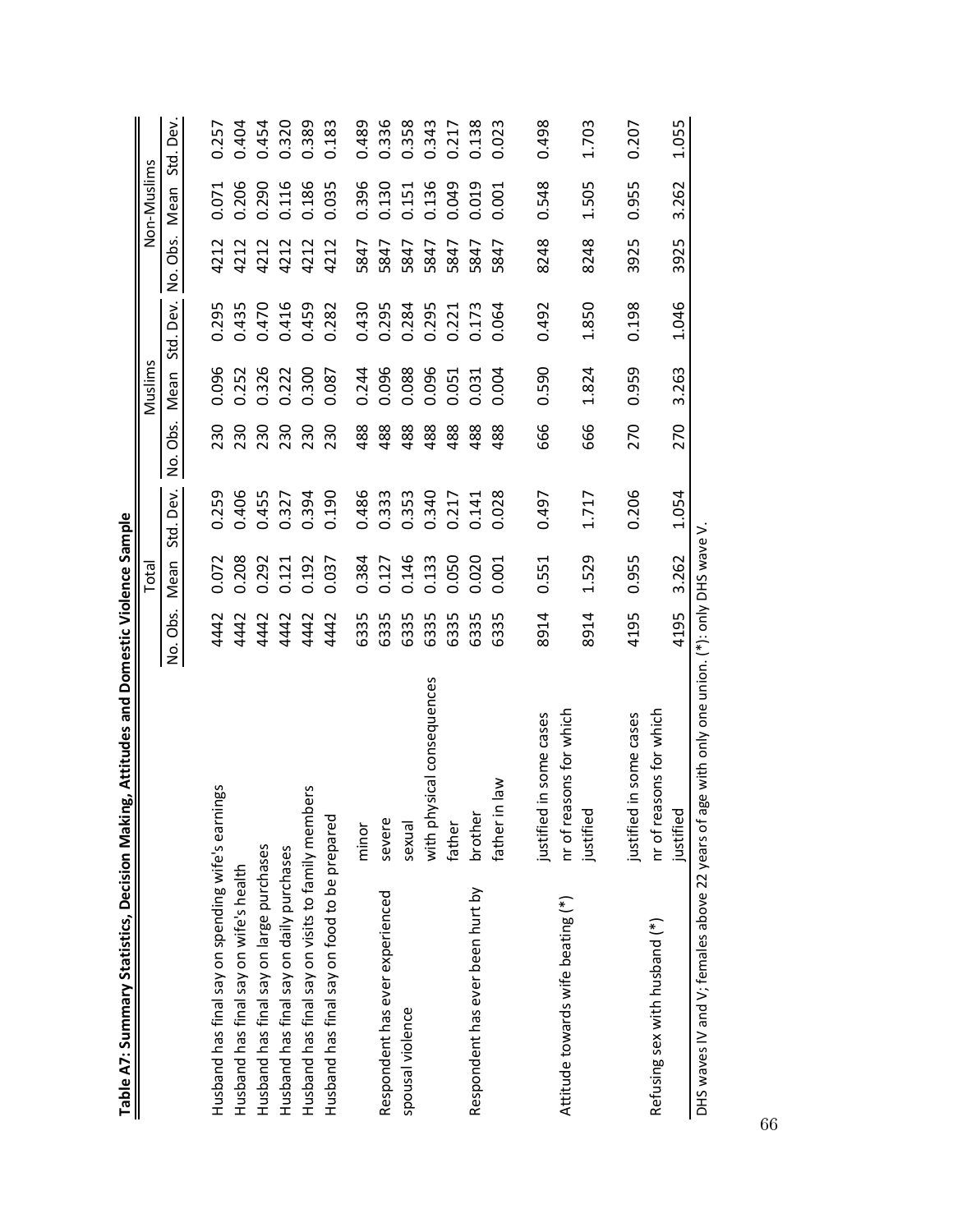**Table A7: Summary Statistics, Decision Making, Attitudes and Domestic Violence Sample**

| | | Total | | | Muslims | | | Non-Muslims | | |
|---|---|---|---|---|---|---|---|---|---|---|
| | | No. Obs. | Mean | Std. Dev. | No. Obs. | Mean | Std. Dev. | No. Obs. | Mean | Std. Dev. |
| Husband has final say on spending wife's earnings | | 4442 | 0.072 | 0.259 | 230 | 0.096 | 0.295 | 4212 | 0.071 | 0.257 |
| Husband has final say on wife's health | | 4442 | 0.208 | 0.406 | 230 | 0.252 | 0.435 | 4212 | 0.206 | 0.404 |
| Husband has final say on large purchases | | 4442 | 0.292 | 0.455 | 230 | 0.326 | 0.470 | 4212 | 0.290 | 0.454 |
| Husband has final say on daily purchases | | 4442 | 0.121 | 0.327 | 230 | 0.222 | 0.416 | 4212 | 0.116 | 0.320 |
| Husband has final say on visits to family members | | 4442 | 0.192 | 0.394 | 230 | 0.300 | 0.459 | 4212 | 0.186 | 0.389 |
| Husband has final say on food to be prepared | | 4442 | 0.037 | 0.190 | 230 | 0.087 | 0.282 | 4212 | 0.035 | 0.183 |
| Respondent has ever experienced spousal violence | minor | 6335 | 0.384 | 0.486 | 488 | 0.244 | 0.430 | 5847 | 0.396 | 0.489 |
| | severe | 6335 | 0.127 | 0.333 | 488 | 0.096 | 0.295 | 5847 | 0.130 | 0.336 |
| | sexual | 6335 | 0.146 | 0.353 | 488 | 0.088 | 0.284 | 5847 | 0.151 | 0.358 |
| | with physical consequences | 6335 | 0.133 | 0.340 | 488 | 0.096 | 0.295 | 5847 | 0.136 | 0.343 |
| Respondent has ever been hurt by | father | 6335 | 0.050 | 0.217 | 488 | 0.051 | 0.221 | 5847 | 0.049 | 0.217 |
| | brother | 6335 | 0.020 | 0.141 | 488 | 0.031 | 0.173 | 5847 | 0.019 | 0.138 |
| | father in law | 6335 | 0.001 | 0.028 | 488 | 0.004 | 0.064 | 5847 | 0.001 | 0.023 |
| Attitude towards wife beating (*) | justified in some cases | 8914 | 0.551 | 0.497 | 666 | 0.590 | 0.492 | 8248 | 0.548 | 0.498 |
| | nr of reasons for which justified | 8914 | 1.529 | 1.717 | 666 | 1.824 | 1.850 | 8248 | 1.505 | 1.703 |
| Refusing sex with husband (*) | justified in some cases | 4195 | 0.955 | 0.206 | 270 | 0.959 | 0.198 | 3925 | 0.955 | 0.207 |
| | nr of reasons for which justified | 4195 | 3.262 | 1.054 | 270 | 3.263 | 1.046 | 3925 | 3.262 | 1.055 |

DHS waves IV and V; females above 22 years of age with only one union. (*): only DHS wave V.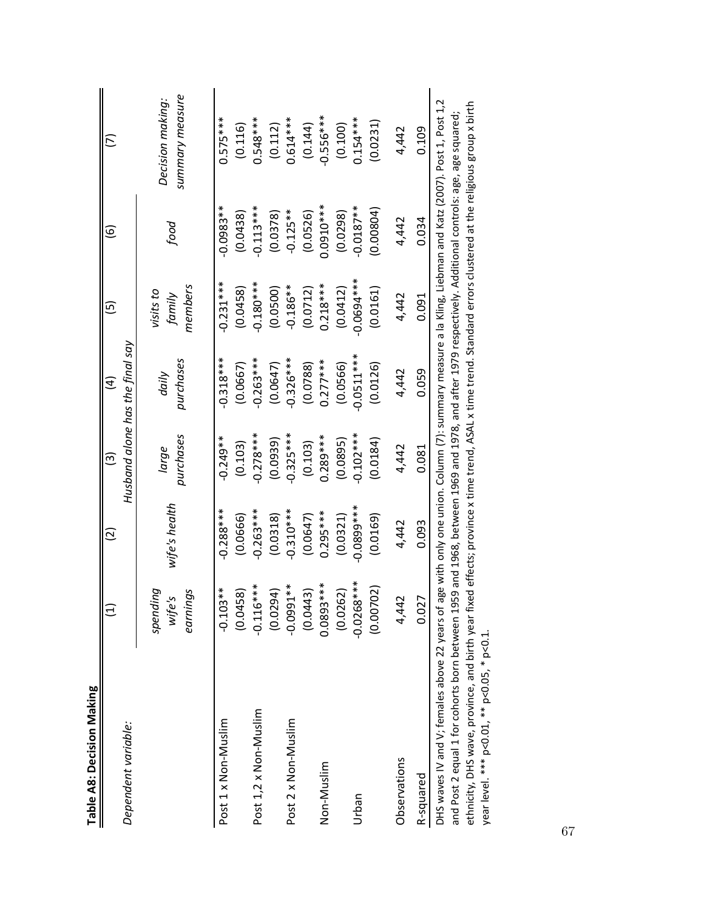**Table A8: Decision Making**

| | (1) | (2) | (3) | (4) | (5) | (6) | (7) |
|---|---|---|---|---|---|---|---|
| *Dependent variable:* | | | *Husband alone has the final say* | | | | |
| | *spending wife's earnings* | *wife's health* | *large purchases* | *daily purchases* | *visits to family members* | *food* | *Decision making: summary measure* |
| Post 1 x Non-Muslim | -0.103** | -0.288*** | -0.249** | -0.318*** | -0.231*** | -0.0983** | 0.575*** |
| | (0.0458) | (0.0666) | (0.103) | (0.0667) | (0.0458) | (0.0438) | (0.116) |
| Post 1,2 x Non-Muslim | -0.116*** | -0.263*** | -0.278*** | -0.263*** | -0.180*** | -0.113*** | 0.548*** |
| | (0.0294) | (0.0318) | (0.0939) | (0.0647) | (0.0500) | (0.0378) | (0.112) |
| Post 2 x Non-Muslim | -0.0991** | -0.310*** | -0.325*** | -0.326*** | -0.186** | -0.125** | 0.614*** |
| | (0.0443) | (0.0647) | (0.103) | (0.0788) | (0.0712) | (0.0526) | (0.144) |
| Non-Muslim | 0.0893*** | 0.295*** | 0.289*** | 0.277*** | 0.218*** | 0.0910*** | -0.556*** |
| | (0.0262) | (0.0321) | (0.0895) | (0.0566) | (0.0412) | (0.0298) | (0.100) |
| Urban | -0.0268*** | -0.0899*** | -0.102*** | -0.0511*** | -0.0694*** | -0.0187** | 0.154*** |
| | (0.00702) | (0.0169) | (0.0184) | (0.0126) | (0.0161) | (0.00804) | (0.0231) |
| Observations | 4,442 | 4,442 | 4,442 | 4,442 | 4,442 | 4,442 | 4,442 |
| R-squared | 0.027 | 0.093 | 0.081 | 0.059 | 0.091 | 0.034 | 0.109 |

DHS waves IV and V; females above 22 years of age with only one union. Column (7): summary measure a la Kling, Liebman and Katz (2007). Post 1, Post 1,2 and Post 2 equal 1 for cohorts born between 1959 and 1968, between 1969 and 1978, and after 1979 respectively. Additional controls: age, age squared; ethnicity, DHS wave, province, and birth year fixed effects; province x time trend, ASAL x time trend. Standard errors clustered at the religious group x birth year level. *** p<0.01, ** p<0.05, * p<0.1.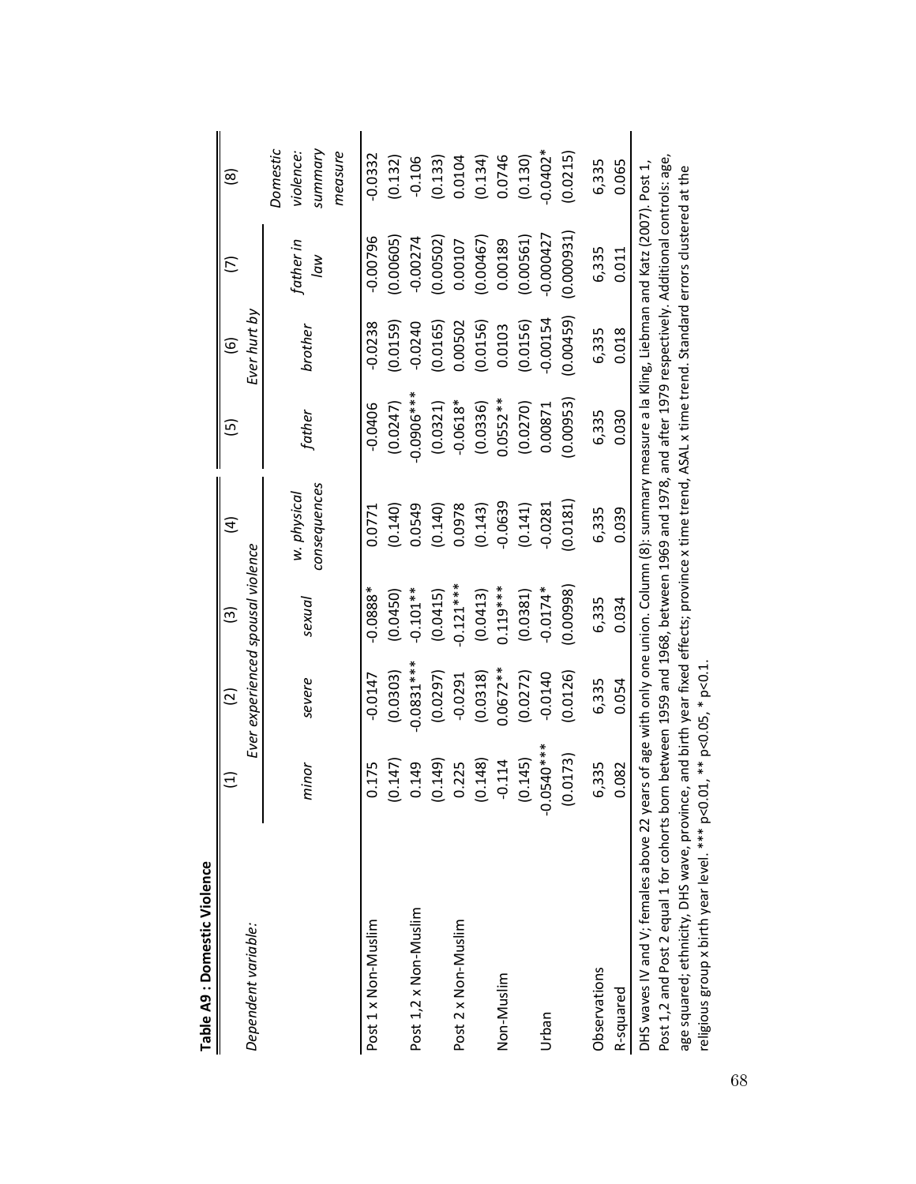**Table A9 : Domestic Violence**

| Dependent variable: | (1) | (2) | (3) | (4) | (5) | (6) | (7) | (8) |
|---|---|---|---|---|---|---|---|---|
| | Ever experienced spousal violence | | | | Ever hurt by | | | |
| | *minor* | *severe* | *sexual* | *w. physical consequences* | *father* | *brother* | *father in law* | *Domestic violence: summary measure* |
| Post 1 x Non-Muslim | 0.175 | -0.0147 | -0.0888* | 0.0771 | -0.0406 | -0.0238 | -0.00796 | -0.0332 |
| | (0.147) | (0.0303) | (0.0450) | (0.140) | (0.0247) | (0.0159) | (0.00605) | (0.132) |
| Post 1,2 x Non-Muslim | 0.149 | -0.0831*** | -0.101** | 0.0549 | -0.0906*** | -0.0240 | -0.00274 | -0.106 |
| | (0.149) | (0.0297) | (0.0415) | (0.140) | (0.0321) | (0.0165) | (0.00502) | (0.133) |
| Post 2 x Non-Muslim | 0.225 | -0.0291 | -0.121*** | 0.0978 | -0.0618* | 0.00502 | 0.00107 | 0.0104 |
| | (0.148) | (0.0318) | (0.0413) | (0.143) | (0.0336) | (0.0156) | (0.00467) | (0.134) |
| Non-Muslim | -0.114 | 0.0672** | 0.119*** | -0.0639 | 0.0552** | 0.0103 | 0.00189 | 0.0746 |
| | (0.145) | (0.0272) | (0.0381) | (0.141) | (0.0270) | (0.0156) | (0.00561) | (0.130) |
| Urban | -0.0540*** | -0.0140 | -0.0174* | -0.0281 | 0.00871 | -0.00154 | -0.000427 | -0.0402* |
| | (0.0173) | (0.0126) | (0.00998) | (0.0181) | (0.00953) | (0.00459) | (0.000931) | (0.0215) |
| Observations | 6,335 | 6,335 | 6,335 | 6,335 | 6,335 | 6,335 | 6,335 | 6,335 |
| R-squared | 0.082 | 0.054 | 0.034 | 0.039 | 0.030 | 0.018 | 0.011 | 0.065 |

DHS waves IV and V; females above 22 years of age with only one union. Column (8): summary measure a la Kling, Liebman and Katz (2007). Post 1, Post 1,2 and Post 2 equal 1 for cohorts born between 1959 and 1968, between 1969 and 1978, and after 1979 respectively. Additional controls: age, age squared; ethnicity, DHS wave, province, and birth year fixed effects; province x time trend, ASAL x time trend. Standard errors clustered at the religious group x birth year level. *** p<0.01, ** p<0.05, * p<0.1.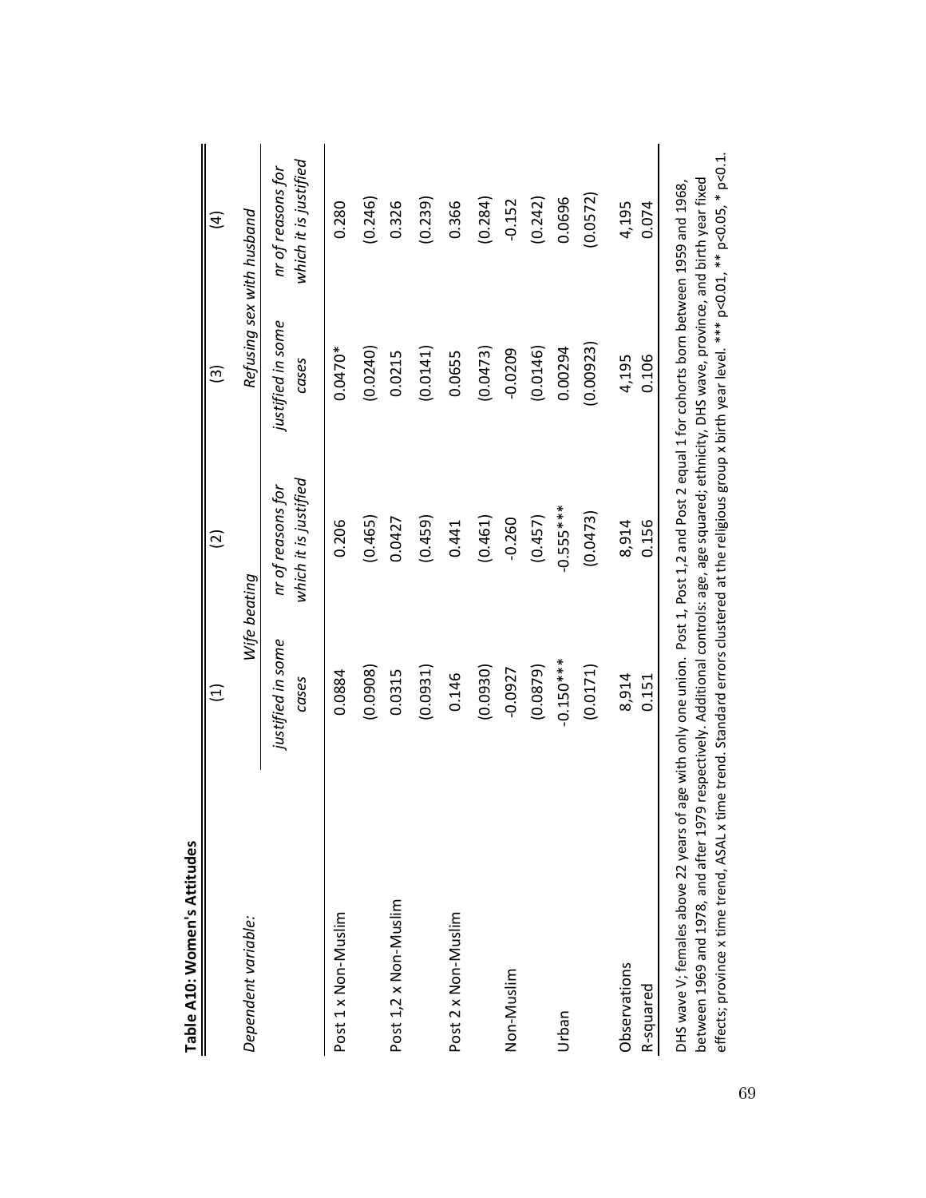**Table A10: Women's Attitudes**

| | (1) | (2) | (3) | (4) |
|---|---|---|---|---|
| *Dependent variable:* | *Wife beating* | | *Refusing sex with husband* | |
| | *justified in some cases* | *nr of reasons for which it is justified* | *justified in some cases* | *nr of reasons for which it is justified* |
| Post 1 x Non-Muslim | 0.0884 | 0.206 | 0.0470* | 0.280 |
| | (0.0908) | (0.465) | (0.0240) | (0.246) |
| Post 1,2 x Non-Muslim | 0.0315 | 0.0427 | 0.0215 | 0.326 |
| | (0.0931) | (0.459) | (0.0141) | (0.239) |
| Post 2 x Non-Muslim | 0.146 | 0.441 | 0.0655 | 0.366 |
| | (0.0930) | (0.461) | (0.0473) | (0.284) |
| Non-Muslim | -0.0927 | -0.260 | -0.0209 | -0.152 |
| | (0.0879) | (0.457) | (0.0146) | (0.242) |
| Urban | -0.150*** | -0.555*** | 0.00294 | 0.0696 |
| | (0.0171) | (0.0473) | (0.00923) | (0.0572) |
| Observations | 8,914 | 8,914 | 4,195 | 4,195 |
| R-squared | 0.151 | 0.156 | 0.106 | 0.074 |

DHS wave V; females above 22 years of age with only one union. Post 1, Post 1,2 and Post 2 equal 1 for cohorts born between 1959 and 1968, between 1969 and 1978, and after 1979 respectively. Additional controls: age, age squared; ethnicity, DHS wave, province, and birth year fixed effects; province x time trend, ASAL x time trend. Standard errors clustered at the religious group x birth year level. *** p<0.01, ** p<0.05, * p<0.1.